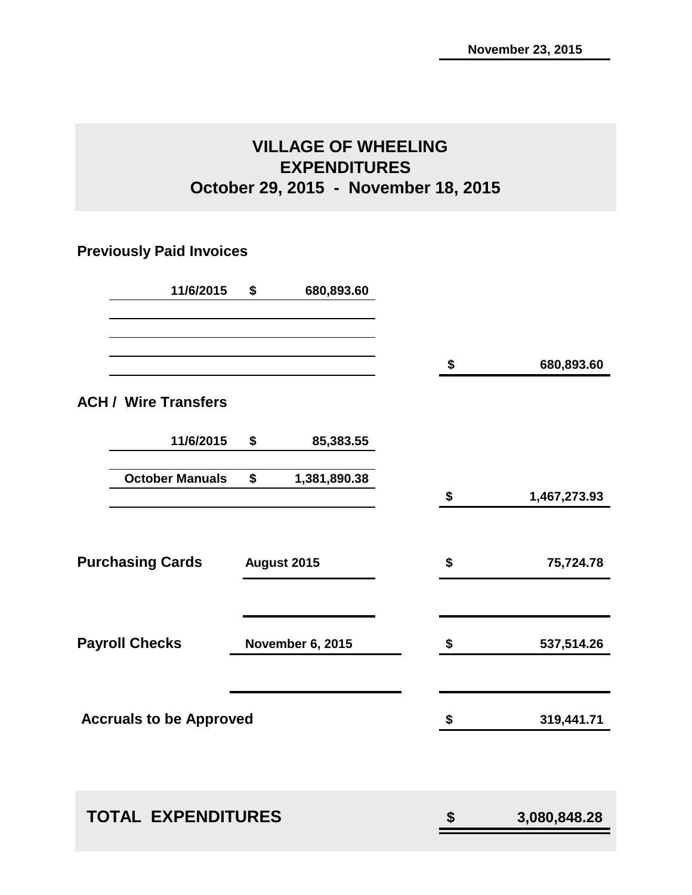November 23, 2015

# VILLAGE OF WHEELING
## EXPENDITURES
## October 29, 2015 - November 18, 2015

### Previously Paid Invoices

| | | |
|---|---|---|
| 11/6/2015 | $ 680,893.60 | |
| | | $ 680,893.60 |

### ACH / Wire Transfers

| | | |
|---|---|---|
| 11/6/2015 | $ 85,383.55 | |
| October Manuals | $ 1,381,890.38 | |
| | | $ 1,467,273.93 |

| | | |
|---|---|---|
| **Purchasing Cards** | August 2015 | $ 75,724.78 |
| **Payroll Checks** | November 6, 2015 | $ 537,514.26 |
| **Accruals to be Approved** | | $ 319,441.71 |

| | |
|---|---|
| **TOTAL EXPENDITURES** | **$ 3,080,848.28** |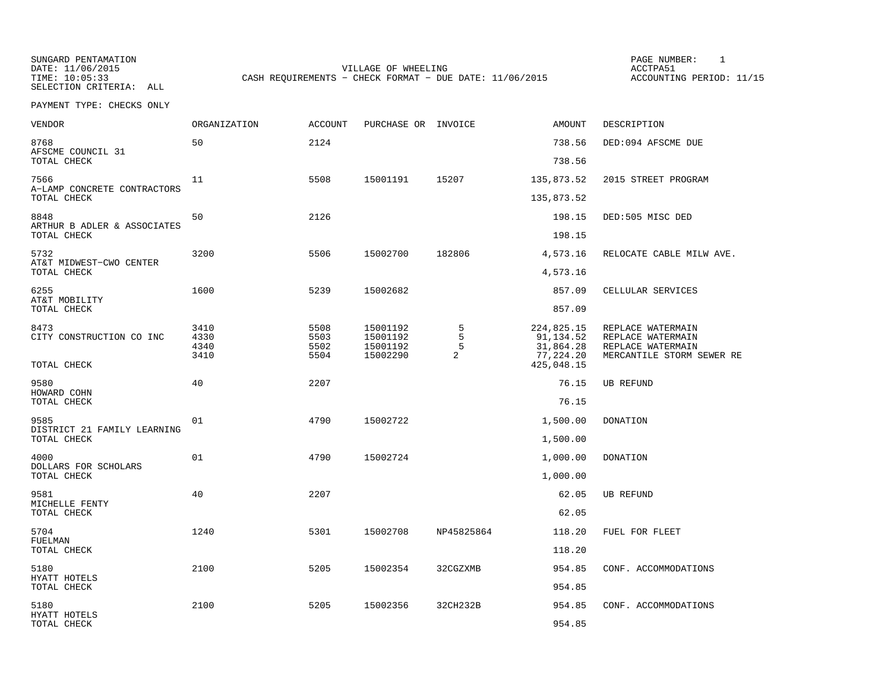SUNGARD PENTAMATION
DATE: 11/06/2015
TIME: 10:05:33
SELECTION CRITERIA: ALL

VILLAGE OF WHEELING
CASH REQUIREMENTS - CHECK FORMAT - DUE DATE: 11/06/2015

PAGE NUMBER: 1
ACCTPA51
ACCOUNTING PERIOD: 11/15

PAYMENT TYPE: CHECKS ONLY

| VENDOR | ORGANIZATION | ACCOUNT | PURCHASE OR | INVOICE | AMOUNT | DESCRIPTION |
|---|---|---|---|---|---|---|
| 8768 AFSCME COUNCIL 31 | 50 | 2124 | | | 738.56 | DED:094 AFSCME DUE |
| TOTAL CHECK | | | | | 738.56 | |
| 7566 A-LAMP CONCRETE CONTRACTORS | 11 | 5508 | 15001191 | 15207 | 135,873.52 | 2015 STREET PROGRAM |
| TOTAL CHECK | | | | | 135,873.52 | |
| 8848 ARTHUR B ADLER & ASSOCIATES | 50 | 2126 | | | 198.15 | DED:505 MISC DED |
| TOTAL CHECK | | | | | 198.15 | |
| 5732 AT&T MIDWEST-CWO CENTER | 3200 | 5506 | 15002700 | 182806 | 4,573.16 | RELOCATE CABLE MILW AVE. |
| TOTAL CHECK | | | | | 4,573.16 | |
| 6255 AT&T MOBILITY | 1600 | 5239 | 15002682 | | 857.09 | CELLULAR SERVICES |
| TOTAL CHECK | | | | | 857.09 | |
| 8473 CITY CONSTRUCTION CO INC | 3410 | 5508 | 15001192 | 5 | 224,825.15 | REPLACE WATERMAIN |
| | 4330 | 5503 | 15001192 | 5 | 91,134.52 | REPLACE WATERMAIN |
| | 4340 | 5502 | 15001192 | 5 | 31,864.28 | REPLACE WATERMAIN |
| | 3410 | 5504 | 15002290 | 2 | 77,224.20 | MERCANTILE STORM SEWER RE |
| TOTAL CHECK | | | | | 425,048.15 | |
| 9580 HOWARD COHN | 40 | 2207 | | | 76.15 | UB REFUND |
| TOTAL CHECK | | | | | 76.15 | |
| 9585 DISTRICT 21 FAMILY LEARNING | 01 | 4790 | 15002722 | | 1,500.00 | DONATION |
| TOTAL CHECK | | | | | 1,500.00 | |
| 4000 DOLLARS FOR SCHOLARS | 01 | 4790 | 15002724 | | 1,000.00 | DONATION |
| TOTAL CHECK | | | | | 1,000.00 | |
| 9581 MICHELLE FENTY | 40 | 2207 | | | 62.05 | UB REFUND |
| TOTAL CHECK | | | | | 62.05 | |
| 5704 FUELMAN | 1240 | 5301 | 15002708 | NP45825864 | 118.20 | FUEL FOR FLEET |
| TOTAL CHECK | | | | | 118.20 | |
| 5180 HYATT HOTELS | 2100 | 5205 | 15002354 | 32CGZXMB | 954.85 | CONF. ACCOMMODATIONS |
| TOTAL CHECK | | | | | 954.85 | |
| 5180 HYATT HOTELS | 2100 | 5205 | 15002356 | 32CH232B | 954.85 | CONF. ACCOMMODATIONS |
| TOTAL CHECK | | | | | 954.85 | |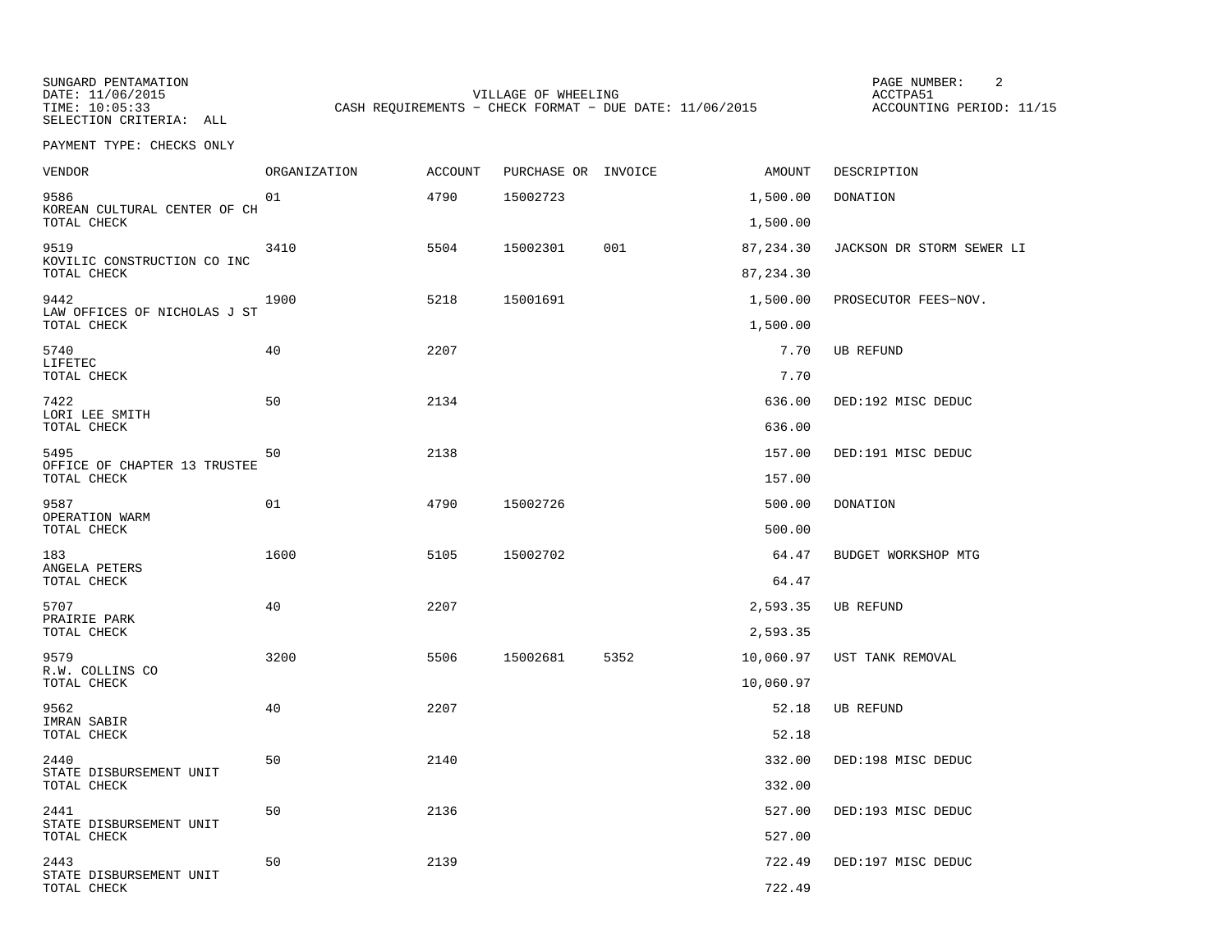SUNGARD PENTAMATION
DATE: 11/06/2015
TIME: 10:05:33
SELECTION CRITERIA: ALL

VILLAGE OF WHEELING
CASH REQUIREMENTS - CHECK FORMAT - DUE DATE: 11/06/2015

ACCTPA51
ACCOUNTING PERIOD: 11/15

PAYMENT TYPE: CHECKS ONLY

| VENDOR | ORGANIZATION | ACCOUNT | PURCHASE OR | INVOICE | AMOUNT | DESCRIPTION |
|---|---|---|---|---|---|---|
| 9586 KOREAN CULTURAL CENTER OF CH | 01 | 4790 | 15002723 | | 1,500.00 | DONATION |
| TOTAL CHECK | | | | | 1,500.00 | |
| 9519 KOVILIC CONSTRUCTION CO INC | 3410 | 5504 | 15002301 | 001 | 87,234.30 | JACKSON DR STORM SEWER LI |
| TOTAL CHECK | | | | | 87,234.30 | |
| 9442 LAW OFFICES OF NICHOLAS J ST | 1900 | 5218 | 15001691 | | 1,500.00 | PROSECUTOR FEES-NOV. |
| TOTAL CHECK | | | | | 1,500.00 | |
| 5740 LIFETEC | 40 | 2207 | | | 7.70 | UB REFUND |
| TOTAL CHECK | | | | | 7.70 | |
| 7422 LORI LEE SMITH | 50 | 2134 | | | 636.00 | DED:192 MISC DEDUC |
| TOTAL CHECK | | | | | 636.00 | |
| 5495 OFFICE OF CHAPTER 13 TRUSTEE | 50 | 2138 | | | 157.00 | DED:191 MISC DEDUC |
| TOTAL CHECK | | | | | 157.00 | |
| 9587 OPERATION WARM | 01 | 4790 | 15002726 | | 500.00 | DONATION |
| TOTAL CHECK | | | | | 500.00 | |
| 183 ANGELA PETERS | 1600 | 5105 | 15002702 | | 64.47 | BUDGET WORKSHOP MTG |
| TOTAL CHECK | | | | | 64.47 | |
| 5707 PRAIRIE PARK | 40 | 2207 | | | 2,593.35 | UB REFUND |
| TOTAL CHECK | | | | | 2,593.35 | |
| 9579 R.W. COLLINS CO | 3200 | 5506 | 15002681 | 5352 | 10,060.97 | UST TANK REMOVAL |
| TOTAL CHECK | | | | | 10,060.97 | |
| 9562 IMRAN SABIR | 40 | 2207 | | | 52.18 | UB REFUND |
| TOTAL CHECK | | | | | 52.18 | |
| 2440 STATE DISBURSEMENT UNIT | 50 | 2140 | | | 332.00 | DED:198 MISC DEDUC |
| TOTAL CHECK | | | | | 332.00 | |
| 2441 STATE DISBURSEMENT UNIT | 50 | 2136 | | | 527.00 | DED:193 MISC DEDUC |
| TOTAL CHECK | | | | | 527.00 | |
| 2443 STATE DISBURSEMENT UNIT | 50 | 2139 | | | 722.49 | DED:197 MISC DEDUC |
| TOTAL CHECK | | | | | 722.49 | |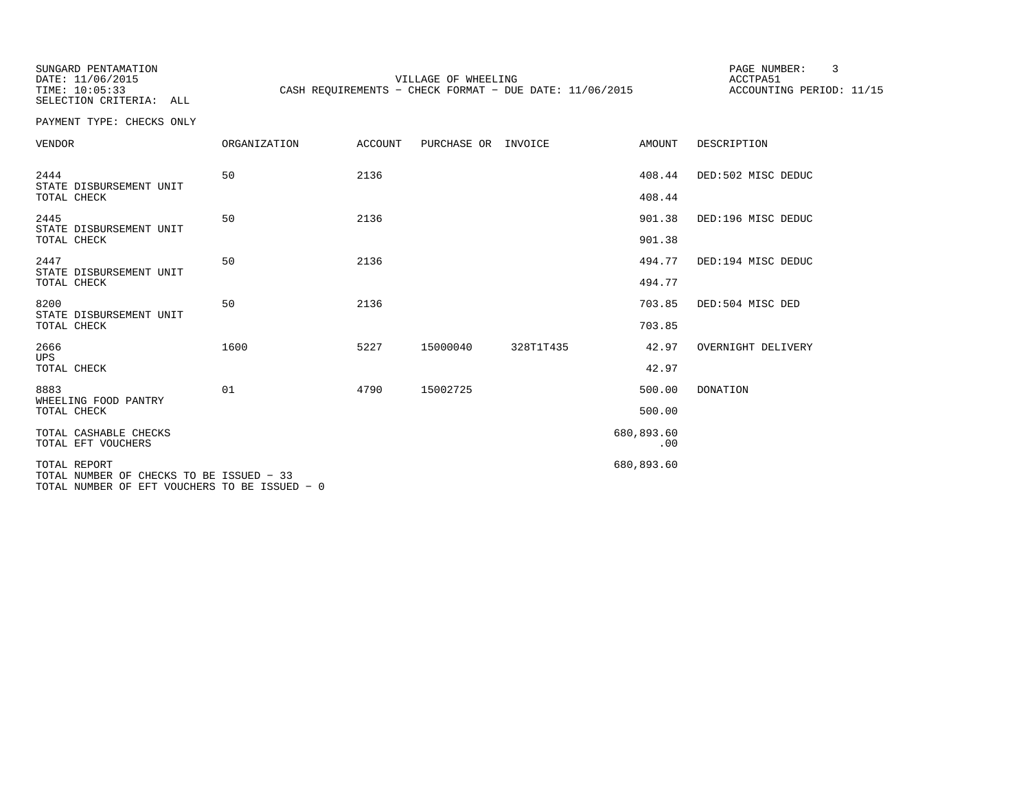SUNGARD PENTAMATION
DATE: 11/06/2015
TIME: 10:05:33
SELECTION CRITERIA: ALL

VILLAGE OF WHEELING
CASH REQUIREMENTS - CHECK FORMAT - DUE DATE: 11/06/2015

ACCTPA51
ACCOUNTING PERIOD: 11/15

PAYMENT TYPE: CHECKS ONLY

| VENDOR | ORGANIZATION | ACCOUNT | PURCHASE OR | INVOICE | AMOUNT | DESCRIPTION |
|---|---|---|---|---|---|---|
| 2444 STATE DISBURSEMENT UNIT | 50 | 2136 | | | 408.44 | DED:502 MISC DEDUC |
| TOTAL CHECK | | | | | 408.44 | |
| 2445 STATE DISBURSEMENT UNIT | 50 | 2136 | | | 901.38 | DED:196 MISC DEDUC |
| TOTAL CHECK | | | | | 901.38 | |
| 2447 STATE DISBURSEMENT UNIT | 50 | 2136 | | | 494.77 | DED:194 MISC DEDUC |
| TOTAL CHECK | | | | | 494.77 | |
| 8200 STATE DISBURSEMENT UNIT | 50 | 2136 | | | 703.85 | DED:504 MISC DED |
| TOTAL CHECK | | | | | 703.85 | |
| 2666 UPS | 1600 | 5227 | 15000040 | 328T1T435 | 42.97 | OVERNIGHT DELIVERY |
| TOTAL CHECK | | | | | 42.97 | |
| 8883 WHEELING FOOD PANTRY | 01 | 4790 | 15002725 | | 500.00 | DONATION |
| TOTAL CHECK | | | | | 500.00 | |
| TOTAL CASHABLE CHECKS | | | | | 680,893.60 | |
| TOTAL EFT VOUCHERS | | | | | .00 | |
| TOTAL REPORT | | | | | 680,893.60 | |

TOTAL NUMBER OF CHECKS TO BE ISSUED - 33
TOTAL NUMBER OF EFT VOUCHERS TO BE ISSUED - 0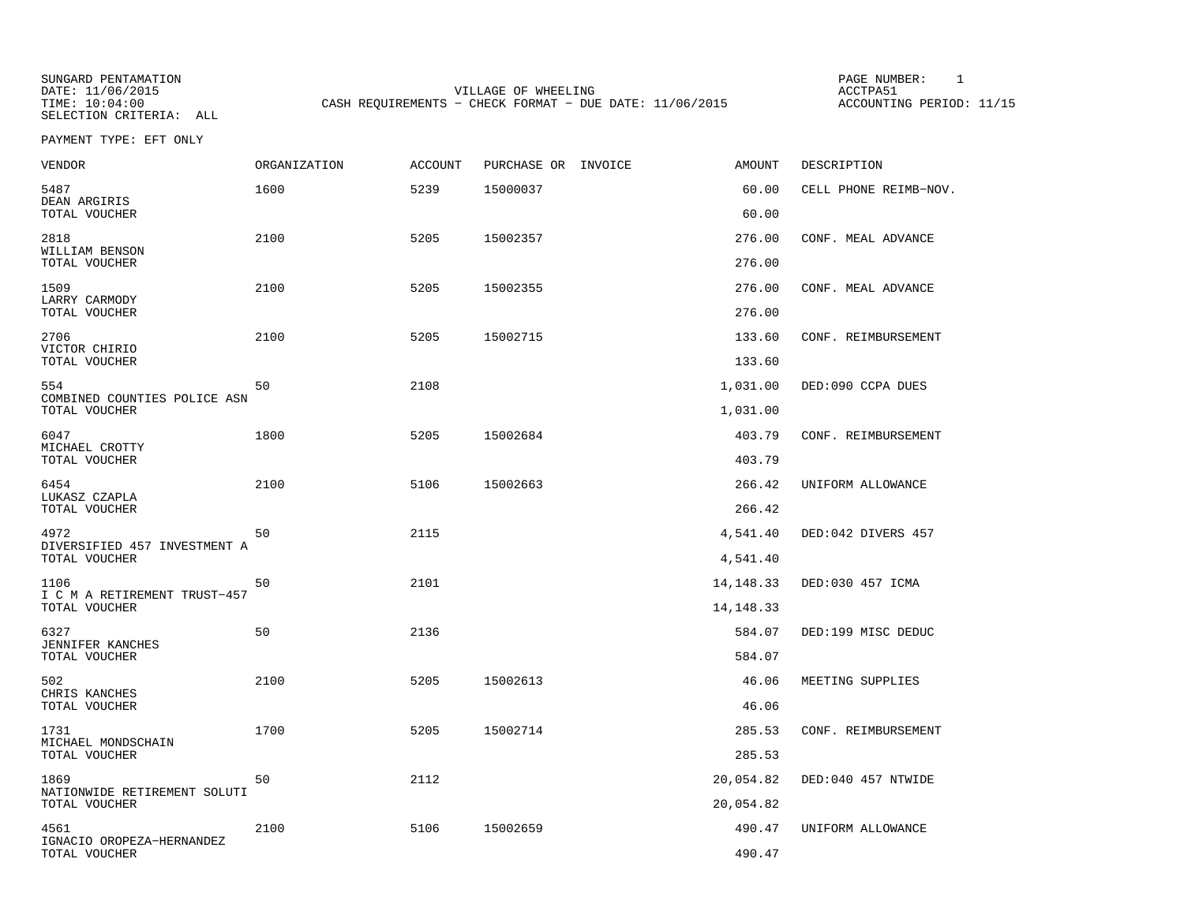SUNGARD PENTAMATION
DATE: 11/06/2015
TIME: 10:04:00
SELECTION CRITERIA: ALL

VILLAGE OF WHEELING
CASH REQUIREMENTS - CHECK FORMAT - DUE DATE: 11/06/2015

PAGE NUMBER: 1
ACCTPA51
ACCOUNTING PERIOD: 11/15

PAYMENT TYPE: EFT ONLY

| VENDOR | ORGANIZATION | ACCOUNT | PURCHASE OR | INVOICE | AMOUNT | DESCRIPTION |
|---|---|---|---|---|---|---|
| 5487 DEAN ARGIRIS | 1600 | 5239 | 15000037 | | 60.00 | CELL PHONE REIMB-NOV. |
| TOTAL VOUCHER | | | | | 60.00 | |
| 2818 WILLIAM BENSON | 2100 | 5205 | 15002357 | | 276.00 | CONF. MEAL ADVANCE |
| TOTAL VOUCHER | | | | | 276.00 | |
| 1509 LARRY CARMODY | 2100 | 5205 | 15002355 | | 276.00 | CONF. MEAL ADVANCE |
| TOTAL VOUCHER | | | | | 276.00 | |
| 2706 VICTOR CHIRIO | 2100 | 5205 | 15002715 | | 133.60 | CONF. REIMBURSEMENT |
| TOTAL VOUCHER | | | | | 133.60 | |
| 554 COMBINED COUNTIES POLICE ASN | 50 | 2108 | | | 1,031.00 | DED:090 CCPA DUES |
| TOTAL VOUCHER | | | | | 1,031.00 | |
| 6047 MICHAEL CROTTY | 1800 | 5205 | 15002684 | | 403.79 | CONF. REIMBURSEMENT |
| TOTAL VOUCHER | | | | | 403.79 | |
| 6454 LUKASZ CZAPLA | 2100 | 5106 | 15002663 | | 266.42 | UNIFORM ALLOWANCE |
| TOTAL VOUCHER | | | | | 266.42 | |
| 4972 DIVERSIFIED 457 INVESTMENT A | 50 | 2115 | | | 4,541.40 | DED:042 DIVERS 457 |
| TOTAL VOUCHER | | | | | 4,541.40 | |
| 1106 I C M A RETIREMENT TRUST-457 | 50 | 2101 | | | 14,148.33 | DED:030 457 ICMA |
| TOTAL VOUCHER | | | | | 14,148.33 | |
| 6327 JENNIFER KANCHES | 50 | 2136 | | | 584.07 | DED:199 MISC DEDUC |
| TOTAL VOUCHER | | | | | 584.07 | |
| 502 CHRIS KANCHES | 2100 | 5205 | 15002613 | | 46.06 | MEETING SUPPLIES |
| TOTAL VOUCHER | | | | | 46.06 | |
| 1731 MICHAEL MONDSCHAIN | 1700 | 5205 | 15002714 | | 285.53 | CONF. REIMBURSEMENT |
| TOTAL VOUCHER | | | | | 285.53 | |
| 1869 NATIONWIDE RETIREMENT SOLUTI | 50 | 2112 | | | 20,054.82 | DED:040 457 NTWIDE |
| TOTAL VOUCHER | | | | | 20,054.82 | |
| 4561 IGNACIO OROPEZA-HERNANDEZ | 2100 | 5106 | 15002659 | | 490.47 | UNIFORM ALLOWANCE |
| TOTAL VOUCHER | | | | | 490.47 | |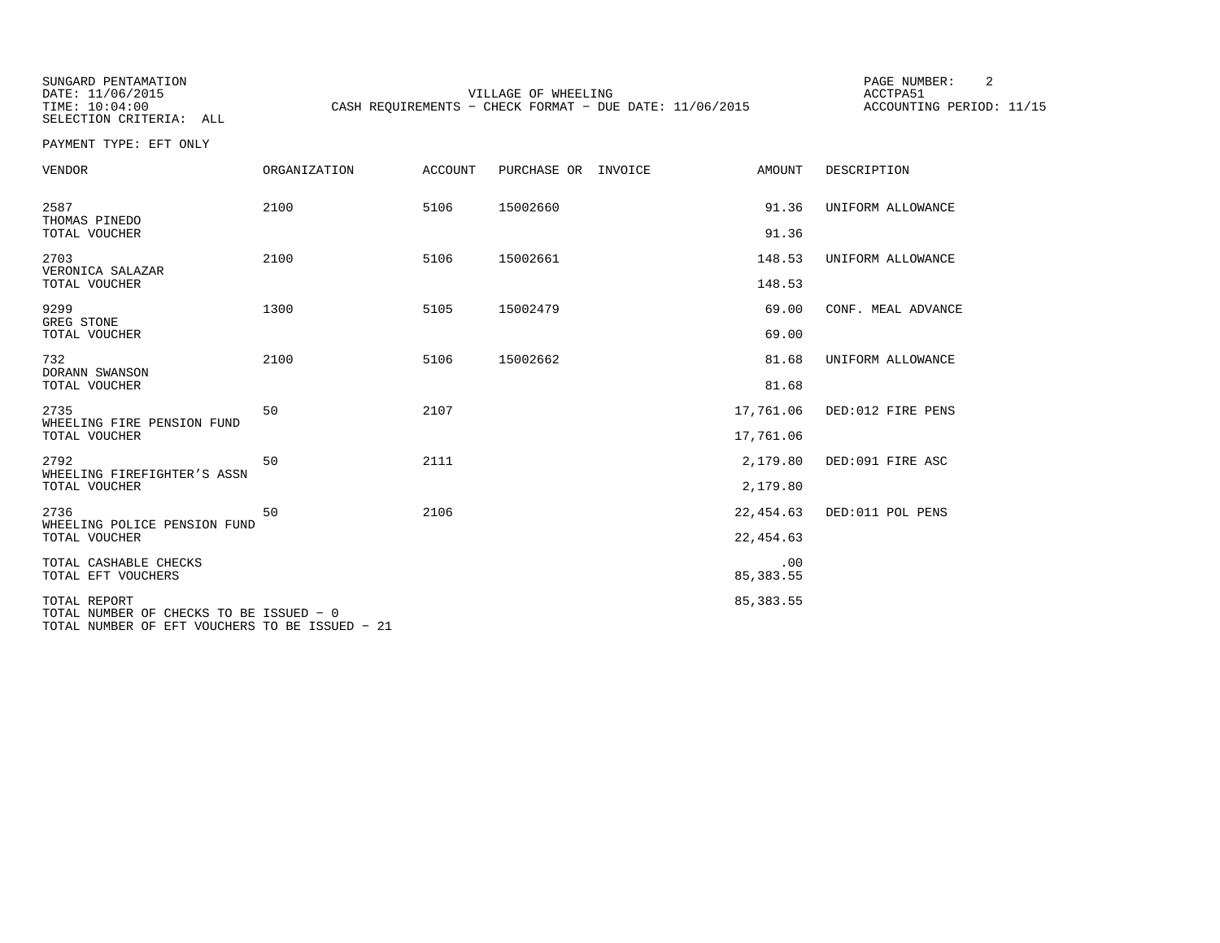SUNGARD PENTAMATION
DATE: 11/06/2015
TIME: 10:04:00
SELECTION CRITERIA: ALL

VILLAGE OF WHEELING
CASH REQUIREMENTS - CHECK FORMAT - DUE DATE: 11/06/2015

PAGE NUMBER: 2
ACCTPA51
ACCOUNTING PERIOD: 11/15

PAYMENT TYPE: EFT ONLY

| VENDOR | ORGANIZATION | ACCOUNT | PURCHASE OR | INVOICE | AMOUNT | DESCRIPTION |
|---|---|---|---|---|---|---|
| 2587<br>THOMAS PINEDO | 2100 | 5106 | 15002660 | | 91.36 | UNIFORM ALLOWANCE |
| TOTAL VOUCHER | | | | | 91.36 | |
| 2703<br>VERONICA SALAZAR | 2100 | 5106 | 15002661 | | 148.53 | UNIFORM ALLOWANCE |
| TOTAL VOUCHER | | | | | 148.53 | |
| 9299<br>GREG STONE | 1300 | 5105 | 15002479 | | 69.00 | CONF. MEAL ADVANCE |
| TOTAL VOUCHER | | | | | 69.00 | |
| 732<br>DORANN SWANSON | 2100 | 5106 | 15002662 | | 81.68 | UNIFORM ALLOWANCE |
| TOTAL VOUCHER | | | | | 81.68 | |
| 2735<br>WHEELING FIRE PENSION FUND | 50 | 2107 | | | 17,761.06 | DED:012 FIRE PENS |
| TOTAL VOUCHER | | | | | 17,761.06 | |
| 2792<br>WHEELING FIREFIGHTER'S ASSN | 50 | 2111 | | | 2,179.80 | DED:091 FIRE ASC |
| TOTAL VOUCHER | | | | | 2,179.80 | |
| 2736<br>WHEELING POLICE PENSION FUND | 50 | 2106 | | | 22,454.63 | DED:011 POL PENS |
| TOTAL VOUCHER | | | | | 22,454.63 | |
| TOTAL CASHABLE CHECKS | | | | | .00 | |
| TOTAL EFT VOUCHERS | | | | | 85,383.55 | |
| TOTAL REPORT | | | | | 85,383.55 | |

TOTAL NUMBER OF CHECKS TO BE ISSUED - 0
TOTAL NUMBER OF EFT VOUCHERS TO BE ISSUED - 21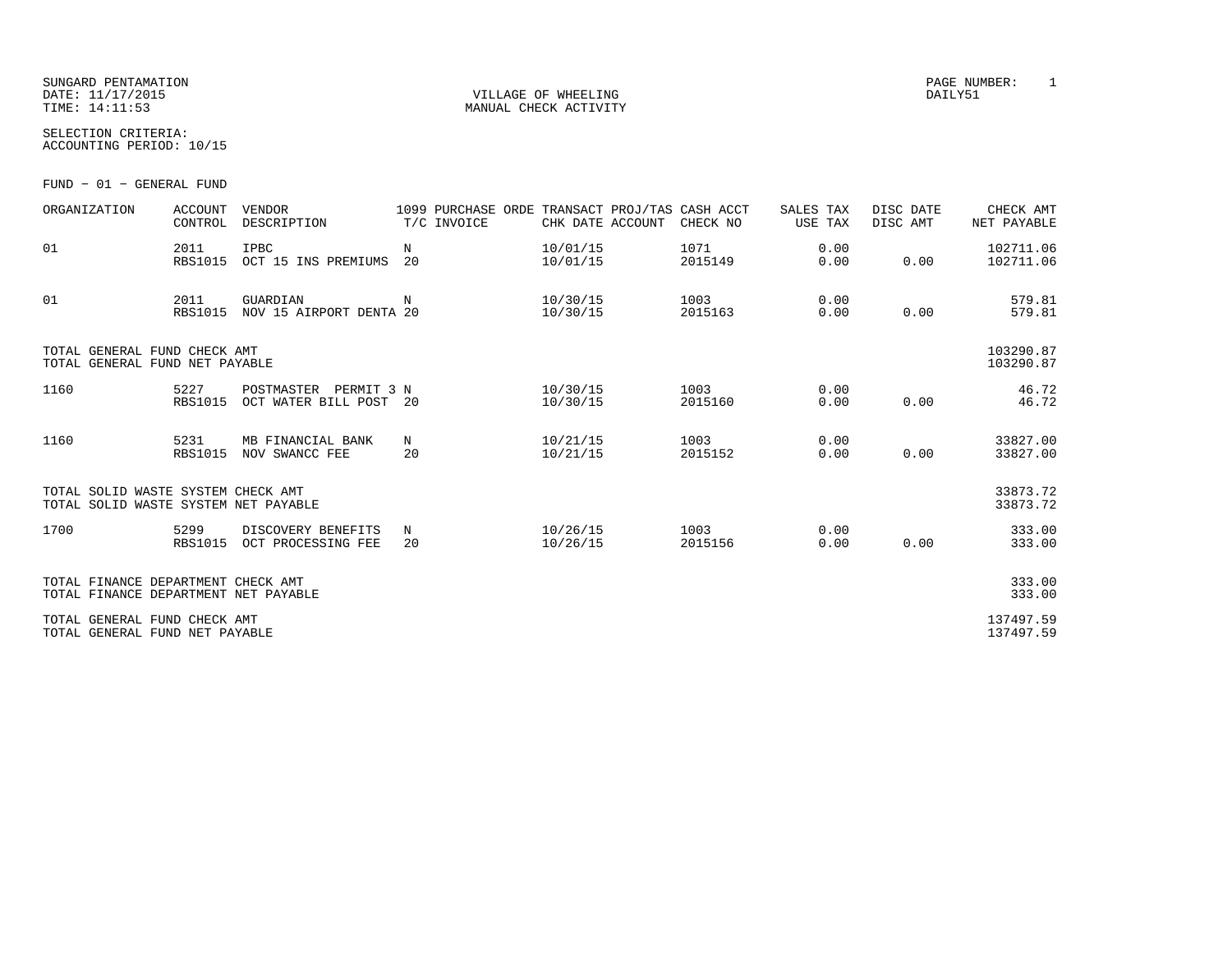SUNGARD PENTAMATION
DATE: 11/17/2015
TIME: 14:11:53

VILLAGE OF WHEELING
MANUAL CHECK ACTIVITY

PAGE NUMBER: 1
DAILY51

SELECTION CRITERIA:
ACCOUNTING PERIOD: 10/15

FUND - 01 - GENERAL FUND

| ORGANIZATION | ACCOUNT CONTROL | VENDOR DESCRIPTION | 1099 T/C | PURCHASE ORDE INVOICE | TRANSACT CHK DATE | PROJ/TAS ACCOUNT | CASH ACCT CHECK NO | SALES TAX USE TAX | DISC DATE DISC AMT | CHECK AMT NET PAYABLE |
|---|---|---|---|---|---|---|---|---|---|---|
| 01 | 2011<br>RBS1015 | IPBC<br>OCT 15 INS PREMIUMS | N<br>20 | | 10/01/15<br>10/01/15 | | 1071<br>2015149 | 0.00<br>0.00 | <br>0.00 | 102711.06<br>102711.06 |
| 01 | 2011<br>RBS1015 | GUARDIAN<br>NOV 15 AIRPORT DENTA | N<br>20 | | 10/30/15<br>10/30/15 | | 1003<br>2015163 | 0.00<br>0.00 | <br>0.00 | 579.81<br>579.81 |
| TOTAL GENERAL FUND CHECK AMT<br>TOTAL GENERAL FUND NET PAYABLE | | | | | | | | | | 103290.87<br>103290.87 |
| 1160 | 5227<br>RBS1015 | POSTMASTER PERMIT 3<br>OCT WATER BILL POST | N<br>20 | | 10/30/15<br>10/30/15 | | 1003<br>2015160 | 0.00<br>0.00 | <br>0.00 | 46.72<br>46.72 |
| 1160 | 5231<br>RBS1015 | MB FINANCIAL BANK<br>NOV SWANCC FEE | N<br>20 | | 10/21/15<br>10/21/15 | | 1003<br>2015152 | 0.00<br>0.00 | <br>0.00 | 33827.00<br>33827.00 |
| TOTAL SOLID WASTE SYSTEM CHECK AMT<br>TOTAL SOLID WASTE SYSTEM NET PAYABLE | | | | | | | | | | 33873.72<br>33873.72 |
| 1700 | 5299<br>RBS1015 | DISCOVERY BENEFITS<br>OCT PROCESSING FEE | N<br>20 | | 10/26/15<br>10/26/15 | | 1003<br>2015156 | 0.00<br>0.00 | <br>0.00 | 333.00<br>333.00 |
| TOTAL FINANCE DEPARTMENT CHECK AMT<br>TOTAL FINANCE DEPARTMENT NET PAYABLE | | | | | | | | | | 333.00<br>333.00 |
| TOTAL GENERAL FUND CHECK AMT<br>TOTAL GENERAL FUND NET PAYABLE | | | | | | | | | | 137497.59<br>137497.59 |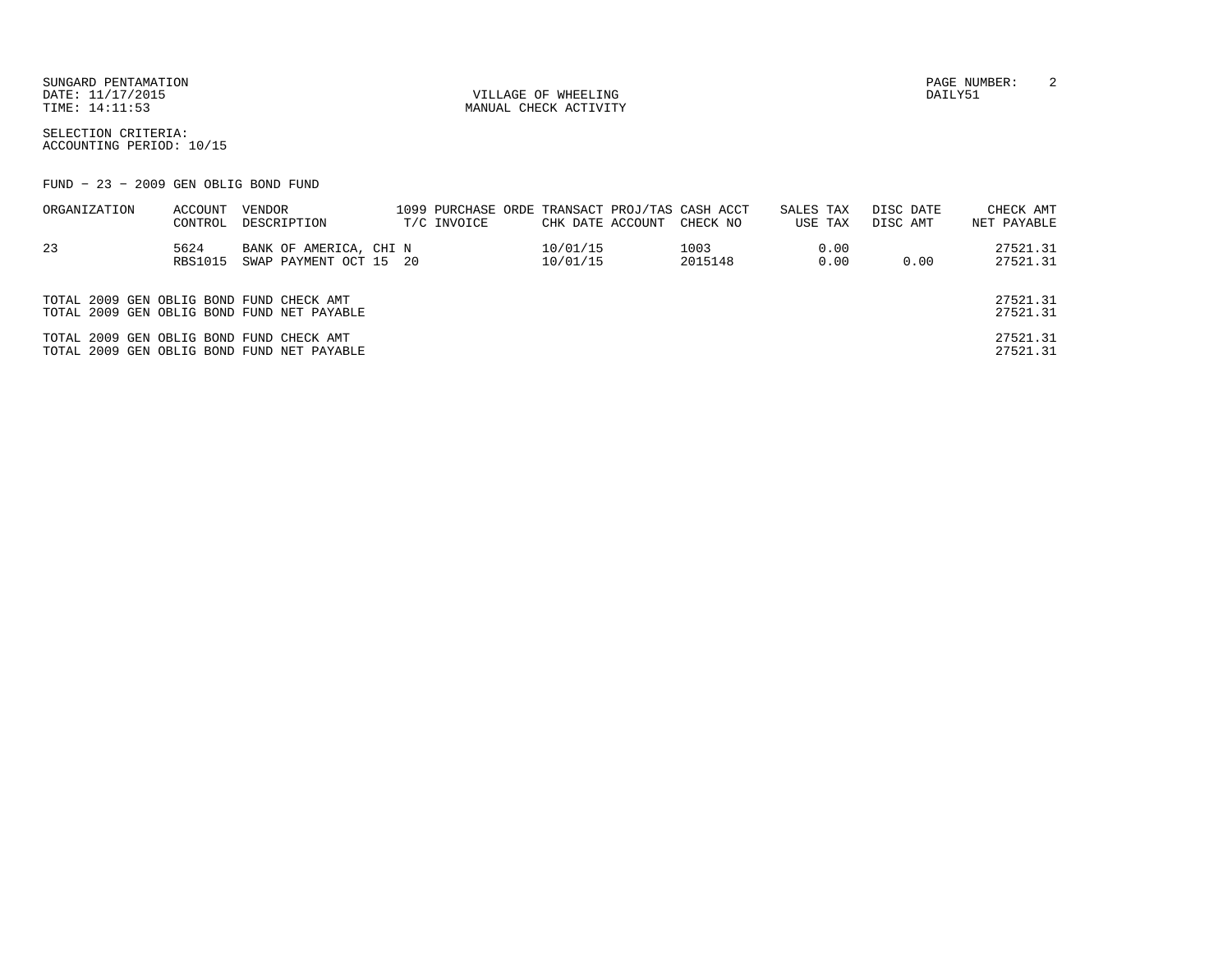SUNGARD PENTAMATION
DATE: 11/17/2015
TIME: 14:11:53

VILLAGE OF WHEELING
MANUAL CHECK ACTIVITY

DAILY51

SELECTION CRITERIA:
ACCOUNTING PERIOD: 10/15

FUND - 23 - 2009 GEN OBLIG BOND FUND

| ORGANIZATION | ACCOUNT CONTROL | VENDOR DESCRIPTION | 1099 T/C | PURCHASE ORDE INVOICE | TRANSACT CHK DATE | PROJ/TAS ACCOUNT | CASH ACCT CHECK NO | SALES TAX USE TAX | DISC DATE DISC AMT | CHECK AMT NET PAYABLE |
|---|---|---|---|---|---|---|---|---|---|---|
| 23 | 5624 | BANK OF AMERICA, CHI | N | | 10/01/15 | | 1003 | 0.00 | | 27521.31 |
| | RBS1015 | SWAP PAYMENT OCT 15 | 20 | | 10/01/15 | | 2015148 | 0.00 | 0.00 | 27521.31 |

| | |
|---|---|
| TOTAL 2009 GEN OBLIG BOND FUND CHECK AMT | 27521.31 |
| TOTAL 2009 GEN OBLIG BOND FUND NET PAYABLE | 27521.31 |
| TOTAL 2009 GEN OBLIG BOND FUND CHECK AMT | 27521.31 |
| TOTAL 2009 GEN OBLIG BOND FUND NET PAYABLE | 27521.31 |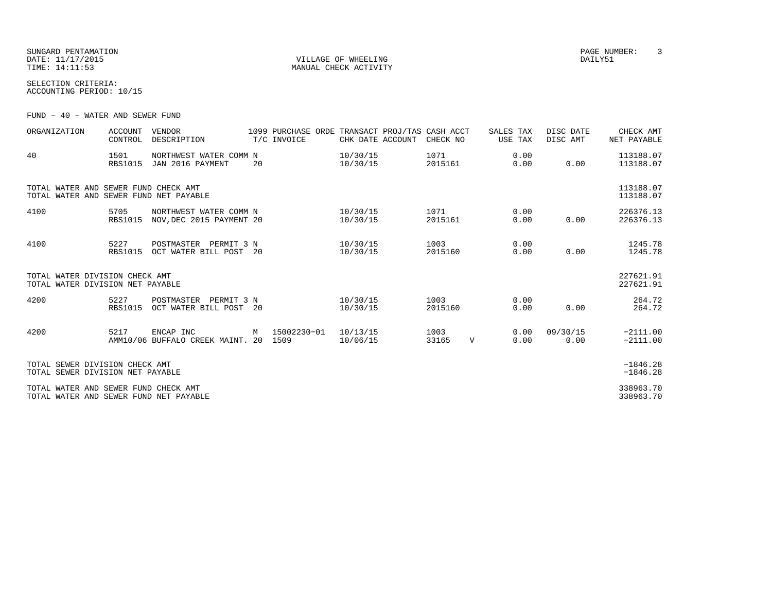SUNGARD PENTAMATION
DATE: 11/17/2015
TIME: 14:11:53

VILLAGE OF WHEELING
MANUAL CHECK ACTIVITY

PAGE NUMBER: 3
DAILY51

SELECTION CRITERIA:
ACCOUNTING PERIOD: 10/15

FUND - 40 - WATER AND SEWER FUND

| ORGANIZATION | ACCOUNT / CONTROL | VENDOR / DESCRIPTION | 1099 / T/C | PURCHASE ORDE / INVOICE | TRANSACT / CHK DATE | PROJ/TAS / ACCOUNT | CASH ACCT / CHECK NO | | SALES TAX / USE TAX | DISC DATE / DISC AMT | CHECK AMT / NET PAYABLE |
|---|---|---|---|---|---|---|---|---|---|---|---|
| 40 | 1501 | NORTHWEST WATER COMM | N | | 10/30/15 | | 1071 | | 0.00 | | 113188.07 |
| | RBS1015 | JAN 2016 PAYMENT | 20 | | 10/30/15 | | 2015161 | | 0.00 | 0.00 | 113188.07 |
| TOTAL WATER AND SEWER FUND CHECK AMT | | | | | | | | | | | 113188.07 |
| TOTAL WATER AND SEWER FUND NET PAYABLE | | | | | | | | | | | 113188.07 |
| 4100 | 5705 | NORTHWEST WATER COMM | N | | 10/30/15 | | 1071 | | 0.00 | | 226376.13 |
| | RBS1015 | NOV,DEC 2015 PAYMENT | 20 | | 10/30/15 | | 2015161 | | 0.00 | 0.00 | 226376.13 |
| 4100 | 5227 | POSTMASTER PERMIT 3 | N | | 10/30/15 | | 1003 | | 0.00 | | 1245.78 |
| | RBS1015 | OCT WATER BILL POST | 20 | | 10/30/15 | | 2015160 | | 0.00 | 0.00 | 1245.78 |
| TOTAL WATER DIVISION CHECK AMT | | | | | | | | | | | 227621.91 |
| TOTAL WATER DIVISION NET PAYABLE | | | | | | | | | | | 227621.91 |
| 4200 | 5227 | POSTMASTER PERMIT 3 | N | | 10/30/15 | | 1003 | | 0.00 | | 264.72 |
| | RBS1015 | OCT WATER BILL POST | 20 | | 10/30/15 | | 2015160 | | 0.00 | 0.00 | 264.72 |
| 4200 | 5217 | ENCAP INC | M | 15002230-01 | 10/13/15 | | 1003 | | 0.00 | 09/30/15 | -2111.00 |
| | AMM10/06 | BUFFALO CREEK MAINT. | 20 | 1509 | 10/06/15 | | 33165 | V | 0.00 | 0.00 | -2111.00 |
| TOTAL SEWER DIVISION CHECK AMT | | | | | | | | | | | -1846.28 |
| TOTAL SEWER DIVISION NET PAYABLE | | | | | | | | | | | -1846.28 |
| TOTAL WATER AND SEWER FUND CHECK AMT | | | | | | | | | | | 338963.70 |
| TOTAL WATER AND SEWER FUND NET PAYABLE | | | | | | | | | | | 338963.70 |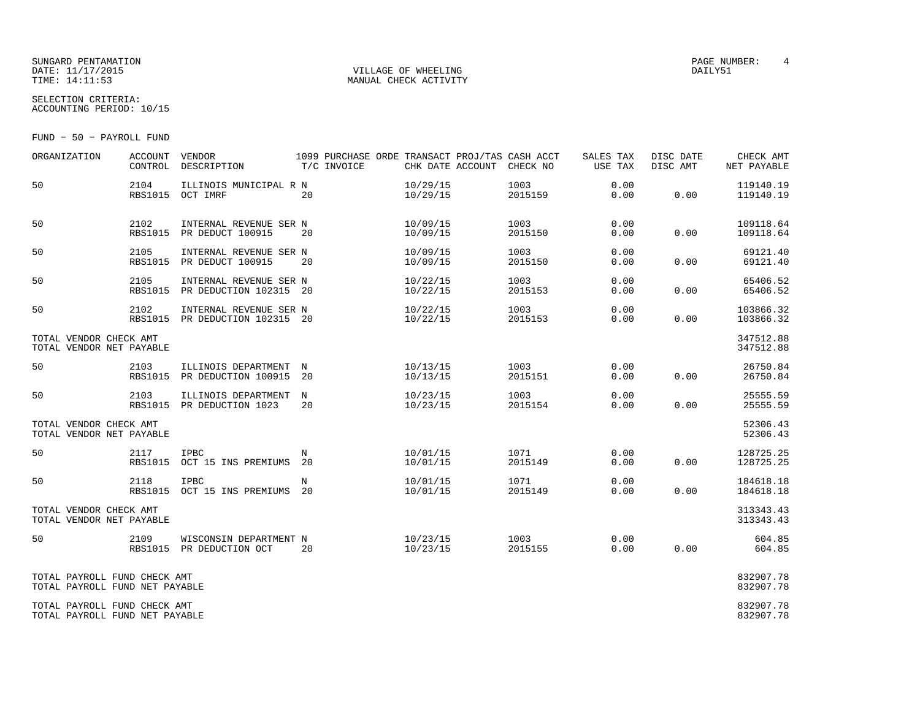SUNGARD PENTAMATION
DATE: 11/17/2015
TIME: 14:11:53

VILLAGE OF WHEELING
MANUAL CHECK ACTIVITY

PAGE NUMBER: 4
DAILY51

SELECTION CRITERIA:
ACCOUNTING PERIOD: 10/15

FUND - 50 - PAYROLL FUND

| ORGANIZATION | ACCOUNT CONTROL | VENDOR DESCRIPTION | 1099 T/C | PURCHASE ORDE INVOICE | TRANSACT CHK DATE | PROJ/TAS ACCOUNT | CASH ACCT CHECK NO | SALES TAX USE TAX | DISC DATE DISC AMT | CHECK AMT NET PAYABLE |
|---|---|---|---|---|---|---|---|---|---|---|
| 50 | 2104 RBS1015 | ILLINOIS MUNICIPAL R OCT IMRF | N 20 | | 10/29/15 10/29/15 | | 1003 2015159 | 0.00 0.00 | 0.00 | 119140.19 119140.19 |
| 50 | 2102 RBS1015 | INTERNAL REVENUE SER PR DEDUCT 100915 | N 20 | | 10/09/15 10/09/15 | | 1003 2015150 | 0.00 0.00 | 0.00 | 109118.64 109118.64 |
| 50 | 2105 RBS1015 | INTERNAL REVENUE SER PR DEDUCT 100915 | N 20 | | 10/09/15 10/09/15 | | 1003 2015150 | 0.00 0.00 | 0.00 | 69121.40 69121.40 |
| 50 | 2105 RBS1015 | INTERNAL REVENUE SER PR DEDUCTION 102315 | N 20 | | 10/22/15 10/22/15 | | 1003 2015153 | 0.00 0.00 | 0.00 | 65406.52 65406.52 |
| 50 | 2102 RBS1015 | INTERNAL REVENUE SER PR DEDUCTION 102315 | N 20 | | 10/22/15 10/22/15 | | 1003 2015153 | 0.00 0.00 | 0.00 | 103866.32 103866.32 |
| TOTAL VENDOR CHECK AMT TOTAL VENDOR NET PAYABLE | | | | | | | | | | 347512.88 347512.88 |
| 50 | 2103 RBS1015 | ILLINOIS DEPARTMENT PR DEDUCTION 100915 | N 20 | | 10/13/15 10/13/15 | | 1003 2015151 | 0.00 0.00 | 0.00 | 26750.84 26750.84 |
| 50 | 2103 RBS1015 | ILLINOIS DEPARTMENT PR DEDUCTION 1023 | N 20 | | 10/23/15 10/23/15 | | 1003 2015154 | 0.00 0.00 | 0.00 | 25555.59 25555.59 |
| TOTAL VENDOR CHECK AMT TOTAL VENDOR NET PAYABLE | | | | | | | | | | 52306.43 52306.43 |
| 50 | 2117 RBS1015 | IPBC OCT 15 INS PREMIUMS | N 20 | | 10/01/15 10/01/15 | | 1071 2015149 | 0.00 0.00 | 0.00 | 128725.25 128725.25 |
| 50 | 2118 RBS1015 | IPBC OCT 15 INS PREMIUMS | N 20 | | 10/01/15 10/01/15 | | 1071 2015149 | 0.00 0.00 | 0.00 | 184618.18 184618.18 |
| TOTAL VENDOR CHECK AMT TOTAL VENDOR NET PAYABLE | | | | | | | | | | 313343.43 313343.43 |
| 50 | 2109 RBS1015 | WISCONSIN DEPARTMENT PR DEDUCTION OCT | N 20 | | 10/23/15 10/23/15 | | 1003 2015155 | 0.00 0.00 | 0.00 | 604.85 604.85 |
| TOTAL PAYROLL FUND CHECK AMT TOTAL PAYROLL FUND NET PAYABLE | | | | | | | | | | 832907.78 832907.78 |
| TOTAL PAYROLL FUND CHECK AMT TOTAL PAYROLL FUND NET PAYABLE | | | | | | | | | | 832907.78 832907.78 |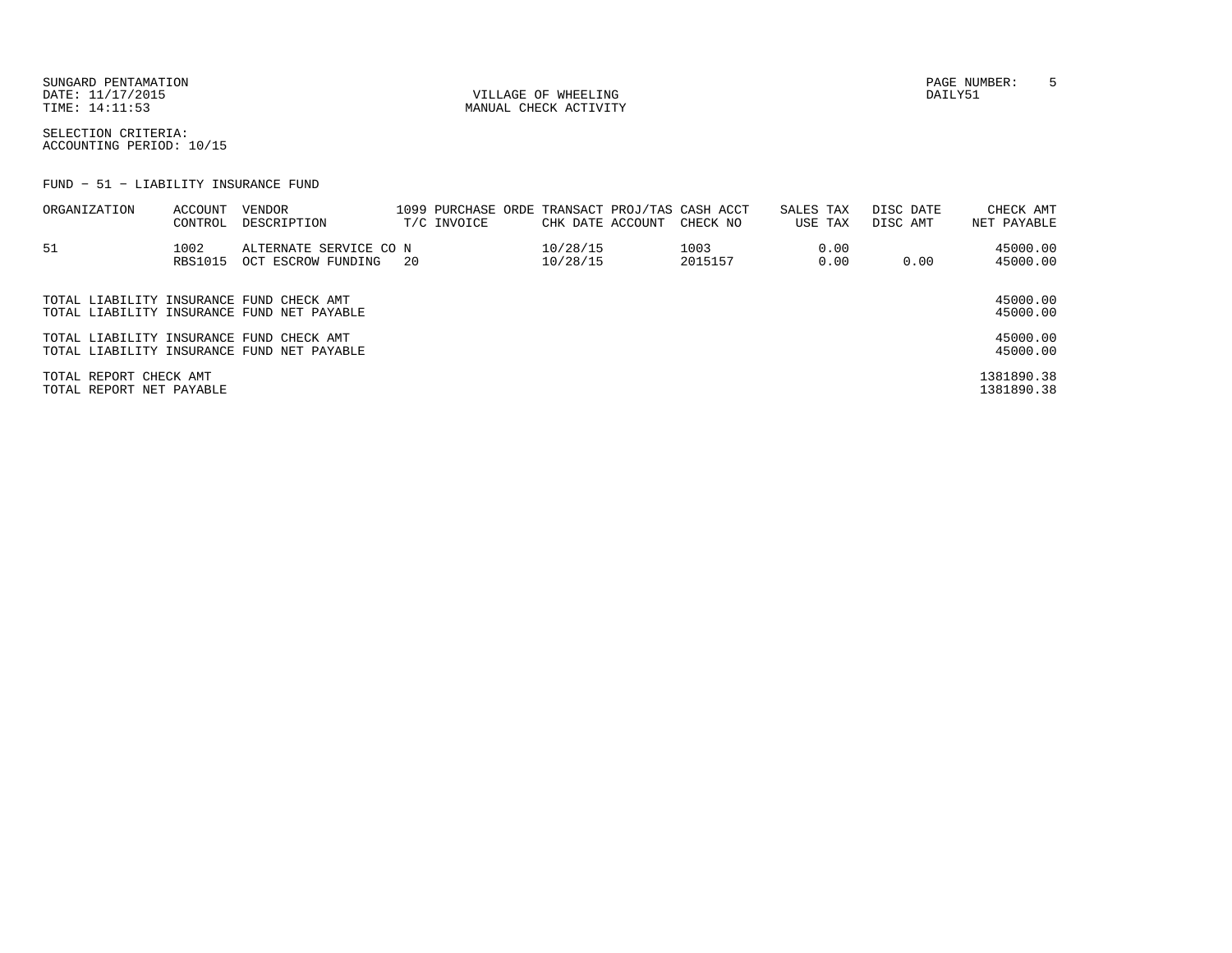SUNGARD PENTAMATION
DATE: 11/17/2015
TIME: 14:11:53

VILLAGE OF WHEELING
MANUAL CHECK ACTIVITY

PAGE NUMBER: 5
DAILY51

SELECTION CRITERIA:
ACCOUNTING PERIOD: 10/15

FUND - 51 - LIABILITY INSURANCE FUND

| ORGANIZATION | ACCOUNT / CONTROL | VENDOR / DESCRIPTION | 1099 / T/C | PURCHASE ORDE / INVOICE | TRANSACT / CHK DATE | PROJ/TAS / ACCOUNT | CASH ACCT / CHECK NO | SALES TAX / USE TAX | DISC DATE / DISC AMT | CHECK AMT / NET PAYABLE |
|---|---|---|---|---|---|---|---|---|---|---|
| 51 | 1002 | ALTERNATE SERVICE CO | N | | 10/28/15 | | 1003 | 0.00 | | 45000.00 |
| | RBS1015 | OCT ESCROW FUNDING | 20 | | 10/28/15 | | 2015157 | 0.00 | 0.00 | 45000.00 |

| | |
|---|---|
| TOTAL LIABILITY INSURANCE FUND CHECK AMT | 45000.00 |
| TOTAL LIABILITY INSURANCE FUND NET PAYABLE | 45000.00 |
| TOTAL LIABILITY INSURANCE FUND CHECK AMT | 45000.00 |
| TOTAL LIABILITY INSURANCE FUND NET PAYABLE | 45000.00 |
| TOTAL REPORT CHECK AMT | 1381890.38 |
| TOTAL REPORT NET PAYABLE | 1381890.38 |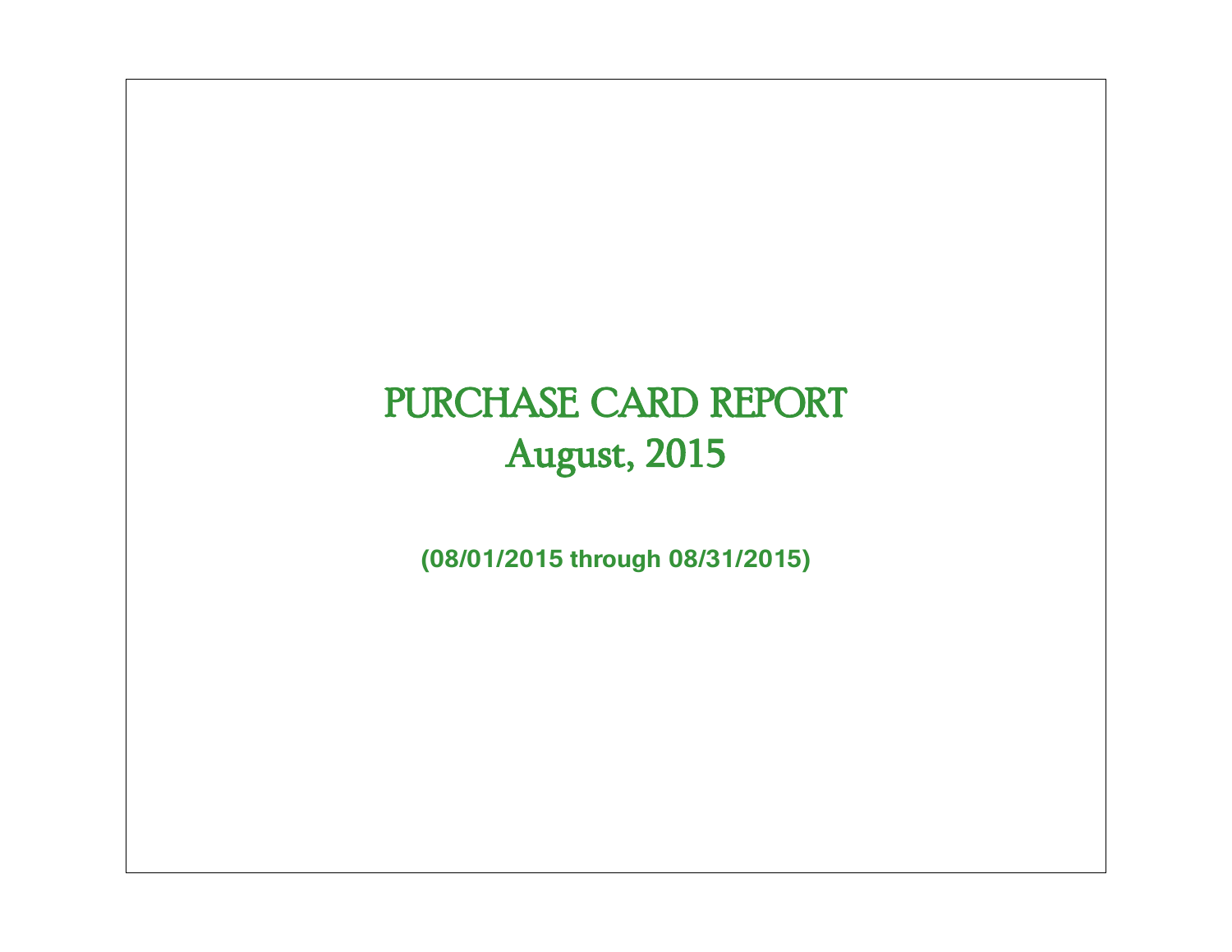# PURCHASE CARD REPORT
## August, 2015

**(08/01/2015 through 08/31/2015)**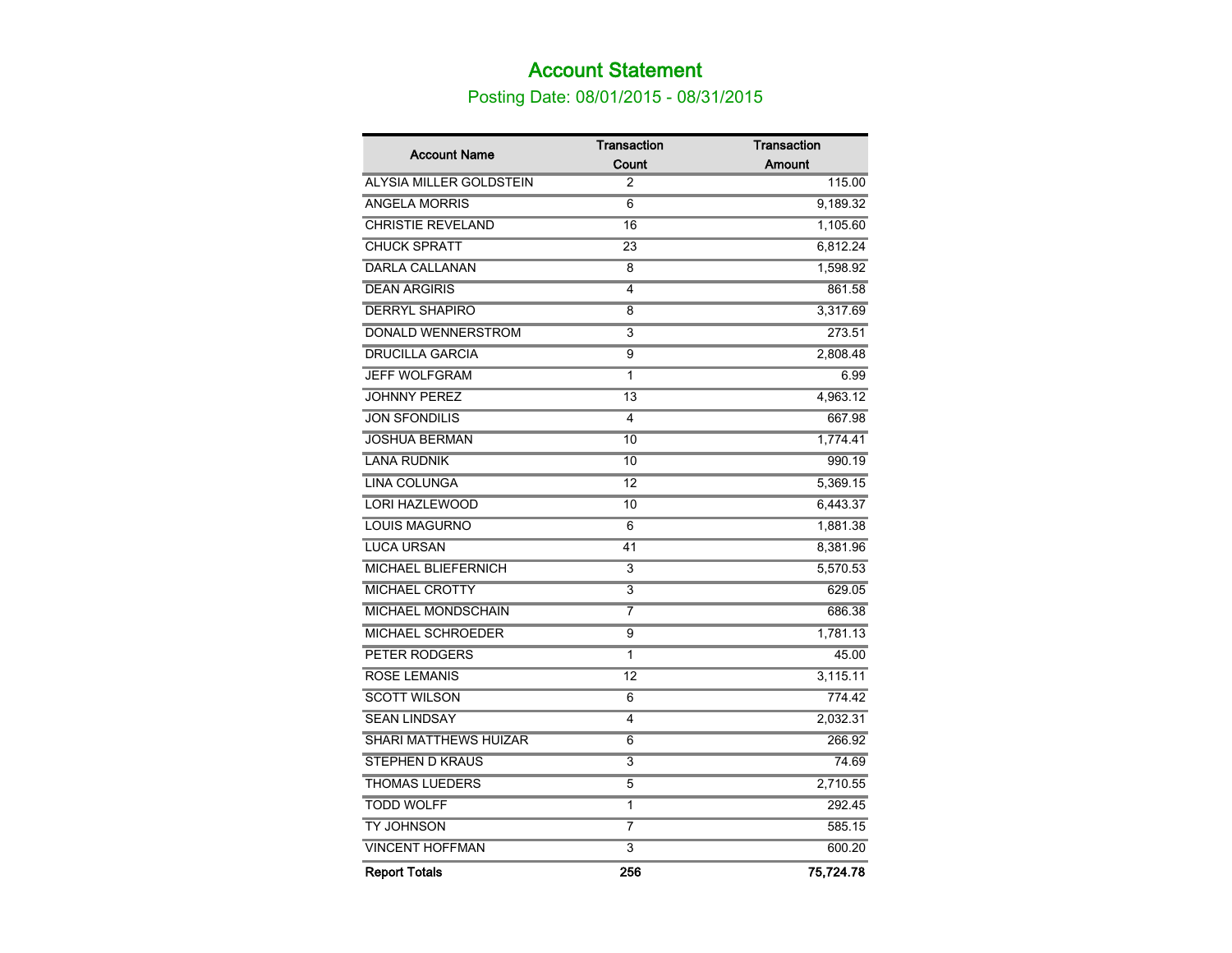# Account Statement

## Posting Date: 08/01/2015 - 08/31/2015

| Account Name | Transaction Count | Transaction Amount |
|---|---|---|
| ALYSIA MILLER GOLDSTEIN | 2 | 115.00 |
| ANGELA MORRIS | 6 | 9,189.32 |
| CHRISTIE REVELAND | 16 | 1,105.60 |
| CHUCK SPRATT | 23 | 6,812.24 |
| DARLA CALLANAN | 8 | 1,598.92 |
| DEAN ARGIRIS | 4 | 861.58 |
| DERRYL SHAPIRO | 8 | 3,317.69 |
| DONALD WENNERSTROM | 3 | 273.51 |
| DRUCILLA GARCIA | 9 | 2,808.48 |
| JEFF WOLFGRAM | 1 | 6.99 |
| JOHNNY PEREZ | 13 | 4,963.12 |
| JON SFONDILIS | 4 | 667.98 |
| JOSHUA BERMAN | 10 | 1,774.41 |
| LANA RUDNIK | 10 | 990.19 |
| LINA COLUNGA | 12 | 5,369.15 |
| LORI HAZLEWOOD | 10 | 6,443.37 |
| LOUIS MAGURNO | 6 | 1,881.38 |
| LUCA URSAN | 41 | 8,381.96 |
| MICHAEL BLIEFERNICH | 3 | 5,570.53 |
| MICHAEL CROTTY | 3 | 629.05 |
| MICHAEL MONDSCHAIN | 7 | 686.38 |
| MICHAEL SCHROEDER | 9 | 1,781.13 |
| PETER RODGERS | 1 | 45.00 |
| ROSE LEMANIS | 12 | 3,115.11 |
| SCOTT WILSON | 6 | 774.42 |
| SEAN LINDSAY | 4 | 2,032.31 |
| SHARI MATTHEWS HUIZAR | 6 | 266.92 |
| STEPHEN D KRAUS | 3 | 74.69 |
| THOMAS LUEDERS | 5 | 2,710.55 |
| TODD WOLFF | 1 | 292.45 |
| TY JOHNSON | 7 | 585.15 |
| VINCENT HOFFMAN | 3 | 600.20 |
| **Report Totals** | **256** | **75,724.78** |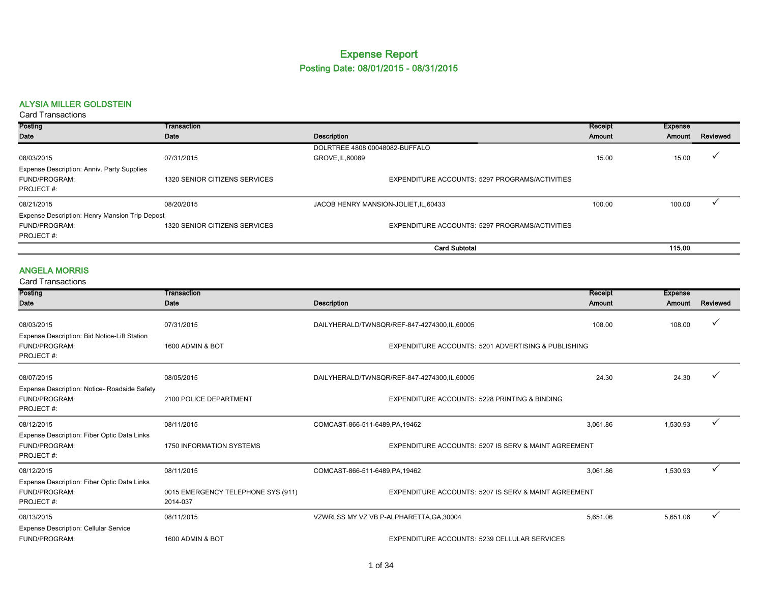# Expense Report

## Posting Date: 08/01/2015 - 08/31/2015

### ALYSIA MILLER GOLDSTEIN

Card Transactions

| Posting Date | Transaction Date | Description | Receipt Amount | Expense Amount | Reviewed |
|---|---|---|---|---|---|
| 08/03/2015 | 07/31/2015 | DOLRTREE 4808 00048082-BUFFALO GROVE,IL,60089 | 15.00 | 15.00 | ✓ |
| Expense Description: Anniv. Party Supplies | | | | | |
| FUND/PROGRAM: | 1320 SENIOR CITIZENS SERVICES | EXPENDITURE ACCOUNTS: 5297 PROGRAMS/ACTIVITIES | | | |
| PROJECT #: | | | | | |
| 08/21/2015 | 08/20/2015 | JACOB HENRY MANSION-JOLIET,IL,60433 | 100.00 | 100.00 | ✓ |
| Expense Description: Henry Mansion Trip Depost | | | | | |
| FUND/PROGRAM: | 1320 SENIOR CITIZENS SERVICES | EXPENDITURE ACCOUNTS: 5297 PROGRAMS/ACTIVITIES | | | |
| PROJECT #: | | | | | |
| | | **Card Subtotal** | | **115.00** | |

### ANGELA MORRIS

Card Transactions

| Posting Date | Transaction Date | Description | Receipt Amount | Expense Amount | Reviewed |
|---|---|---|---|---|---|
| 08/03/2015 | 07/31/2015 | DAILYHERALD/TWNSQR/REF-847-4274300,IL,60005 | 108.00 | 108.00 | ✓ |
| Expense Description: Bid Notice-Lift Station | | | | | |
| FUND/PROGRAM: | 1600 ADMIN & BOT | EXPENDITURE ACCOUNTS: 5201 ADVERTISING & PUBLISHING | | | |
| PROJECT #: | | | | | |
| 08/07/2015 | 08/05/2015 | DAILYHERALD/TWNSQR/REF-847-4274300,IL,60005 | 24.30 | 24.30 | ✓ |
| Expense Description: Notice- Roadside Safety | | | | | |
| FUND/PROGRAM: | 2100 POLICE DEPARTMENT | EXPENDITURE ACCOUNTS: 5228 PRINTING & BINDING | | | |
| PROJECT #: | | | | | |
| 08/12/2015 | 08/11/2015 | COMCAST-866-511-6489,PA,19462 | 3,061.86 | 1,530.93 | ✓ |
| Expense Description: Fiber Optic Data Links | | | | | |
| FUND/PROGRAM: | 1750 INFORMATION SYSTEMS | EXPENDITURE ACCOUNTS: 5207 IS SERV & MAINT AGREEMENT | | | |
| PROJECT #: | | | | | |
| 08/12/2015 | 08/11/2015 | COMCAST-866-511-6489,PA,19462 | 3,061.86 | 1,530.93 | ✓ |
| Expense Description: Fiber Optic Data Links | | | | | |
| FUND/PROGRAM: | 0015 EMERGENCY TELEPHONE SYS (911) | EXPENDITURE ACCOUNTS: 5207 IS SERV & MAINT AGREEMENT | | | |
| PROJECT #: | 2014-037 | | | | |
| 08/13/2015 | 08/11/2015 | VZWRLSS MY VZ VB P-ALPHARETTA,GA,30004 | 5,651.06 | 5,651.06 | ✓ |
| Expense Description: Cellular Service | | | | | |
| FUND/PROGRAM: | 1600 ADMIN & BOT | EXPENDITURE ACCOUNTS: 5239 CELLULAR SERVICES | | | |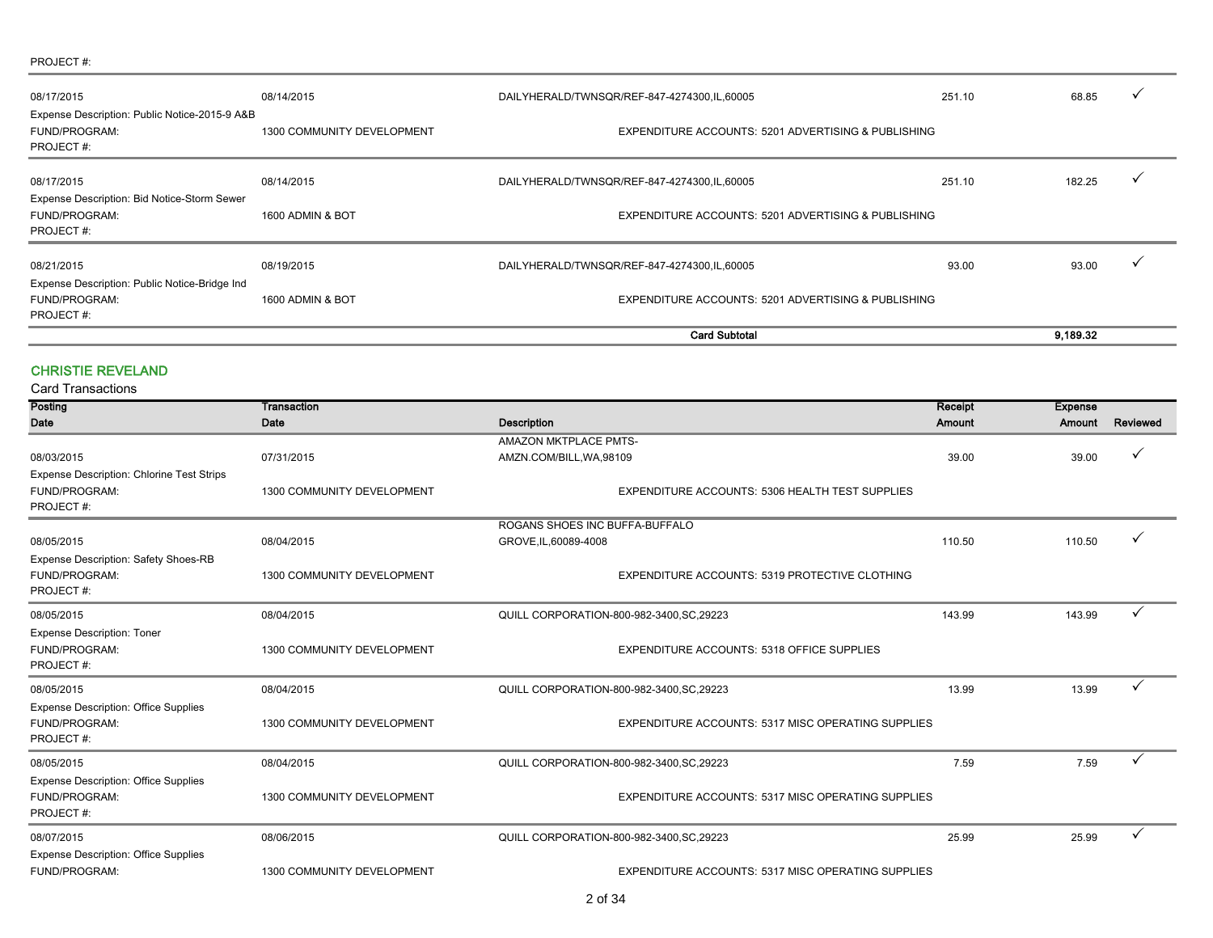PROJECT #:

| Posting Date | Transaction Date | Description | Receipt Amount | Expense Amount | Reviewed |
|---|---|---|---|---|---|
| 08/17/2015 | 08/14/2015 | DAILYHERALD/TWNSQR/REF-847-4274300,IL,60005 | 251.10 | 68.85 | ✓ |
| Expense Description: Public Notice-2015-9 A&B | | | | | |
| FUND/PROGRAM: | 1300 COMMUNITY DEVELOPMENT | EXPENDITURE ACCOUNTS: 5201 ADVERTISING & PUBLISHING | | | |
| PROJECT #: | | | | | |
| 08/17/2015 | 08/14/2015 | DAILYHERALD/TWNSQR/REF-847-4274300,IL,60005 | 251.10 | 182.25 | ✓ |
| Expense Description: Bid Notice-Storm Sewer | | | | | |
| FUND/PROGRAM: | 1600 ADMIN & BOT | EXPENDITURE ACCOUNTS: 5201 ADVERTISING & PUBLISHING | | | |
| PROJECT #: | | | | | |
| 08/21/2015 | 08/19/2015 | DAILYHERALD/TWNSQR/REF-847-4274300,IL,60005 | 93.00 | 93.00 | ✓ |
| Expense Description: Public Notice-Bridge Ind | | | | | |
| FUND/PROGRAM: | 1600 ADMIN & BOT | EXPENDITURE ACCOUNTS: 5201 ADVERTISING & PUBLISHING | | | |
| PROJECT #: | | | | | |
| | | **Card Subtotal** | | **9,189.32** | |

## CHRISTIE REVELAND

Card Transactions

| Posting Date | Transaction Date | Description | Receipt Amount | Expense Amount | Reviewed |
|---|---|---|---|---|---|
| 08/03/2015 | 07/31/2015 | AMAZON MKTPLACE PMTS-AMZN.COM/BILL,WA,98109 | 39.00 | 39.00 | ✓ |
| Expense Description: Chlorine Test Strips | | | | | |
| FUND/PROGRAM: | 1300 COMMUNITY DEVELOPMENT | EXPENDITURE ACCOUNTS: 5306 HEALTH TEST SUPPLIES | | | |
| PROJECT #: | | | | | |
| 08/05/2015 | 08/04/2015 | ROGANS SHOES INC BUFFA-BUFFALO GROVE,IL,60089-4008 | 110.50 | 110.50 | ✓ |
| Expense Description: Safety Shoes-RB | | | | | |
| FUND/PROGRAM: | 1300 COMMUNITY DEVELOPMENT | EXPENDITURE ACCOUNTS: 5319 PROTECTIVE CLOTHING | | | |
| PROJECT #: | | | | | |
| 08/05/2015 | 08/04/2015 | QUILL CORPORATION-800-982-3400,SC,29223 | 143.99 | 143.99 | ✓ |
| Expense Description: Toner | | | | | |
| FUND/PROGRAM: | 1300 COMMUNITY DEVELOPMENT | EXPENDITURE ACCOUNTS: 5318 OFFICE SUPPLIES | | | |
| PROJECT #: | | | | | |
| 08/05/2015 | 08/04/2015 | QUILL CORPORATION-800-982-3400,SC,29223 | 13.99 | 13.99 | ✓ |
| Expense Description: Office Supplies | | | | | |
| FUND/PROGRAM: | 1300 COMMUNITY DEVELOPMENT | EXPENDITURE ACCOUNTS: 5317 MISC OPERATING SUPPLIES | | | |
| PROJECT #: | | | | | |
| 08/05/2015 | 08/04/2015 | QUILL CORPORATION-800-982-3400,SC,29223 | 7.59 | 7.59 | ✓ |
| Expense Description: Office Supplies | | | | | |
| FUND/PROGRAM: | 1300 COMMUNITY DEVELOPMENT | EXPENDITURE ACCOUNTS: 5317 MISC OPERATING SUPPLIES | | | |
| PROJECT #: | | | | | |
| 08/07/2015 | 08/06/2015 | QUILL CORPORATION-800-982-3400,SC,29223 | 25.99 | 25.99 | ✓ |
| Expense Description: Office Supplies | | | | | |
| FUND/PROGRAM: | 1300 COMMUNITY DEVELOPMENT | EXPENDITURE ACCOUNTS: 5317 MISC OPERATING SUPPLIES | | | |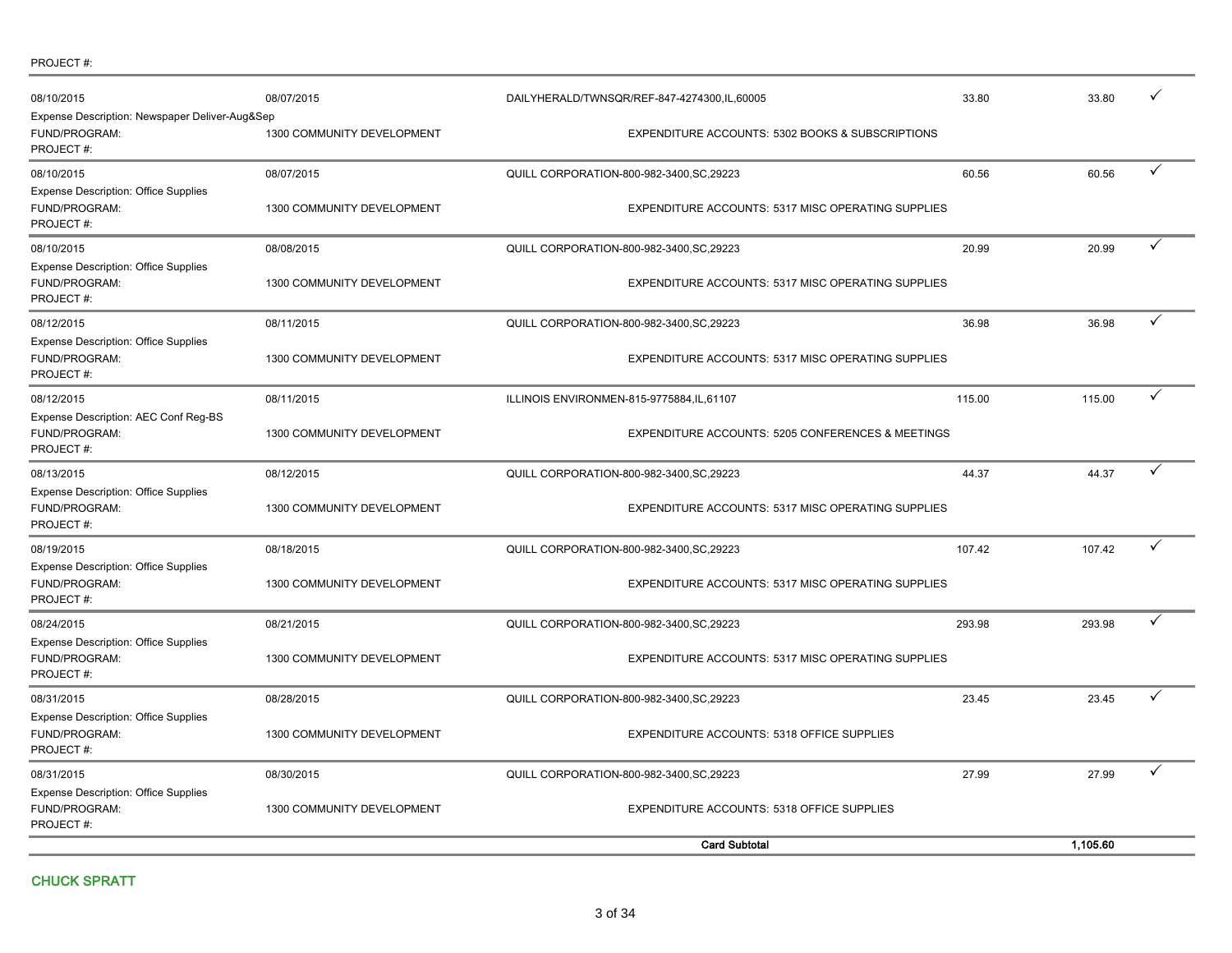PROJECT #:

| Posted Date | Transaction Date | Merchant | Amount | Amount | |
|---|---|---|---|---|---|
| 08/10/2015 | 08/07/2015 | DAILYHERALD/TWNSQR/REF-847-4274300,IL,60005 | 33.80 | 33.80 | ✓ |
| Expense Description: Newspaper Deliver-Aug&Sep | | | | | |
| FUND/PROGRAM: | 1300 COMMUNITY DEVELOPMENT | EXPENDITURE ACCOUNTS: 5302 BOOKS & SUBSCRIPTIONS | | | |
| PROJECT #: | | | | | |
| 08/10/2015 | 08/07/2015 | QUILL CORPORATION-800-982-3400,SC,29223 | 60.56 | 60.56 | ✓ |
| Expense Description: Office Supplies | | | | | |
| FUND/PROGRAM: | 1300 COMMUNITY DEVELOPMENT | EXPENDITURE ACCOUNTS: 5317 MISC OPERATING SUPPLIES | | | |
| PROJECT #: | | | | | |
| 08/10/2015 | 08/08/2015 | QUILL CORPORATION-800-982-3400,SC,29223 | 20.99 | 20.99 | ✓ |
| Expense Description: Office Supplies | | | | | |
| FUND/PROGRAM: | 1300 COMMUNITY DEVELOPMENT | EXPENDITURE ACCOUNTS: 5317 MISC OPERATING SUPPLIES | | | |
| PROJECT #: | | | | | |
| 08/12/2015 | 08/11/2015 | QUILL CORPORATION-800-982-3400,SC,29223 | 36.98 | 36.98 | ✓ |
| Expense Description: Office Supplies | | | | | |
| FUND/PROGRAM: | 1300 COMMUNITY DEVELOPMENT | EXPENDITURE ACCOUNTS: 5317 MISC OPERATING SUPPLIES | | | |
| PROJECT #: | | | | | |
| 08/12/2015 | 08/11/2015 | ILLINOIS ENVIRONMEN-815-9775884,IL,61107 | 115.00 | 115.00 | ✓ |
| Expense Description: AEC Conf Reg-BS | | | | | |
| FUND/PROGRAM: | 1300 COMMUNITY DEVELOPMENT | EXPENDITURE ACCOUNTS: 5205 CONFERENCES & MEETINGS | | | |
| PROJECT #: | | | | | |
| 08/13/2015 | 08/12/2015 | QUILL CORPORATION-800-982-3400,SC,29223 | 44.37 | 44.37 | ✓ |
| Expense Description: Office Supplies | | | | | |
| FUND/PROGRAM: | 1300 COMMUNITY DEVELOPMENT | EXPENDITURE ACCOUNTS: 5317 MISC OPERATING SUPPLIES | | | |
| PROJECT #: | | | | | |
| 08/19/2015 | 08/18/2015 | QUILL CORPORATION-800-982-3400,SC,29223 | 107.42 | 107.42 | ✓ |
| Expense Description: Office Supplies | | | | | |
| FUND/PROGRAM: | 1300 COMMUNITY DEVELOPMENT | EXPENDITURE ACCOUNTS: 5317 MISC OPERATING SUPPLIES | | | |
| PROJECT #: | | | | | |
| 08/24/2015 | 08/21/2015 | QUILL CORPORATION-800-982-3400,SC,29223 | 293.98 | 293.98 | ✓ |
| Expense Description: Office Supplies | | | | | |
| FUND/PROGRAM: | 1300 COMMUNITY DEVELOPMENT | EXPENDITURE ACCOUNTS: 5317 MISC OPERATING SUPPLIES | | | |
| PROJECT #: | | | | | |
| 08/31/2015 | 08/28/2015 | QUILL CORPORATION-800-982-3400,SC,29223 | 23.45 | 23.45 | ✓ |
| Expense Description: Office Supplies | | | | | |
| FUND/PROGRAM: | 1300 COMMUNITY DEVELOPMENT | EXPENDITURE ACCOUNTS: 5318 OFFICE SUPPLIES | | | |
| PROJECT #: | | | | | |
| 08/31/2015 | 08/30/2015 | QUILL CORPORATION-800-982-3400,SC,29223 | 27.99 | 27.99 | ✓ |
| Expense Description: Office Supplies | | | | | |
| FUND/PROGRAM: | 1300 COMMUNITY DEVELOPMENT | EXPENDITURE ACCOUNTS: 5318 OFFICE SUPPLIES | | | |
| PROJECT #: | | | | | |
| | | **Card Subtotal** | | **1,105.60** | |

## CHUCK SPRATT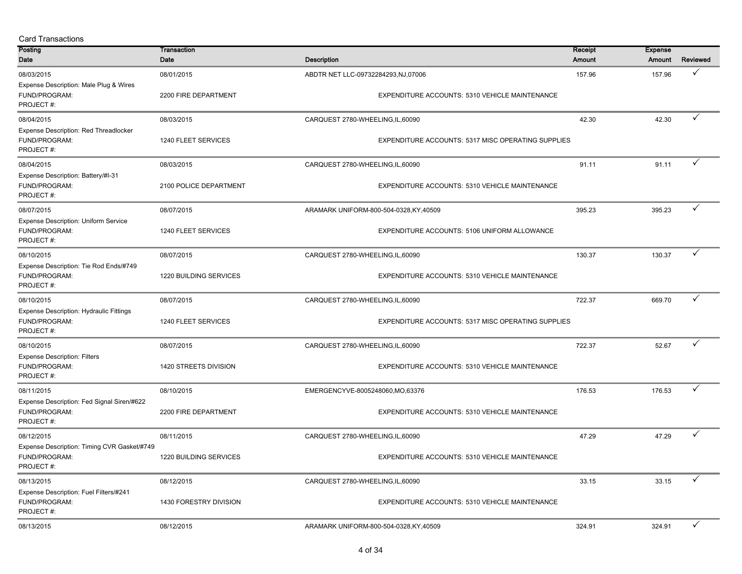Card Transactions

| Posting Date | Transaction Date | Description | Receipt Amount | Expense Amount | Reviewed |
|---|---|---|---|---|---|
| 08/03/2015 | 08/01/2015 | ABDTR NET LLC-09732284293,NJ,07006 | 157.96 | 157.96 | ✓ |
| Expense Description: Male Plug & Wires | | | | | |
| FUND/PROGRAM: | 2200 FIRE DEPARTMENT | EXPENDITURE ACCOUNTS: 5310 VEHICLE MAINTENANCE | | | |
| PROJECT #: | | | | | |
| 08/04/2015 | 08/03/2015 | CARQUEST 2780-WHEELING,IL,60090 | 42.30 | 42.30 | ✓ |
| Expense Description: Red Threadlocker | | | | | |
| FUND/PROGRAM: | 1240 FLEET SERVICES | EXPENDITURE ACCOUNTS: 5317 MISC OPERATING SUPPLIES | | | |
| PROJECT #: | | | | | |
| 08/04/2015 | 08/03/2015 | CARQUEST 2780-WHEELING,IL,60090 | 91.11 | 91.11 | ✓ |
| Expense Description: Battery/#I-31 | | | | | |
| FUND/PROGRAM: | 2100 POLICE DEPARTMENT | EXPENDITURE ACCOUNTS: 5310 VEHICLE MAINTENANCE | | | |
| PROJECT #: | | | | | |
| 08/07/2015 | 08/07/2015 | ARAMARK UNIFORM-800-504-0328,KY,40509 | 395.23 | 395.23 | ✓ |
| Expense Description: Uniform Service | | | | | |
| FUND/PROGRAM: | 1240 FLEET SERVICES | EXPENDITURE ACCOUNTS: 5106 UNIFORM ALLOWANCE | | | |
| PROJECT #: | | | | | |
| 08/10/2015 | 08/07/2015 | CARQUEST 2780-WHEELING,IL,60090 | 130.37 | 130.37 | ✓ |
| Expense Description: Tie Rod Ends/#749 | | | | | |
| FUND/PROGRAM: | 1220 BUILDING SERVICES | EXPENDITURE ACCOUNTS: 5310 VEHICLE MAINTENANCE | | | |
| PROJECT #: | | | | | |
| 08/10/2015 | 08/07/2015 | CARQUEST 2780-WHEELING,IL,60090 | 722.37 | 669.70 | ✓ |
| Expense Description: Hydraulic Fittings | | | | | |
| FUND/PROGRAM: | 1240 FLEET SERVICES | EXPENDITURE ACCOUNTS: 5317 MISC OPERATING SUPPLIES | | | |
| PROJECT #: | | | | | |
| 08/10/2015 | 08/07/2015 | CARQUEST 2780-WHEELING,IL,60090 | 722.37 | 52.67 | ✓ |
| Expense Description: Filters | | | | | |
| FUND/PROGRAM: | 1420 STREETS DIVISION | EXPENDITURE ACCOUNTS: 5310 VEHICLE MAINTENANCE | | | |
| PROJECT #: | | | | | |
| 08/11/2015 | 08/10/2015 | EMERGENCYVE-8005248060,MO,63376 | 176.53 | 176.53 | ✓ |
| Expense Description: Fed Signal Siren/#622 | | | | | |
| FUND/PROGRAM: | 2200 FIRE DEPARTMENT | EXPENDITURE ACCOUNTS: 5310 VEHICLE MAINTENANCE | | | |
| PROJECT #: | | | | | |
| 08/12/2015 | 08/11/2015 | CARQUEST 2780-WHEELING,IL,60090 | 47.29 | 47.29 | ✓ |
| Expense Description: Timing CVR Gasket/#749 | | | | | |
| FUND/PROGRAM: | 1220 BUILDING SERVICES | EXPENDITURE ACCOUNTS: 5310 VEHICLE MAINTENANCE | | | |
| PROJECT #: | | | | | |
| 08/13/2015 | 08/12/2015 | CARQUEST 2780-WHEELING,IL,60090 | 33.15 | 33.15 | ✓ |
| Expense Description: Fuel Filters/#241 | | | | | |
| FUND/PROGRAM: | 1430 FORESTRY DIVISION | EXPENDITURE ACCOUNTS: 5310 VEHICLE MAINTENANCE | | | |
| PROJECT #: | | | | | |
| 08/13/2015 | 08/12/2015 | ARAMARK UNIFORM-800-504-0328,KY,40509 | 324.91 | 324.91 | ✓ |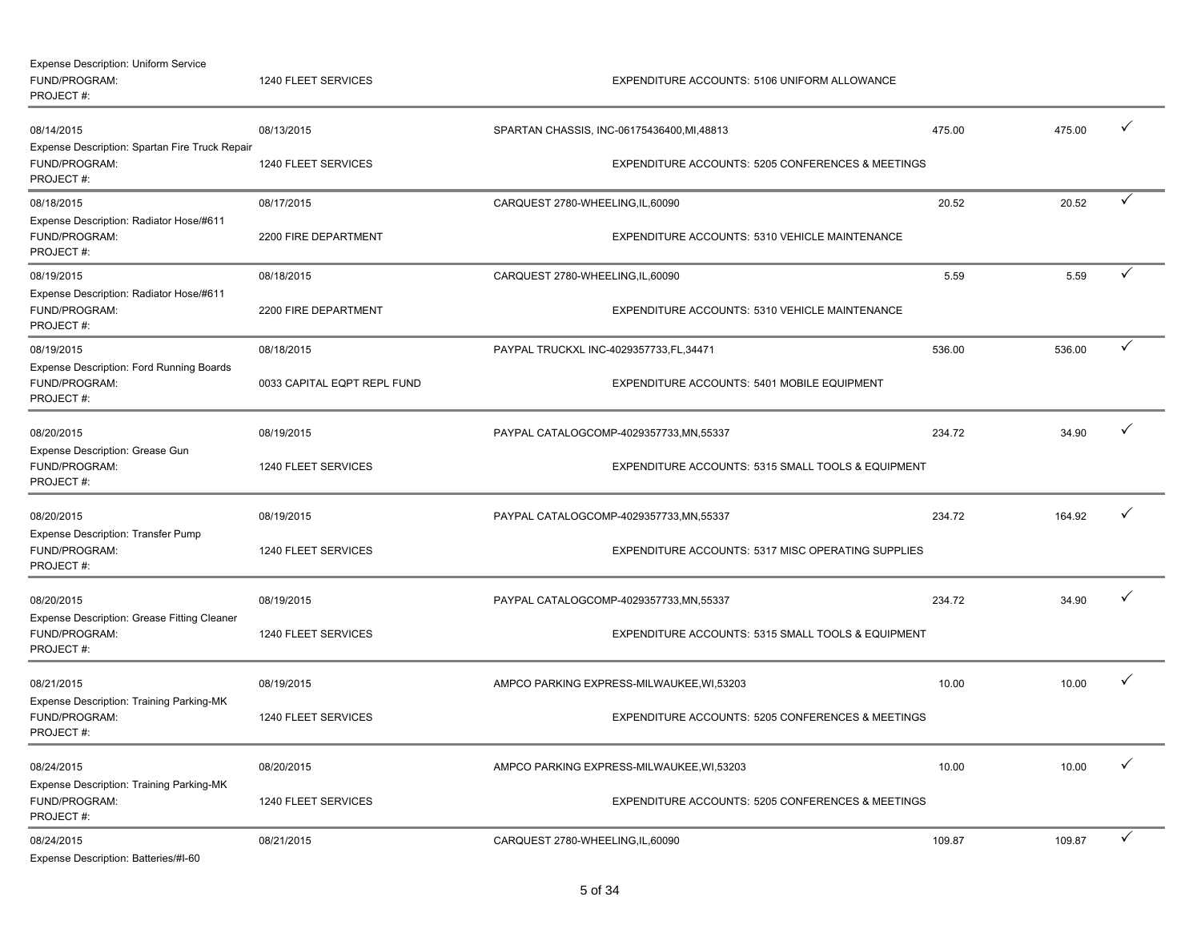Expense Description: Uniform Service
FUND/PROGRAM: 1240 FLEET SERVICES EXPENDITURE ACCOUNTS: 5106 UNIFORM ALLOWANCE
PROJECT #:

| Posting Date | Transaction Date | Merchant | Transaction Amount | Allocated Amount | |
|---|---|---|---|---|---|
| 08/14/2015 | 08/13/2015 | SPARTAN CHASSIS, INC-06175436400,MI,48813 | 475.00 | 475.00 | ✓ |
| Expense Description: Spartan Fire Truck Repair | | | | | |
| FUND/PROGRAM: | 1240 FLEET SERVICES | EXPENDITURE ACCOUNTS: 5205 CONFERENCES & MEETINGS | | | |
| PROJECT #: | | | | | |
| 08/18/2015 | 08/17/2015 | CARQUEST 2780-WHEELING,IL,60090 | 20.52 | 20.52 | ✓ |
| Expense Description: Radiator Hose/#611 | | | | | |
| FUND/PROGRAM: | 2200 FIRE DEPARTMENT | EXPENDITURE ACCOUNTS: 5310 VEHICLE MAINTENANCE | | | |
| PROJECT #: | | | | | |
| 08/19/2015 | 08/18/2015 | CARQUEST 2780-WHEELING,IL,60090 | 5.59 | 5.59 | ✓ |
| Expense Description: Radiator Hose/#611 | | | | | |
| FUND/PROGRAM: | 2200 FIRE DEPARTMENT | EXPENDITURE ACCOUNTS: 5310 VEHICLE MAINTENANCE | | | |
| PROJECT #: | | | | | |
| 08/19/2015 | 08/18/2015 | PAYPAL TRUCKXL INC-4029357733,FL,34471 | 536.00 | 536.00 | ✓ |
| Expense Description: Ford Running Boards | | | | | |
| FUND/PROGRAM: | 0033 CAPITAL EQPT REPL FUND | EXPENDITURE ACCOUNTS: 5401 MOBILE EQUIPMENT | | | |
| PROJECT #: | | | | | |
| 08/20/2015 | 08/19/2015 | PAYPAL CATALOGCOMP-4029357733,MN,55337 | 234.72 | 34.90 | ✓ |
| Expense Description: Grease Gun | | | | | |
| FUND/PROGRAM: | 1240 FLEET SERVICES | EXPENDITURE ACCOUNTS: 5315 SMALL TOOLS & EQUIPMENT | | | |
| PROJECT #: | | | | | |
| 08/20/2015 | 08/19/2015 | PAYPAL CATALOGCOMP-4029357733,MN,55337 | 234.72 | 164.92 | ✓ |
| Expense Description: Transfer Pump | | | | | |
| FUND/PROGRAM: | 1240 FLEET SERVICES | EXPENDITURE ACCOUNTS: 5317 MISC OPERATING SUPPLIES | | | |
| PROJECT #: | | | | | |
| 08/20/2015 | 08/19/2015 | PAYPAL CATALOGCOMP-4029357733,MN,55337 | 234.72 | 34.90 | ✓ |
| Expense Description: Grease Fitting Cleaner | | | | | |
| FUND/PROGRAM: | 1240 FLEET SERVICES | EXPENDITURE ACCOUNTS: 5315 SMALL TOOLS & EQUIPMENT | | | |
| PROJECT #: | | | | | |
| 08/21/2015 | 08/19/2015 | AMPCO PARKING EXPRESS-MILWAUKEE,WI,53203 | 10.00 | 10.00 | ✓ |
| Expense Description: Training Parking-MK | | | | | |
| FUND/PROGRAM: | 1240 FLEET SERVICES | EXPENDITURE ACCOUNTS: 5205 CONFERENCES & MEETINGS | | | |
| PROJECT #: | | | | | |
| 08/24/2015 | 08/20/2015 | AMPCO PARKING EXPRESS-MILWAUKEE,WI,53203 | 10.00 | 10.00 | ✓ |
| Expense Description: Training Parking-MK | | | | | |
| FUND/PROGRAM: | 1240 FLEET SERVICES | EXPENDITURE ACCOUNTS: 5205 CONFERENCES & MEETINGS | | | |
| PROJECT #: | | | | | |
| 08/24/2015 | 08/21/2015 | CARQUEST 2780-WHEELING,IL,60090 | 109.87 | 109.87 | ✓ |
| Expense Description: Batteries/#I-60 | | | | | |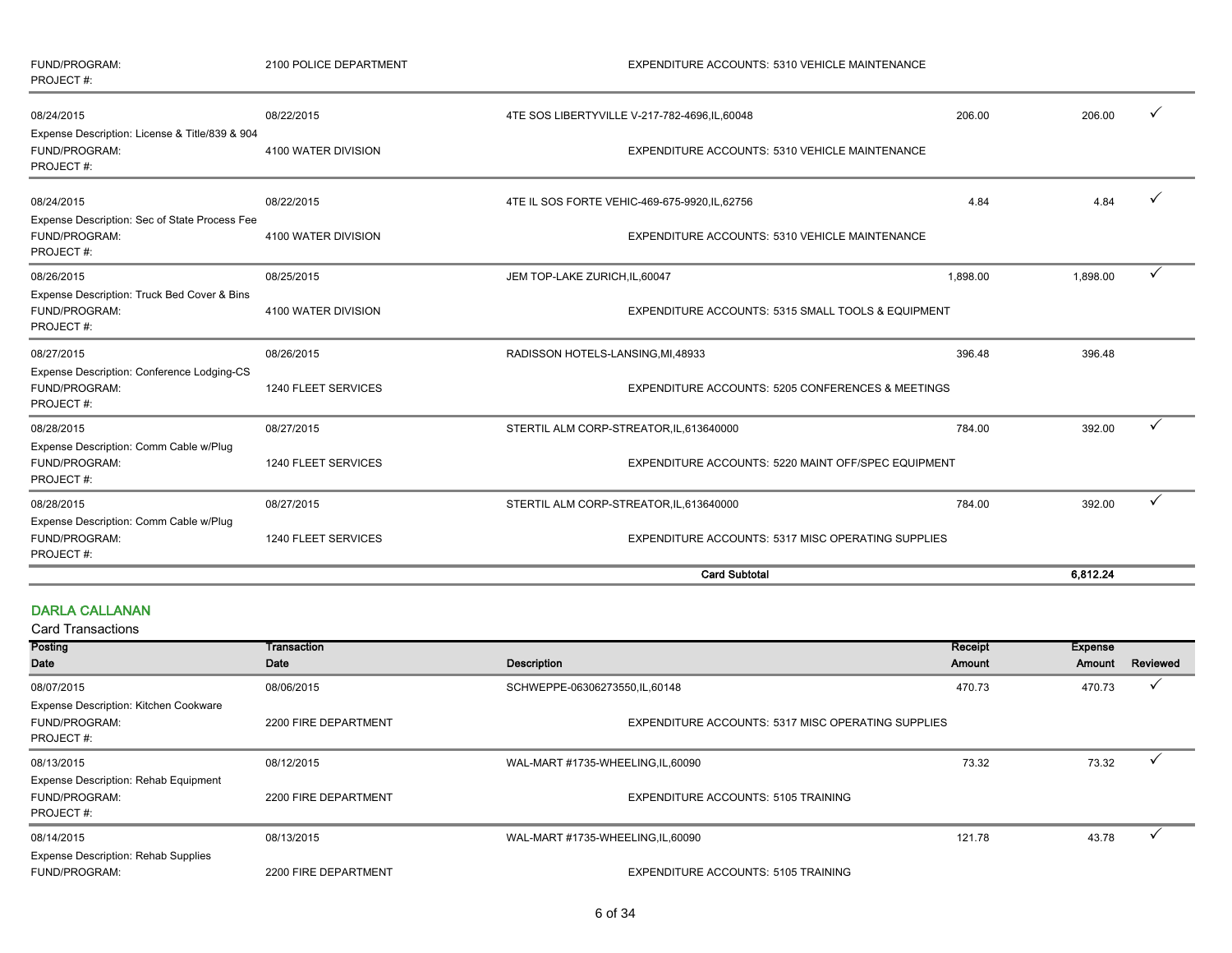FUND/PROGRAM: 2100 POLICE DEPARTMENT EXPENDITURE ACCOUNTS: 5310 VEHICLE MAINTENANCE
PROJECT #:

| Posting Date | Transaction Date | Description | Receipt Amount | Expense Amount | Reviewed |
|---|---|---|---|---|---|
| 08/24/2015 | 08/22/2015 | 4TE SOS LIBERTYVILLE V-217-782-4696,IL,60048 | 206.00 | 206.00 | ✓ |
| Expense Description: License & Title/839 & 904 | | | | | |
| FUND/PROGRAM: | 4100 WATER DIVISION | EXPENDITURE ACCOUNTS: 5310 VEHICLE MAINTENANCE | | | |
| PROJECT #: | | | | | |
| 08/24/2015 | 08/22/2015 | 4TE IL SOS FORTE VEHIC-469-675-9920,IL,62756 | 4.84 | 4.84 | ✓ |
| Expense Description: Sec of State Process Fee | | | | | |
| FUND/PROGRAM: | 4100 WATER DIVISION | EXPENDITURE ACCOUNTS: 5310 VEHICLE MAINTENANCE | | | |
| PROJECT #: | | | | | |
| 08/26/2015 | 08/25/2015 | JEM TOP-LAKE ZURICH,IL,60047 | 1,898.00 | 1,898.00 | ✓ |
| Expense Description: Truck Bed Cover & Bins | | | | | |
| FUND/PROGRAM: | 4100 WATER DIVISION | EXPENDITURE ACCOUNTS: 5315 SMALL TOOLS & EQUIPMENT | | | |
| PROJECT #: | | | | | |
| 08/27/2015 | 08/26/2015 | RADISSON HOTELS-LANSING,MI,48933 | 396.48 | 396.48 | |
| Expense Description: Conference Lodging-CS | | | | | |
| FUND/PROGRAM: | 1240 FLEET SERVICES | EXPENDITURE ACCOUNTS: 5205 CONFERENCES & MEETINGS | | | |
| PROJECT #: | | | | | |
| 08/28/2015 | 08/27/2015 | STERTIL ALM CORP-STREATOR,IL,613640000 | 784.00 | 392.00 | ✓ |
| Expense Description: Comm Cable w/Plug | | | | | |
| FUND/PROGRAM: | 1240 FLEET SERVICES | EXPENDITURE ACCOUNTS: 5220 MAINT OFF/SPEC EQUIPMENT | | | |
| PROJECT #: | | | | | |
| 08/28/2015 | 08/27/2015 | STERTIL ALM CORP-STREATOR,IL,613640000 | 784.00 | 392.00 | ✓ |
| Expense Description: Comm Cable w/Plug | | | | | |
| FUND/PROGRAM: | 1240 FLEET SERVICES | EXPENDITURE ACCOUNTS: 5317 MISC OPERATING SUPPLIES | | | |
| PROJECT #: | | | | | |
| | | **Card Subtotal** | | **6,812.24** | |

## DARLA CALLANAN

Card Transactions

| Posting Date | Transaction Date | Description | Receipt Amount | Expense Amount | Reviewed |
|---|---|---|---|---|---|
| 08/07/2015 | 08/06/2015 | SCHWEPPE-06306273550,IL,60148 | 470.73 | 470.73 | ✓ |
| Expense Description: Kitchen Cookware | | | | | |
| FUND/PROGRAM: | 2200 FIRE DEPARTMENT | EXPENDITURE ACCOUNTS: 5317 MISC OPERATING SUPPLIES | | | |
| PROJECT #: | | | | | |
| 08/13/2015 | 08/12/2015 | WAL-MART #1735-WHEELING,IL,60090 | 73.32 | 73.32 | ✓ |
| Expense Description: Rehab Equipment | | | | | |
| FUND/PROGRAM: | 2200 FIRE DEPARTMENT | EXPENDITURE ACCOUNTS: 5105 TRAINING | | | |
| PROJECT #: | | | | | |
| 08/14/2015 | 08/13/2015 | WAL-MART #1735-WHEELING,IL,60090 | 121.78 | 43.78 | ✓ |
| Expense Description: Rehab Supplies | | | | | |
| FUND/PROGRAM: | 2200 FIRE DEPARTMENT | EXPENDITURE ACCOUNTS: 5105 TRAINING | | | |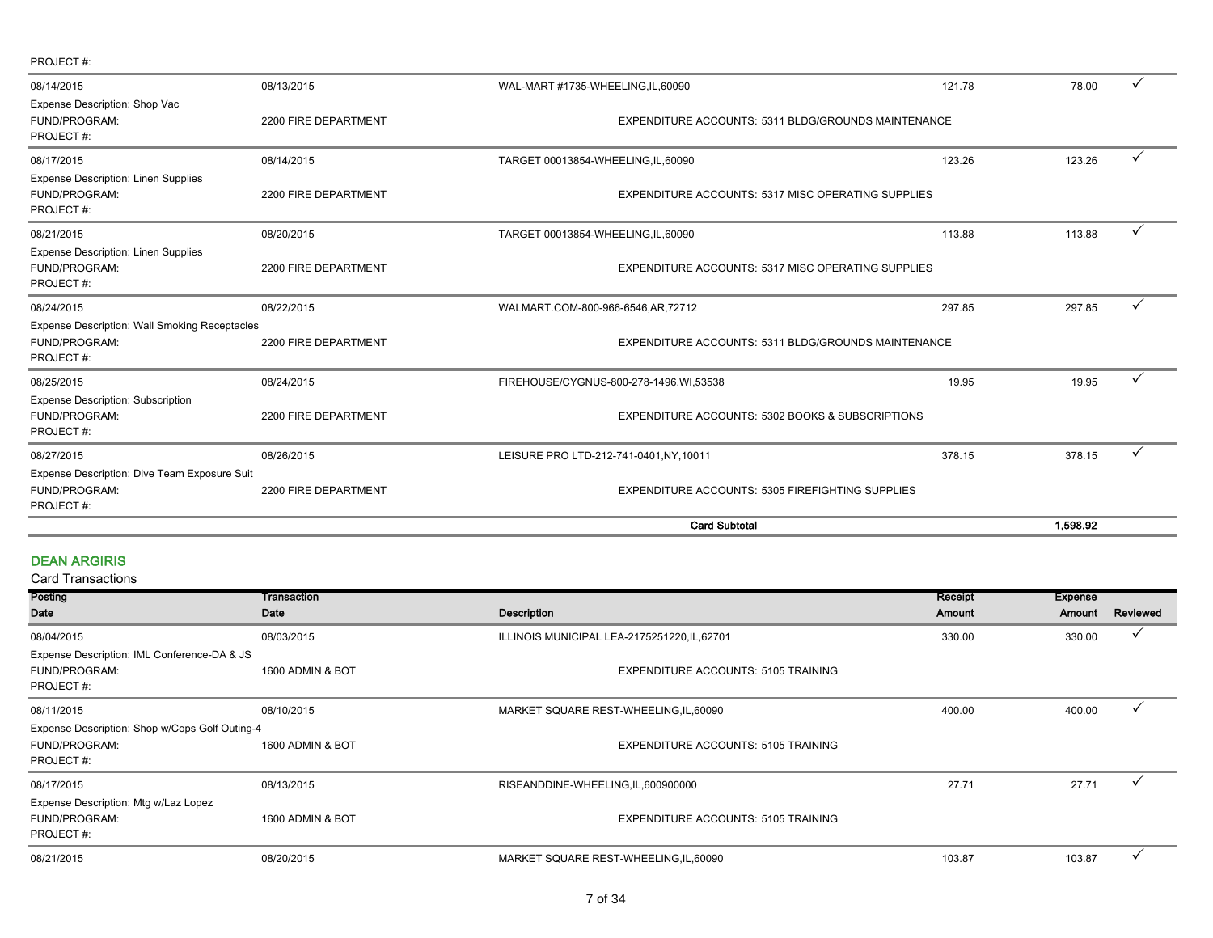PROJECT #:

| Posting Date | Transaction Date | Description | Receipt Amount | Expense Amount | Reviewed |
|---|---|---|---|---|---|
| 08/14/2015 | 08/13/2015 | WAL-MART #1735-WHEELING,IL,60090 | 121.78 | 78.00 | ✓ |
| Expense Description: Shop Vac | | | | | |
| FUND/PROGRAM: | 2200 FIRE DEPARTMENT | EXPENDITURE ACCOUNTS: 5311 BLDG/GROUNDS MAINTENANCE | | | |
| PROJECT #: | | | | | |
| 08/17/2015 | 08/14/2015 | TARGET 00013854-WHEELING,IL,60090 | 123.26 | 123.26 | ✓ |
| Expense Description: Linen Supplies | | | | | |
| FUND/PROGRAM: | 2200 FIRE DEPARTMENT | EXPENDITURE ACCOUNTS: 5317 MISC OPERATING SUPPLIES | | | |
| PROJECT #: | | | | | |
| 08/21/2015 | 08/20/2015 | TARGET 00013854-WHEELING,IL,60090 | 113.88 | 113.88 | ✓ |
| Expense Description: Linen Supplies | | | | | |
| FUND/PROGRAM: | 2200 FIRE DEPARTMENT | EXPENDITURE ACCOUNTS: 5317 MISC OPERATING SUPPLIES | | | |
| PROJECT #: | | | | | |
| 08/24/2015 | 08/22/2015 | WALMART.COM-800-966-6546,AR,72712 | 297.85 | 297.85 | ✓ |
| Expense Description: Wall Smoking Receptacles | | | | | |
| FUND/PROGRAM: | 2200 FIRE DEPARTMENT | EXPENDITURE ACCOUNTS: 5311 BLDG/GROUNDS MAINTENANCE | | | |
| PROJECT #: | | | | | |
| 08/25/2015 | 08/24/2015 | FIREHOUSE/CYGNUS-800-278-1496,WI,53538 | 19.95 | 19.95 | ✓ |
| Expense Description: Subscription | | | | | |
| FUND/PROGRAM: | 2200 FIRE DEPARTMENT | EXPENDITURE ACCOUNTS: 5302 BOOKS & SUBSCRIPTIONS | | | |
| PROJECT #: | | | | | |
| 08/27/2015 | 08/26/2015 | LEISURE PRO LTD-212-741-0401,NY,10011 | 378.15 | 378.15 | ✓ |
| Expense Description: Dive Team Exposure Suit | | | | | |
| FUND/PROGRAM: | 2200 FIRE DEPARTMENT | EXPENDITURE ACCOUNTS: 5305 FIREFIGHTING SUPPLIES | | | |
| PROJECT #: | | | | | |
| | | **Card Subtotal** | | **1,598.92** | |

## DEAN ARGIRIS

Card Transactions

| Posting Date | Transaction Date | Description | Receipt Amount | Expense Amount | Reviewed |
|---|---|---|---|---|---|
| 08/04/2015 | 08/03/2015 | ILLINOIS MUNICIPAL LEA-2175251220,IL,62701 | 330.00 | 330.00 | ✓ |
| Expense Description: IML Conference-DA & JS | | | | | |
| FUND/PROGRAM: | 1600 ADMIN & BOT | EXPENDITURE ACCOUNTS: 5105 TRAINING | | | |
| PROJECT #: | | | | | |
| 08/11/2015 | 08/10/2015 | MARKET SQUARE REST-WHEELING,IL,60090 | 400.00 | 400.00 | ✓ |
| Expense Description: Shop w/Cops Golf Outing-4 | | | | | |
| FUND/PROGRAM: | 1600 ADMIN & BOT | EXPENDITURE ACCOUNTS: 5105 TRAINING | | | |
| PROJECT #: | | | | | |
| 08/17/2015 | 08/13/2015 | RISEANDDINE-WHEELING,IL,600900000 | 27.71 | 27.71 | ✓ |
| Expense Description: Mtg w/Laz Lopez | | | | | |
| FUND/PROGRAM: | 1600 ADMIN & BOT | EXPENDITURE ACCOUNTS: 5105 TRAINING | | | |
| PROJECT #: | | | | | |
| 08/21/2015 | 08/20/2015 | MARKET SQUARE REST-WHEELING,IL,60090 | 103.87 | 103.87 | ✓ |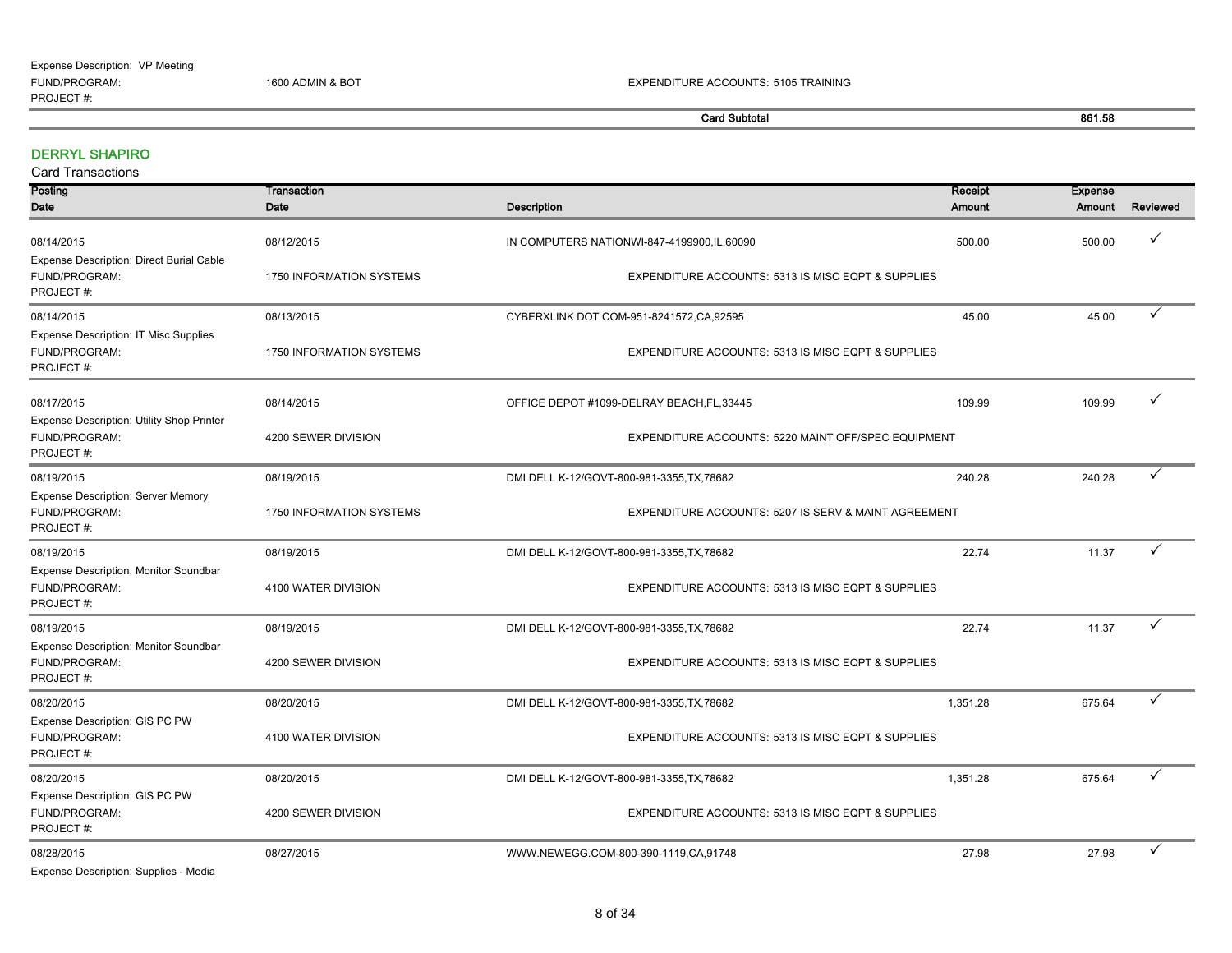Expense Description: VP Meeting
FUND/PROGRAM: 1600 ADMIN & BOT EXPENDITURE ACCOUNTS: 5105 TRAINING
PROJECT #:

**Card Subtotal** **861.58**

## DERRYL SHAPIRO

Card Transactions

| Posting Date | Transaction Date | Description | Receipt Amount | Expense Amount | Reviewed |
|---|---|---|---|---|---|
| 08/14/2015 | 08/12/2015 | IN COMPUTERS NATIONWI-847-4199900,IL,60090 | 500.00 | 500.00 | ✓ |
| Expense Description: Direct Burial Cable | | | | | |
| FUND/PROGRAM: | 1750 INFORMATION SYSTEMS | EXPENDITURE ACCOUNTS: 5313 IS MISC EQPT & SUPPLIES | | | |
| PROJECT #: | | | | | |
| 08/14/2015 | 08/13/2015 | CYBERXLINK DOT COM-951-8241572,CA,92595 | 45.00 | 45.00 | ✓ |
| Expense Description: IT Misc Supplies | | | | | |
| FUND/PROGRAM: | 1750 INFORMATION SYSTEMS | EXPENDITURE ACCOUNTS: 5313 IS MISC EQPT & SUPPLIES | | | |
| PROJECT #: | | | | | |
| 08/17/2015 | 08/14/2015 | OFFICE DEPOT #1099-DELRAY BEACH,FL,33445 | 109.99 | 109.99 | ✓ |
| Expense Description: Utility Shop Printer | | | | | |
| FUND/PROGRAM: | 4200 SEWER DIVISION | EXPENDITURE ACCOUNTS: 5220 MAINT OFF/SPEC EQUIPMENT | | | |
| PROJECT #: | | | | | |
| 08/19/2015 | 08/19/2015 | DMI DELL K-12/GOVT-800-981-3355,TX,78682 | 240.28 | 240.28 | ✓ |
| Expense Description: Server Memory | | | | | |
| FUND/PROGRAM: | 1750 INFORMATION SYSTEMS | EXPENDITURE ACCOUNTS: 5207 IS SERV & MAINT AGREEMENT | | | |
| PROJECT #: | | | | | |
| 08/19/2015 | 08/19/2015 | DMI DELL K-12/GOVT-800-981-3355,TX,78682 | 22.74 | 11.37 | ✓ |
| Expense Description: Monitor Soundbar | | | | | |
| FUND/PROGRAM: | 4100 WATER DIVISION | EXPENDITURE ACCOUNTS: 5313 IS MISC EQPT & SUPPLIES | | | |
| PROJECT #: | | | | | |
| 08/19/2015 | 08/19/2015 | DMI DELL K-12/GOVT-800-981-3355,TX,78682 | 22.74 | 11.37 | ✓ |
| Expense Description: Monitor Soundbar | | | | | |
| FUND/PROGRAM: | 4200 SEWER DIVISION | EXPENDITURE ACCOUNTS: 5313 IS MISC EQPT & SUPPLIES | | | |
| PROJECT #: | | | | | |
| 08/20/2015 | 08/20/2015 | DMI DELL K-12/GOVT-800-981-3355,TX,78682 | 1,351.28 | 675.64 | ✓ |
| Expense Description: GIS PC PW | | | | | |
| FUND/PROGRAM: | 4100 WATER DIVISION | EXPENDITURE ACCOUNTS: 5313 IS MISC EQPT & SUPPLIES | | | |
| PROJECT #: | | | | | |
| 08/20/2015 | 08/20/2015 | DMI DELL K-12/GOVT-800-981-3355,TX,78682 | 1,351.28 | 675.64 | ✓ |
| Expense Description: GIS PC PW | | | | | |
| FUND/PROGRAM: | 4200 SEWER DIVISION | EXPENDITURE ACCOUNTS: 5313 IS MISC EQPT & SUPPLIES | | | |
| PROJECT #: | | | | | |
| 08/28/2015 | 08/27/2015 | WWW.NEWEGG.COM-800-390-1119,CA,91748 | 27.98 | 27.98 | ✓ |
| Expense Description: Supplies - Media | | | | | |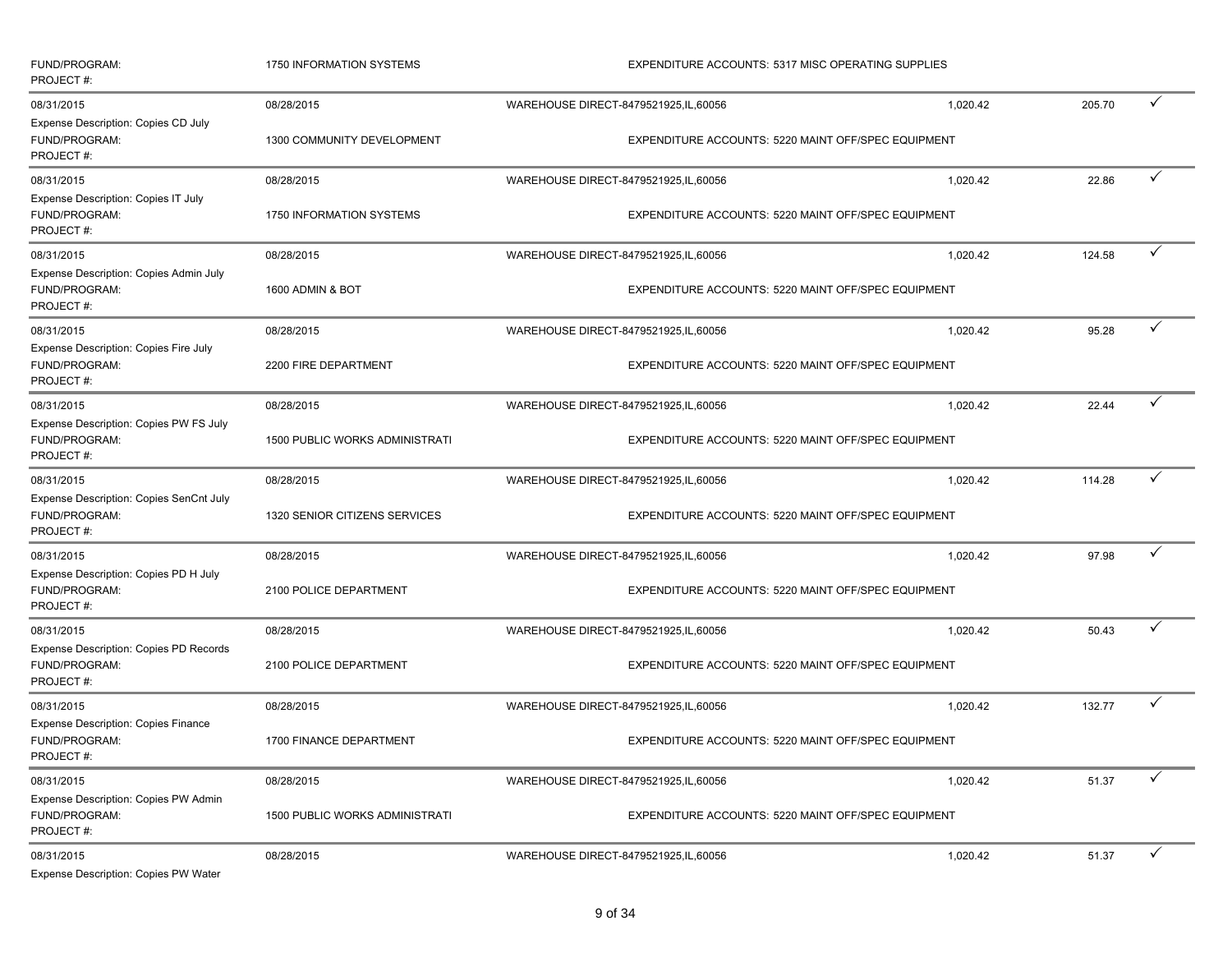FUND/PROGRAM: 1750 INFORMATION SYSTEMS EXPENDITURE ACCOUNTS: 5317 MISC OPERATING SUPPLIES
PROJECT #:

| | | | | | |
|---|---|---|---|---|---|
| 08/31/2015 | 08/28/2015 | WAREHOUSE DIRECT-8479521925,IL,60056 | 1,020.42 | 205.70 | ✓ |
| Expense Description: Copies CD July | | | | | |
| FUND/PROGRAM: | 1300 COMMUNITY DEVELOPMENT | EXPENDITURE ACCOUNTS: 5220 MAINT OFF/SPEC EQUIPMENT | | | |
| PROJECT #: | | | | | |
| 08/31/2015 | 08/28/2015 | WAREHOUSE DIRECT-8479521925,IL,60056 | 1,020.42 | 22.86 | ✓ |
| Expense Description: Copies IT July | | | | | |
| FUND/PROGRAM: | 1750 INFORMATION SYSTEMS | EXPENDITURE ACCOUNTS: 5220 MAINT OFF/SPEC EQUIPMENT | | | |
| PROJECT #: | | | | | |
| 08/31/2015 | 08/28/2015 | WAREHOUSE DIRECT-8479521925,IL,60056 | 1,020.42 | 124.58 | ✓ |
| Expense Description: Copies Admin July | | | | | |
| FUND/PROGRAM: | 1600 ADMIN & BOT | EXPENDITURE ACCOUNTS: 5220 MAINT OFF/SPEC EQUIPMENT | | | |
| PROJECT #: | | | | | |
| 08/31/2015 | 08/28/2015 | WAREHOUSE DIRECT-8479521925,IL,60056 | 1,020.42 | 95.28 | ✓ |
| Expense Description: Copies Fire July | | | | | |
| FUND/PROGRAM: | 2200 FIRE DEPARTMENT | EXPENDITURE ACCOUNTS: 5220 MAINT OFF/SPEC EQUIPMENT | | | |
| PROJECT #: | | | | | |
| 08/31/2015 | 08/28/2015 | WAREHOUSE DIRECT-8479521925,IL,60056 | 1,020.42 | 22.44 | ✓ |
| Expense Description: Copies PW FS July | | | | | |
| FUND/PROGRAM: | 1500 PUBLIC WORKS ADMINISTRATI | EXPENDITURE ACCOUNTS: 5220 MAINT OFF/SPEC EQUIPMENT | | | |
| PROJECT #: | | | | | |
| 08/31/2015 | 08/28/2015 | WAREHOUSE DIRECT-8479521925,IL,60056 | 1,020.42 | 114.28 | ✓ |
| Expense Description: Copies SenCnt July | | | | | |
| FUND/PROGRAM: | 1320 SENIOR CITIZENS SERVICES | EXPENDITURE ACCOUNTS: 5220 MAINT OFF/SPEC EQUIPMENT | | | |
| PROJECT #: | | | | | |
| 08/31/2015 | 08/28/2015 | WAREHOUSE DIRECT-8479521925,IL,60056 | 1,020.42 | 97.98 | ✓ |
| Expense Description: Copies PD H July | | | | | |
| FUND/PROGRAM: | 2100 POLICE DEPARTMENT | EXPENDITURE ACCOUNTS: 5220 MAINT OFF/SPEC EQUIPMENT | | | |
| PROJECT #: | | | | | |
| 08/31/2015 | 08/28/2015 | WAREHOUSE DIRECT-8479521925,IL,60056 | 1,020.42 | 50.43 | ✓ |
| Expense Description: Copies PD Records | | | | | |
| FUND/PROGRAM: | 2100 POLICE DEPARTMENT | EXPENDITURE ACCOUNTS: 5220 MAINT OFF/SPEC EQUIPMENT | | | |
| PROJECT #: | | | | | |
| 08/31/2015 | 08/28/2015 | WAREHOUSE DIRECT-8479521925,IL,60056 | 1,020.42 | 132.77 | ✓ |
| Expense Description: Copies Finance | | | | | |
| FUND/PROGRAM: | 1700 FINANCE DEPARTMENT | EXPENDITURE ACCOUNTS: 5220 MAINT OFF/SPEC EQUIPMENT | | | |
| PROJECT #: | | | | | |
| 08/31/2015 | 08/28/2015 | WAREHOUSE DIRECT-8479521925,IL,60056 | 1,020.42 | 51.37 | ✓ |
| Expense Description: Copies PW Admin | | | | | |
| FUND/PROGRAM: | 1500 PUBLIC WORKS ADMINISTRATI | EXPENDITURE ACCOUNTS: 5220 MAINT OFF/SPEC EQUIPMENT | | | |
| PROJECT #: | | | | | |
| 08/31/2015 | 08/28/2015 | WAREHOUSE DIRECT-8479521925,IL,60056 | 1,020.42 | 51.37 | ✓ |
| Expense Description: Copies PW Water | | | | | |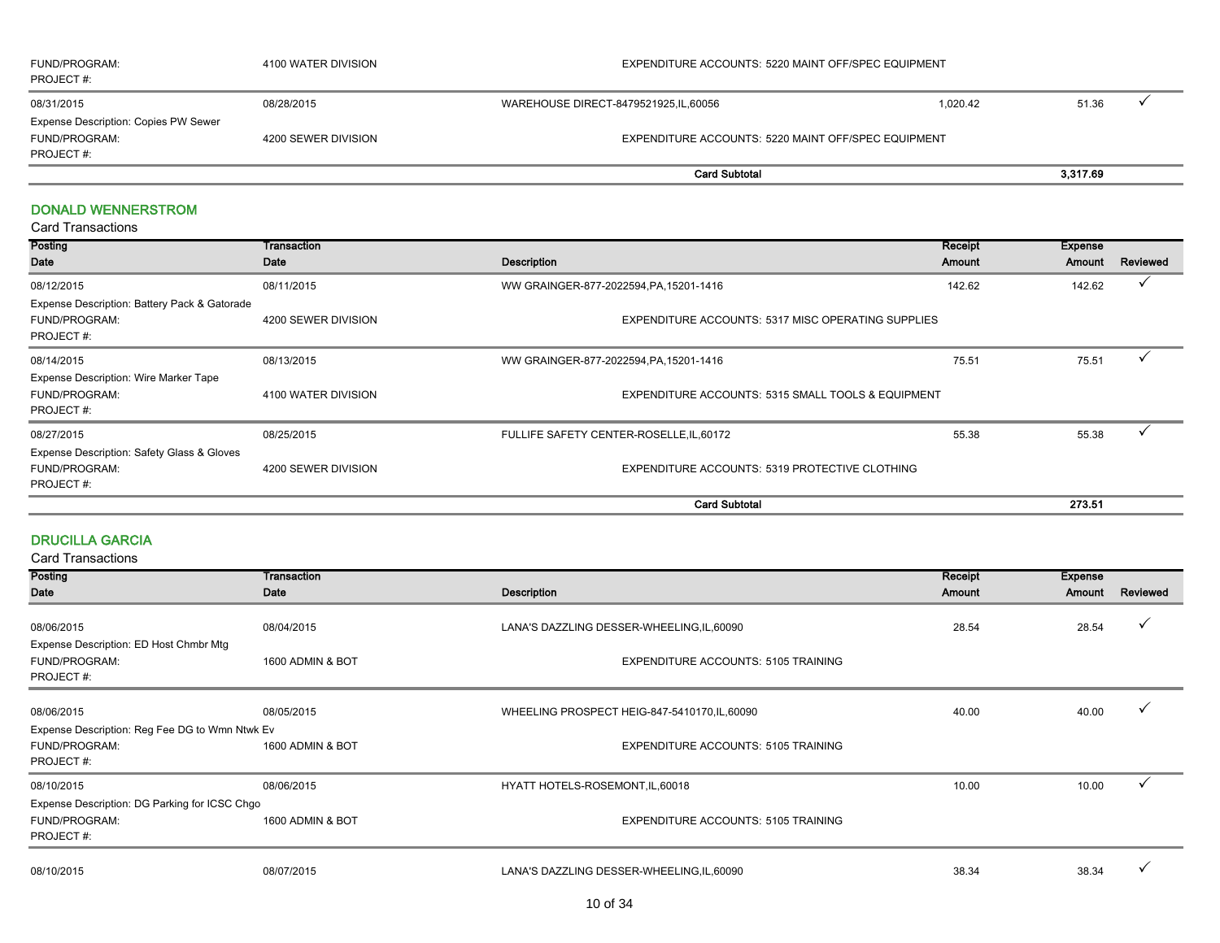| | | | | | |
|---|---|---|---|---|---|
| FUND/PROGRAM: | 4100 WATER DIVISION | EXPENDITURE ACCOUNTS: 5220 MAINT OFF/SPEC EQUIPMENT | | | |
| PROJECT #: | | | | | |
| 08/31/2015 | 08/28/2015 | WAREHOUSE DIRECT-8479521925,IL,60056 | 1,020.42 | 51.36 | ✓ |
| Expense Description: Copies PW Sewer | | | | | |
| FUND/PROGRAM: | 4200 SEWER DIVISION | EXPENDITURE ACCOUNTS: 5220 MAINT OFF/SPEC EQUIPMENT | | | |
| PROJECT #: | | | | | |
| | | **Card Subtotal** | | **3,317.69** | |

## DONALD WENNERSTROM

Card Transactions

| Posting Date | Transaction Date | Description | Receipt Amount | Expense Amount | Reviewed |
|---|---|---|---|---|---|
| 08/12/2015 | 08/11/2015 | WW GRAINGER-877-2022594,PA,15201-1416 | 142.62 | 142.62 | ✓ |
| Expense Description: Battery Pack & Gatorade | | | | | |
| FUND/PROGRAM: | 4200 SEWER DIVISION | EXPENDITURE ACCOUNTS: 5317 MISC OPERATING SUPPLIES | | | |
| PROJECT #: | | | | | |
| 08/14/2015 | 08/13/2015 | WW GRAINGER-877-2022594,PA,15201-1416 | 75.51 | 75.51 | ✓ |
| Expense Description: Wire Marker Tape | | | | | |
| FUND/PROGRAM: | 4100 WATER DIVISION | EXPENDITURE ACCOUNTS: 5315 SMALL TOOLS & EQUIPMENT | | | |
| PROJECT #: | | | | | |
| 08/27/2015 | 08/25/2015 | FULLIFE SAFETY CENTER-ROSELLE,IL,60172 | 55.38 | 55.38 | ✓ |
| Expense Description: Safety Glass & Gloves | | | | | |
| FUND/PROGRAM: | 4200 SEWER DIVISION | EXPENDITURE ACCOUNTS: 5319 PROTECTIVE CLOTHING | | | |
| PROJECT #: | | | | | |
| | | **Card Subtotal** | | **273.51** | |

## DRUCILLA GARCIA

Card Transactions

| Posting Date | Transaction Date | Description | Receipt Amount | Expense Amount | Reviewed |
|---|---|---|---|---|---|
| 08/06/2015 | 08/04/2015 | LANA'S DAZZLING DESSER-WHEELING,IL,60090 | 28.54 | 28.54 | ✓ |
| Expense Description: ED Host Chmbr Mtg | | | | | |
| FUND/PROGRAM: | 1600 ADMIN & BOT | EXPENDITURE ACCOUNTS: 5105 TRAINING | | | |
| PROJECT #: | | | | | |
| 08/06/2015 | 08/05/2015 | WHEELING PROSPECT HEIG-847-5410170,IL,60090 | 40.00 | 40.00 | ✓ |
| Expense Description: Reg Fee DG to Wmn Ntwk Ev | | | | | |
| FUND/PROGRAM: | 1600 ADMIN & BOT | EXPENDITURE ACCOUNTS: 5105 TRAINING | | | |
| PROJECT #: | | | | | |
| 08/10/2015 | 08/06/2015 | HYATT HOTELS-ROSEMONT,IL,60018 | 10.00 | 10.00 | ✓ |
| Expense Description: DG Parking for ICSC Chgo | | | | | |
| FUND/PROGRAM: | 1600 ADMIN & BOT | EXPENDITURE ACCOUNTS: 5105 TRAINING | | | |
| PROJECT #: | | | | | |
| 08/10/2015 | 08/07/2015 | LANA'S DAZZLING DESSER-WHEELING,IL,60090 | 38.34 | 38.34 | ✓ |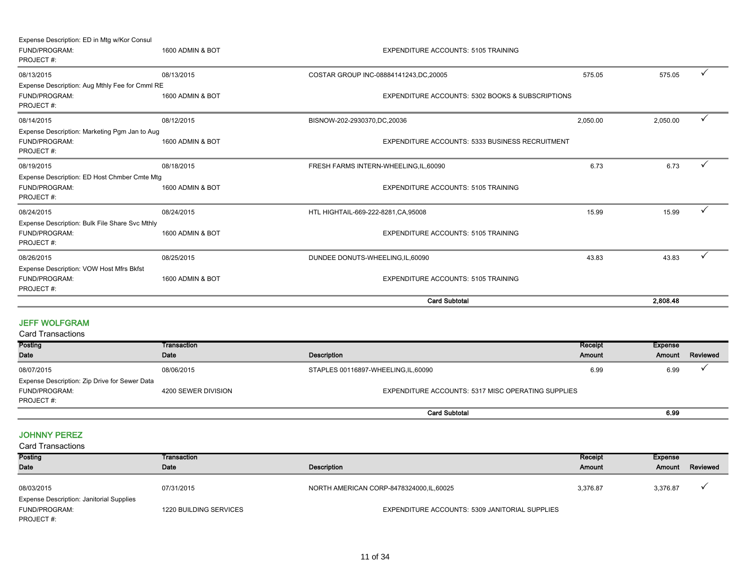| Posting Date | Transaction Date | Description | Receipt Amount | Expense Amount | Reviewed |
|---|---|---|---|---|---|
| Expense Description: ED in Mtg w/Kor Consul | | | | | |
| FUND/PROGRAM: | 1600 ADMIN & BOT | EXPENDITURE ACCOUNTS: 5105 TRAINING | | | |
| PROJECT #: | | | | | |
| 08/13/2015 | 08/13/2015 | COSTAR GROUP INC-08884141243,DC,20005 | 575.05 | 575.05 | ✓ |
| Expense Description: Aug Mthly Fee for Cmml RE | | | | | |
| FUND/PROGRAM: | 1600 ADMIN & BOT | EXPENDITURE ACCOUNTS: 5302 BOOKS & SUBSCRIPTIONS | | | |
| PROJECT #: | | | | | |
| 08/14/2015 | 08/12/2015 | BISNOW-202-2930370,DC,20036 | 2,050.00 | 2,050.00 | ✓ |
| Expense Description: Marketing Pgm Jan to Aug | | | | | |
| FUND/PROGRAM: | 1600 ADMIN & BOT | EXPENDITURE ACCOUNTS: 5333 BUSINESS RECRUITMENT | | | |
| PROJECT #: | | | | | |
| 08/19/2015 | 08/18/2015 | FRESH FARMS INTERN-WHEELING,IL,60090 | 6.73 | 6.73 | ✓ |
| Expense Description: ED Host Chmber Cmte Mtg | | | | | |
| FUND/PROGRAM: | 1600 ADMIN & BOT | EXPENDITURE ACCOUNTS: 5105 TRAINING | | | |
| PROJECT #: | | | | | |
| 08/24/2015 | 08/24/2015 | HTL HIGHTAIL-669-222-8281,CA,95008 | 15.99 | 15.99 | ✓ |
| Expense Description: Bulk File Share Svc Mthly | | | | | |
| FUND/PROGRAM: | 1600 ADMIN & BOT | EXPENDITURE ACCOUNTS: 5105 TRAINING | | | |
| PROJECT #: | | | | | |
| 08/26/2015 | 08/25/2015 | DUNDEE DONUTS-WHEELING,IL,60090 | 43.83 | 43.83 | ✓ |
| Expense Description: VOW Host Mfrs Bkfst | | | | | |
| FUND/PROGRAM: | 1600 ADMIN & BOT | EXPENDITURE ACCOUNTS: 5105 TRAINING | | | |
| PROJECT #: | | | | | |
| | | **Card Subtotal** | | **2,808.48** | |

## JEFF WOLFGRAM

Card Transactions

| Posting Date | Transaction Date | Description | Receipt Amount | Expense Amount | Reviewed |
|---|---|---|---|---|---|
| 08/07/2015 | 08/06/2015 | STAPLES 00116897-WHEELING,IL,60090 | 6.99 | 6.99 | ✓ |
| Expense Description: Zip Drive for Sewer Data | | | | | |
| FUND/PROGRAM: | 4200 SEWER DIVISION | EXPENDITURE ACCOUNTS: 5317 MISC OPERATING SUPPLIES | | | |
| PROJECT #: | | | | | |
| | | **Card Subtotal** | | **6.99** | |

## JOHNNY PEREZ

Card Transactions

| Posting Date | Transaction Date | Description | Receipt Amount | Expense Amount | Reviewed |
|---|---|---|---|---|---|
| 08/03/2015 | 07/31/2015 | NORTH AMERICAN CORP-8478324000,IL,60025 | 3,376.87 | 3,376.87 | ✓ |
| Expense Description: Janitorial Supplies | | | | | |
| FUND/PROGRAM: | 1220 BUILDING SERVICES | EXPENDITURE ACCOUNTS: 5309 JANITORIAL SUPPLIES | | | |
| PROJECT #: | | | | | |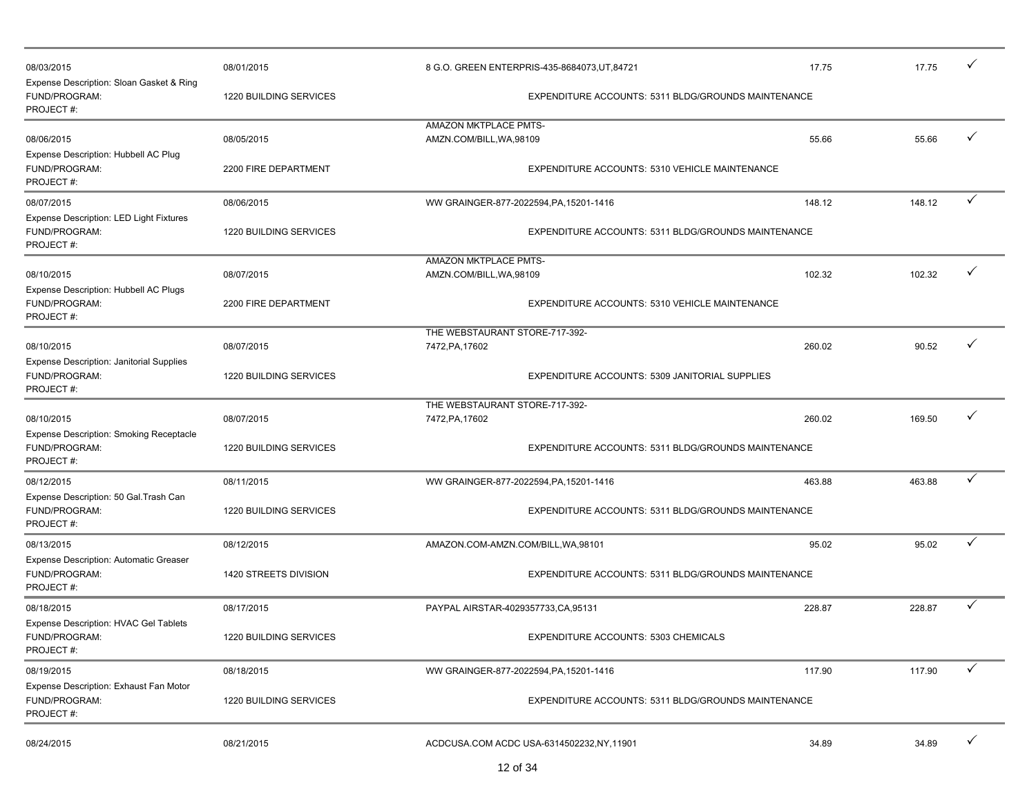| | | | | | |
|---|---|---|---|---|---|
| 08/03/2015 | 08/01/2015 | 8 G.O. GREEN ENTERPRIS-435-8684073,UT,84721 | 17.75 | 17.75 | ✓ |
| Expense Description: Sloan Gasket & Ring | | | | | |
| FUND/PROGRAM: | 1220 BUILDING SERVICES | EXPENDITURE ACCOUNTS: 5311 BLDG/GROUNDS MAINTENANCE | | | |
| PROJECT #: | | | | | |
| 08/06/2015 | 08/05/2015 | AMAZON MKTPLACE PMTS-AMZN.COM/BILL,WA,98109 | 55.66 | 55.66 | ✓ |
| Expense Description: Hubbell AC Plug | | | | | |
| FUND/PROGRAM: | 2200 FIRE DEPARTMENT | EXPENDITURE ACCOUNTS: 5310 VEHICLE MAINTENANCE | | | |
| PROJECT #: | | | | | |
| 08/07/2015 | 08/06/2015 | WW GRAINGER-877-2022594,PA,15201-1416 | 148.12 | 148.12 | ✓ |
| Expense Description: LED Light Fixtures | | | | | |
| FUND/PROGRAM: | 1220 BUILDING SERVICES | EXPENDITURE ACCOUNTS: 5311 BLDG/GROUNDS MAINTENANCE | | | |
| PROJECT #: | | | | | |
| 08/10/2015 | 08/07/2015 | AMAZON MKTPLACE PMTS-AMZN.COM/BILL,WA,98109 | 102.32 | 102.32 | ✓ |
| Expense Description: Hubbell AC Plugs | | | | | |
| FUND/PROGRAM: | 2200 FIRE DEPARTMENT | EXPENDITURE ACCOUNTS: 5310 VEHICLE MAINTENANCE | | | |
| PROJECT #: | | | | | |
| 08/10/2015 | 08/07/2015 | THE WEBSTAURANT STORE-717-392-7472,PA,17602 | 260.02 | 90.52 | ✓ |
| Expense Description: Janitorial Supplies | | | | | |
| FUND/PROGRAM: | 1220 BUILDING SERVICES | EXPENDITURE ACCOUNTS: 5309 JANITORIAL SUPPLIES | | | |
| PROJECT #: | | | | | |
| 08/10/2015 | 08/07/2015 | THE WEBSTAURANT STORE-717-392-7472,PA,17602 | 260.02 | 169.50 | ✓ |
| Expense Description: Smoking Receptacle | | | | | |
| FUND/PROGRAM: | 1220 BUILDING SERVICES | EXPENDITURE ACCOUNTS: 5311 BLDG/GROUNDS MAINTENANCE | | | |
| PROJECT #: | | | | | |
| 08/12/2015 | 08/11/2015 | WW GRAINGER-877-2022594,PA,15201-1416 | 463.88 | 463.88 | ✓ |
| Expense Description: 50 Gal.Trash Can | | | | | |
| FUND/PROGRAM: | 1220 BUILDING SERVICES | EXPENDITURE ACCOUNTS: 5311 BLDG/GROUNDS MAINTENANCE | | | |
| PROJECT #: | | | | | |
| 08/13/2015 | 08/12/2015 | AMAZON.COM-AMZN.COM/BILL,WA,98101 | 95.02 | 95.02 | ✓ |
| Expense Description: Automatic Greaser | | | | | |
| FUND/PROGRAM: | 1420 STREETS DIVISION | EXPENDITURE ACCOUNTS: 5311 BLDG/GROUNDS MAINTENANCE | | | |
| PROJECT #: | | | | | |
| 08/18/2015 | 08/17/2015 | PAYPAL AIRSTAR-4029357733,CA,95131 | 228.87 | 228.87 | ✓ |
| Expense Description: HVAC Gel Tablets | | | | | |
| FUND/PROGRAM: | 1220 BUILDING SERVICES | EXPENDITURE ACCOUNTS: 5303 CHEMICALS | | | |
| PROJECT #: | | | | | |
| 08/19/2015 | 08/18/2015 | WW GRAINGER-877-2022594,PA,15201-1416 | 117.90 | 117.90 | ✓ |
| Expense Description: Exhaust Fan Motor | | | | | |
| FUND/PROGRAM: | 1220 BUILDING SERVICES | EXPENDITURE ACCOUNTS: 5311 BLDG/GROUNDS MAINTENANCE | | | |
| PROJECT #: | | | | | |
| 08/24/2015 | 08/21/2015 | ACDCUSA.COM ACDC USA-6314502232,NY,11901 | 34.89 | 34.89 | ✓ |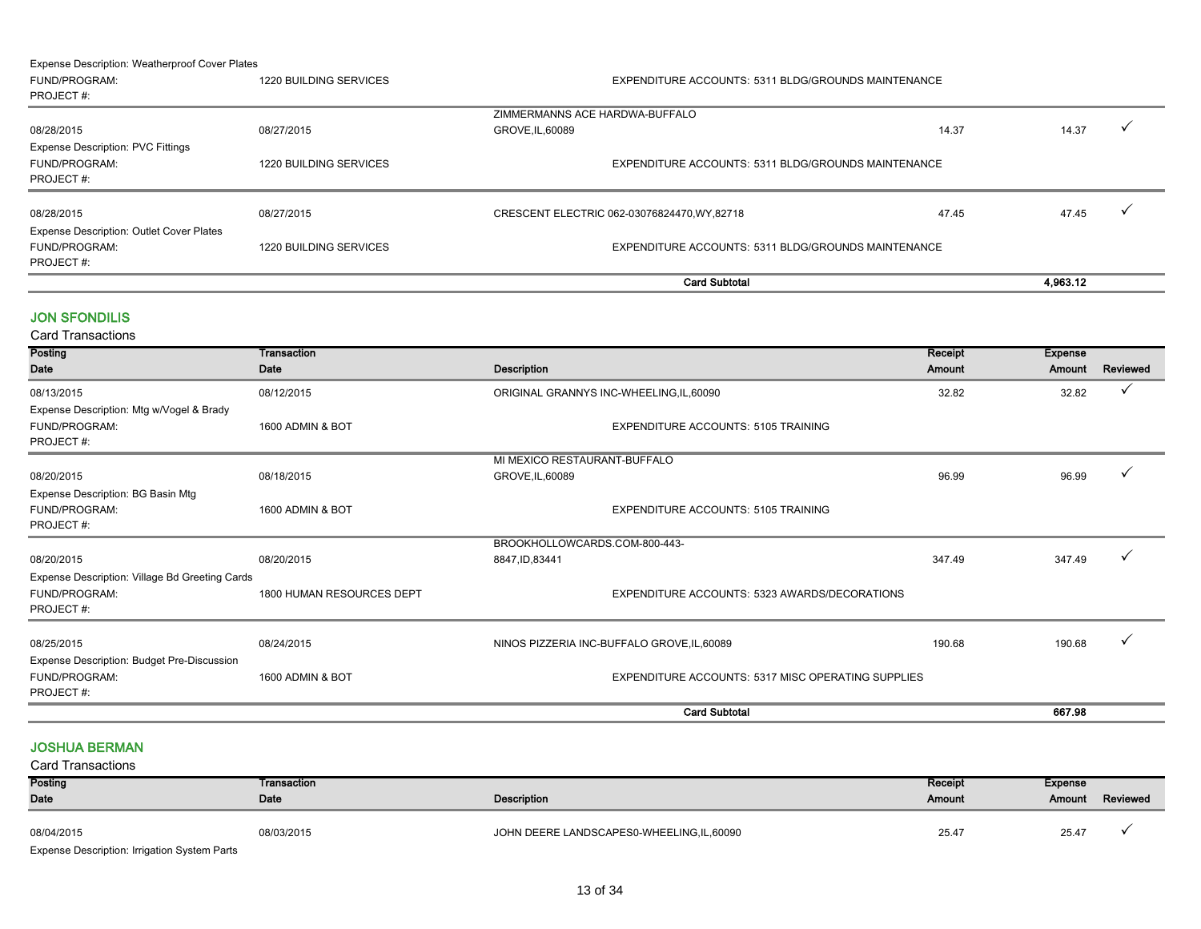Expense Description: Weatherproof Cover Plates

FUND/PROGRAM: 1220 BUILDING SERVICES — EXPENDITURE ACCOUNTS: 5311 BLDG/GROUNDS MAINTENANCE

PROJECT #:

| Posting Date | Transaction Date | Description | Receipt Amount | Expense Amount | Reviewed |
|---|---|---|---|---|---|
| 08/28/2015 | 08/27/2015 | ZIMMERMANNS ACE HARDWA-BUFFALO GROVE,IL,60089 | 14.37 | 14.37 | ✓ |

Expense Description: PVC Fittings

FUND/PROGRAM: 1220 BUILDING SERVICES — EXPENDITURE ACCOUNTS: 5311 BLDG/GROUNDS MAINTENANCE

PROJECT #:

| Posting Date | Transaction Date | Description | Receipt Amount | Expense Amount | Reviewed |
|---|---|---|---|---|---|
| 08/28/2015 | 08/27/2015 | CRESCENT ELECTRIC 062-03076824470,WY,82718 | 47.45 | 47.45 | ✓ |

Expense Description: Outlet Cover Plates

FUND/PROGRAM: 1220 BUILDING SERVICES — EXPENDITURE ACCOUNTS: 5311 BLDG/GROUNDS MAINTENANCE

PROJECT #:

**Card Subtotal: 4,963.12**

## JON SFONDILIS

Card Transactions

| Posting Date | Transaction Date | Description | Receipt Amount | Expense Amount | Reviewed |
|---|---|---|---|---|---|
| 08/13/2015 | 08/12/2015 | ORIGINAL GRANNYS INC-WHEELING,IL,60090 | 32.82 | 32.82 | ✓ |

Expense Description: Mtg w/Vogel & Brady

FUND/PROGRAM: 1600 ADMIN & BOT — EXPENDITURE ACCOUNTS: 5105 TRAINING

PROJECT #:

| Posting Date | Transaction Date | Description | Receipt Amount | Expense Amount | Reviewed |
|---|---|---|---|---|---|
| 08/20/2015 | 08/18/2015 | MI MEXICO RESTAURANT-BUFFALO GROVE,IL,60089 | 96.99 | 96.99 | ✓ |

Expense Description: BG Basin Mtg

FUND/PROGRAM: 1600 ADMIN & BOT — EXPENDITURE ACCOUNTS: 5105 TRAINING

PROJECT #:

| Posting Date | Transaction Date | Description | Receipt Amount | Expense Amount | Reviewed |
|---|---|---|---|---|---|
| 08/20/2015 | 08/20/2015 | BROOKHOLLOWCARDS.COM-800-443-8847,ID,83441 | 347.49 | 347.49 | ✓ |

Expense Description: Village Bd Greeting Cards

FUND/PROGRAM: 1800 HUMAN RESOURCES DEPT — EXPENDITURE ACCOUNTS: 5323 AWARDS/DECORATIONS

PROJECT #:

| Posting Date | Transaction Date | Description | Receipt Amount | Expense Amount | Reviewed |
|---|---|---|---|---|---|
| 08/25/2015 | 08/24/2015 | NINOS PIZZERIA INC-BUFFALO GROVE,IL,60089 | 190.68 | 190.68 | ✓ |

Expense Description: Budget Pre-Discussion

FUND/PROGRAM: 1600 ADMIN & BOT — EXPENDITURE ACCOUNTS: 5317 MISC OPERATING SUPPLIES

PROJECT #:

**Card Subtotal: 667.98**

## JOSHUA BERMAN

Card Transactions

| Posting Date | Transaction Date | Description | Receipt Amount | Expense Amount | Reviewed |
|---|---|---|---|---|---|
| 08/04/2015 | 08/03/2015 | JOHN DEERE LANDSCAPES0-WHEELING,IL,60090 | 25.47 | 25.47 | ✓ |

Expense Description: Irrigation System Parts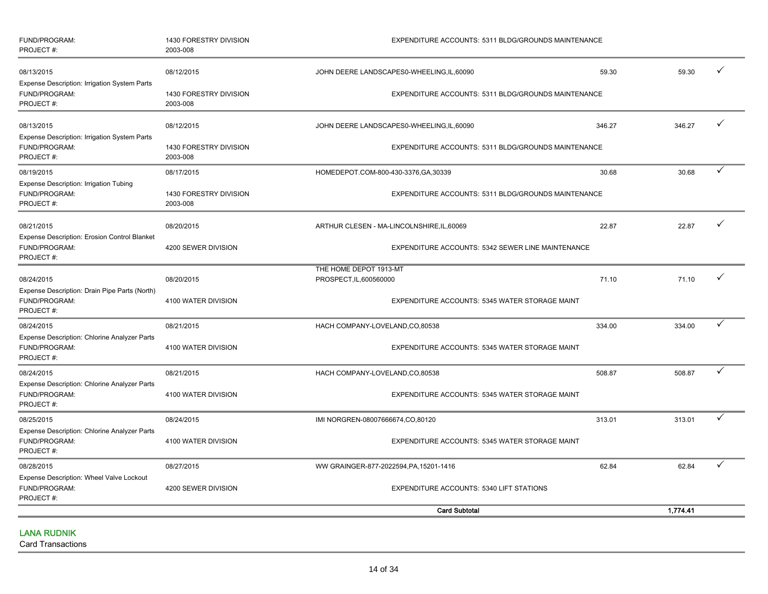| | | | | | |
|---|---|---|---|---|---|
| FUND/PROGRAM:<br>PROJECT #: | 1430 FORESTRY DIVISION<br>2003-008 | EXPENDITURE ACCOUNTS: 5311 BLDG/GROUNDS MAINTENANCE | | | |
| 08/13/2015<br>Expense Description: Irrigation System Parts | 08/12/2015 | JOHN DEERE LANDSCAPES0-WHEELING,IL,60090 | 59.30 | 59.30 | ✓ |
| FUND/PROGRAM:<br>PROJECT #: | 1430 FORESTRY DIVISION<br>2003-008 | EXPENDITURE ACCOUNTS: 5311 BLDG/GROUNDS MAINTENANCE | | | |
| 08/13/2015<br>Expense Description: Irrigation System Parts | 08/12/2015 | JOHN DEERE LANDSCAPES0-WHEELING,IL,60090 | 346.27 | 346.27 | ✓ |
| FUND/PROGRAM:<br>PROJECT #: | 1430 FORESTRY DIVISION<br>2003-008 | EXPENDITURE ACCOUNTS: 5311 BLDG/GROUNDS MAINTENANCE | | | |
| 08/19/2015<br>Expense Description: Irrigation Tubing | 08/17/2015 | HOMEDEPOT.COM-800-430-3376,GA,30339 | 30.68 | 30.68 | ✓ |
| FUND/PROGRAM:<br>PROJECT #: | 1430 FORESTRY DIVISION<br>2003-008 | EXPENDITURE ACCOUNTS: 5311 BLDG/GROUNDS MAINTENANCE | | | |
| 08/21/2015<br>Expense Description: Erosion Control Blanket | 08/20/2015 | ARTHUR CLESEN - MA-LINCOLNSHIRE,IL,60069 | 22.87 | 22.87 | ✓ |
| FUND/PROGRAM:<br>PROJECT #: | 4200 SEWER DIVISION | EXPENDITURE ACCOUNTS: 5342 SEWER LINE MAINTENANCE | | | |
| 08/24/2015<br>Expense Description: Drain Pipe Parts (North) | 08/20/2015 | THE HOME DEPOT 1913-MT PROSPECT,IL,600560000 | 71.10 | 71.10 | ✓ |
| FUND/PROGRAM:<br>PROJECT #: | 4100 WATER DIVISION | EXPENDITURE ACCOUNTS: 5345 WATER STORAGE MAINT | | | |
| 08/24/2015<br>Expense Description: Chlorine Analyzer Parts | 08/21/2015 | HACH COMPANY-LOVELAND,CO,80538 | 334.00 | 334.00 | ✓ |
| FUND/PROGRAM:<br>PROJECT #: | 4100 WATER DIVISION | EXPENDITURE ACCOUNTS: 5345 WATER STORAGE MAINT | | | |
| 08/24/2015<br>Expense Description: Chlorine Analyzer Parts | 08/21/2015 | HACH COMPANY-LOVELAND,CO,80538 | 508.87 | 508.87 | ✓ |
| FUND/PROGRAM:<br>PROJECT #: | 4100 WATER DIVISION | EXPENDITURE ACCOUNTS: 5345 WATER STORAGE MAINT | | | |
| 08/25/2015<br>Expense Description: Chlorine Analyzer Parts | 08/24/2015 | IMI NORGREN-08007666674,CO,80120 | 313.01 | 313.01 | ✓ |
| FUND/PROGRAM:<br>PROJECT #: | 4100 WATER DIVISION | EXPENDITURE ACCOUNTS: 5345 WATER STORAGE MAINT | | | |
| 08/28/2015<br>Expense Description: Wheel Valve Lockout | 08/27/2015 | WW GRAINGER-877-2022594,PA,15201-1416 | 62.84 | 62.84 | ✓ |
| FUND/PROGRAM:<br>PROJECT #: | 4200 SEWER DIVISION | EXPENDITURE ACCOUNTS: 5340 LIFT STATIONS | | | |
| | | **Card Subtotal** | | **1,774.41** | |

## LANA RUDNIK

Card Transactions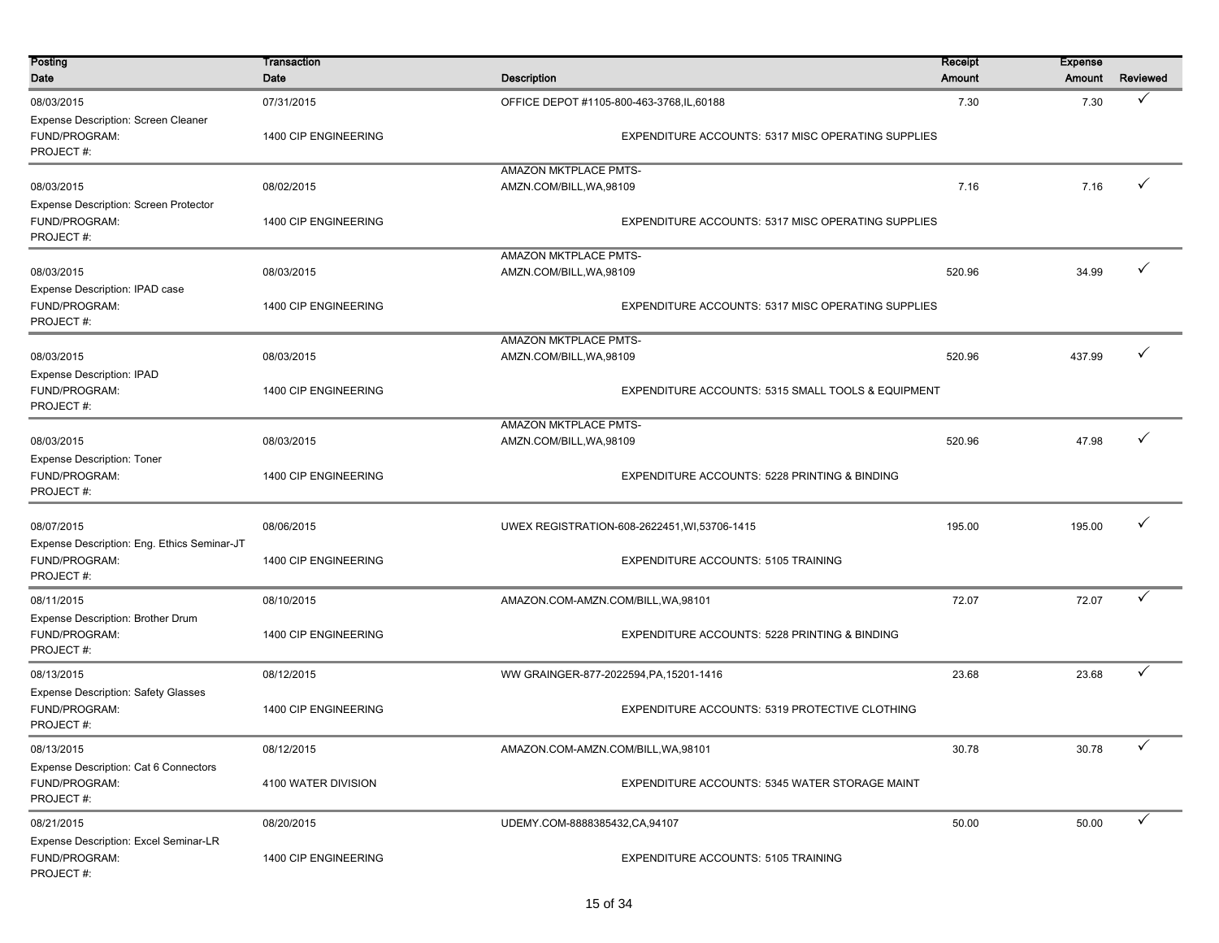| Posting Date | Transaction Date | Description | Receipt Amount | Expense Amount | Reviewed |
|---|---|---|---|---|---|
| 08/03/2015 | 07/31/2015 | OFFICE DEPOT #1105-800-463-3768,IL,60188 | 7.30 | 7.30 | ✓ |
| Expense Description: Screen Cleaner | | | | | |
| FUND/PROGRAM: | 1400 CIP ENGINEERING | EXPENDITURE ACCOUNTS: 5317 MISC OPERATING SUPPLIES | | | |
| PROJECT #: | | | | | |
| 08/03/2015 | 08/02/2015 | AMAZON MKTPLACE PMTS-AMZN.COM/BILL,WA,98109 | 7.16 | 7.16 | ✓ |
| Expense Description: Screen Protector | | | | | |
| FUND/PROGRAM: | 1400 CIP ENGINEERING | EXPENDITURE ACCOUNTS: 5317 MISC OPERATING SUPPLIES | | | |
| PROJECT #: | | | | | |
| 08/03/2015 | 08/03/2015 | AMAZON MKTPLACE PMTS-AMZN.COM/BILL,WA,98109 | 520.96 | 34.99 | ✓ |
| Expense Description: IPAD case | | | | | |
| FUND/PROGRAM: | 1400 CIP ENGINEERING | EXPENDITURE ACCOUNTS: 5317 MISC OPERATING SUPPLIES | | | |
| PROJECT #: | | | | | |
| 08/03/2015 | 08/03/2015 | AMAZON MKTPLACE PMTS-AMZN.COM/BILL,WA,98109 | 520.96 | 437.99 | ✓ |
| Expense Description: IPAD | | | | | |
| FUND/PROGRAM: | 1400 CIP ENGINEERING | EXPENDITURE ACCOUNTS: 5315 SMALL TOOLS & EQUIPMENT | | | |
| PROJECT #: | | | | | |
| 08/03/2015 | 08/03/2015 | AMAZON MKTPLACE PMTS-AMZN.COM/BILL,WA,98109 | 520.96 | 47.98 | ✓ |
| Expense Description: Toner | | | | | |
| FUND/PROGRAM: | 1400 CIP ENGINEERING | EXPENDITURE ACCOUNTS: 5228 PRINTING & BINDING | | | |
| PROJECT #: | | | | | |
| 08/07/2015 | 08/06/2015 | UWEX REGISTRATION-608-2622451,WI,53706-1415 | 195.00 | 195.00 | ✓ |
| Expense Description: Eng. Ethics Seminar-JT | | | | | |
| FUND/PROGRAM: | 1400 CIP ENGINEERING | EXPENDITURE ACCOUNTS: 5105 TRAINING | | | |
| PROJECT #: | | | | | |
| 08/11/2015 | 08/10/2015 | AMAZON.COM-AMZN.COM/BILL,WA,98101 | 72.07 | 72.07 | ✓ |
| Expense Description: Brother Drum | | | | | |
| FUND/PROGRAM: | 1400 CIP ENGINEERING | EXPENDITURE ACCOUNTS: 5228 PRINTING & BINDING | | | |
| PROJECT #: | | | | | |
| 08/13/2015 | 08/12/2015 | WW GRAINGER-877-2022594,PA,15201-1416 | 23.68 | 23.68 | ✓ |
| Expense Description: Safety Glasses | | | | | |
| FUND/PROGRAM: | 1400 CIP ENGINEERING | EXPENDITURE ACCOUNTS: 5319 PROTECTIVE CLOTHING | | | |
| PROJECT #: | | | | | |
| 08/13/2015 | 08/12/2015 | AMAZON.COM-AMZN.COM/BILL,WA,98101 | 30.78 | 30.78 | ✓ |
| Expense Description: Cat 6 Connectors | | | | | |
| FUND/PROGRAM: | 4100 WATER DIVISION | EXPENDITURE ACCOUNTS: 5345 WATER STORAGE MAINT | | | |
| PROJECT #: | | | | | |
| 08/21/2015 | 08/20/2015 | UDEMY.COM-8888385432,CA,94107 | 50.00 | 50.00 | ✓ |
| Expense Description: Excel Seminar-LR | | | | | |
| FUND/PROGRAM: | 1400 CIP ENGINEERING | EXPENDITURE ACCOUNTS: 5105 TRAINING | | | |
| PROJECT #: | | | | | |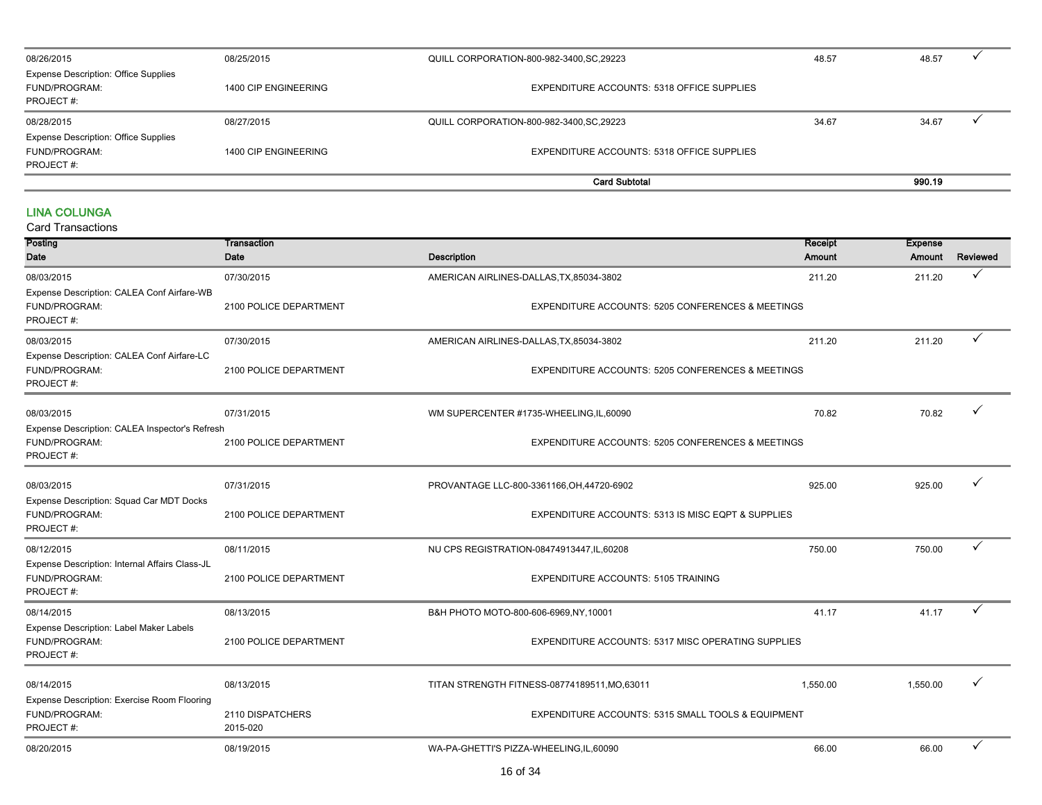| Posting Date | Transaction Date | Description | Receipt Amount | Expense Amount | Reviewed |
|---|---|---|---|---|---|
| 08/26/2015 | 08/25/2015 | QUILL CORPORATION-800-982-3400,SC,29223 | 48.57 | 48.57 | ✓ |
| Expense Description: Office Supplies | | | | | |
| FUND/PROGRAM: | 1400 CIP ENGINEERING | EXPENDITURE ACCOUNTS: 5318 OFFICE SUPPLIES | | | |
| PROJECT #: | | | | | |
| 08/28/2015 | 08/27/2015 | QUILL CORPORATION-800-982-3400,SC,29223 | 34.67 | 34.67 | ✓ |
| Expense Description: Office Supplies | | | | | |
| FUND/PROGRAM: | 1400 CIP ENGINEERING | EXPENDITURE ACCOUNTS: 5318 OFFICE SUPPLIES | | | |
| PROJECT #: | | | | | |
| | | **Card Subtotal** | | **990.19** | |

## LINA COLUNGA

Card Transactions

| Posting Date | Transaction Date | Description | Receipt Amount | Expense Amount | Reviewed |
|---|---|---|---|---|---|
| 08/03/2015 | 07/30/2015 | AMERICAN AIRLINES-DALLAS,TX,85034-3802 | 211.20 | 211.20 | ✓ |
| Expense Description: CALEA Conf Airfare-WB | | | | | |
| FUND/PROGRAM: | 2100 POLICE DEPARTMENT | EXPENDITURE ACCOUNTS: 5205 CONFERENCES & MEETINGS | | | |
| PROJECT #: | | | | | |
| 08/03/2015 | 07/30/2015 | AMERICAN AIRLINES-DALLAS,TX,85034-3802 | 211.20 | 211.20 | ✓ |
| Expense Description: CALEA Conf Airfare-LC | | | | | |
| FUND/PROGRAM: | 2100 POLICE DEPARTMENT | EXPENDITURE ACCOUNTS: 5205 CONFERENCES & MEETINGS | | | |
| PROJECT #: | | | | | |
| 08/03/2015 | 07/31/2015 | WM SUPERCENTER #1735-WHEELING,IL,60090 | 70.82 | 70.82 | ✓ |
| Expense Description: CALEA Inspector's Refresh | | | | | |
| FUND/PROGRAM: | 2100 POLICE DEPARTMENT | EXPENDITURE ACCOUNTS: 5205 CONFERENCES & MEETINGS | | | |
| PROJECT #: | | | | | |
| 08/03/2015 | 07/31/2015 | PROVANTAGE LLC-800-3361166,OH,44720-6902 | 925.00 | 925.00 | ✓ |
| Expense Description: Squad Car MDT Docks | | | | | |
| FUND/PROGRAM: | 2100 POLICE DEPARTMENT | EXPENDITURE ACCOUNTS: 5313 IS MISC EQPT & SUPPLIES | | | |
| PROJECT #: | | | | | |
| 08/12/2015 | 08/11/2015 | NU CPS REGISTRATION-08474913447,IL,60208 | 750.00 | 750.00 | ✓ |
| Expense Description: Internal Affairs Class-JL | | | | | |
| FUND/PROGRAM: | 2100 POLICE DEPARTMENT | EXPENDITURE ACCOUNTS: 5105 TRAINING | | | |
| PROJECT #: | | | | | |
| 08/14/2015 | 08/13/2015 | B&H PHOTO MOTO-800-606-6969,NY,10001 | 41.17 | 41.17 | ✓ |
| Expense Description: Label Maker Labels | | | | | |
| FUND/PROGRAM: | 2100 POLICE DEPARTMENT | EXPENDITURE ACCOUNTS: 5317 MISC OPERATING SUPPLIES | | | |
| PROJECT #: | | | | | |
| 08/14/2015 | 08/13/2015 | TITAN STRENGTH FITNESS-08774189511,MO,63011 | 1,550.00 | 1,550.00 | ✓ |
| Expense Description: Exercise Room Flooring | | | | | |
| FUND/PROGRAM: | 2110 DISPATCHERS | EXPENDITURE ACCOUNTS: 5315 SMALL TOOLS & EQUIPMENT | | | |
| PROJECT #: | 2015-020 | | | | |
| 08/20/2015 | 08/19/2015 | WA-PA-GHETTI'S PIZZA-WHEELING,IL,60090 | 66.00 | 66.00 | ✓ |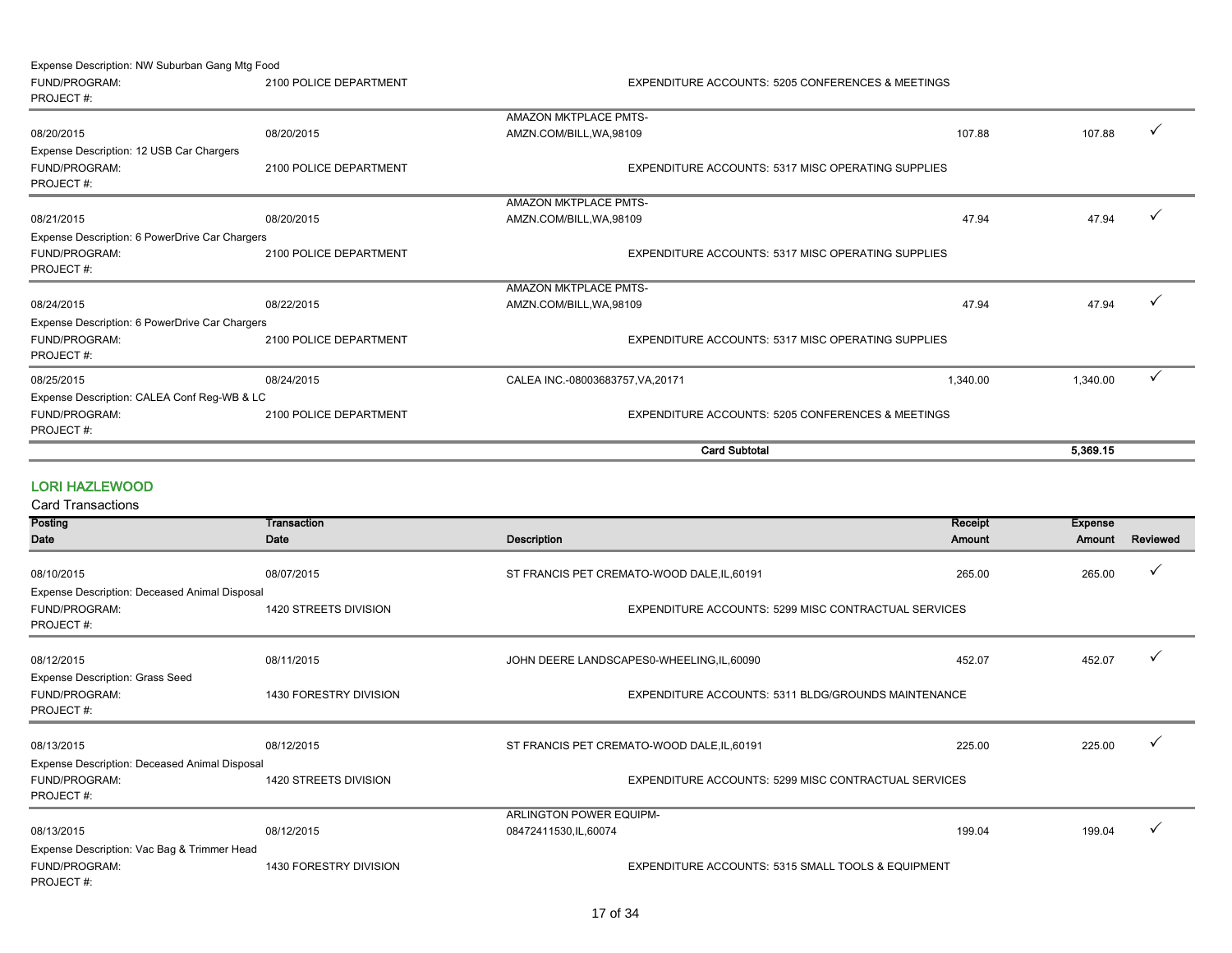Expense Description: NW Suburban Gang Mtg Food

FUND/PROGRAM: 2100 POLICE DEPARTMENT — EXPENDITURE ACCOUNTS: 5205 CONFERENCES & MEETINGS

PROJECT #:

| Posting Date | Transaction Date | Description | Receipt Amount | Expense Amount | Reviewed |
|---|---|---|---|---|---|
| 08/20/2015 | 08/20/2015 | AMAZON MKTPLACE PMTS-AMZN.COM/BILL,WA,98109 | 107.88 | 107.88 | ✓ |

Expense Description: 12 USB Car Chargers

FUND/PROGRAM: 2100 POLICE DEPARTMENT — EXPENDITURE ACCOUNTS: 5317 MISC OPERATING SUPPLIES

PROJECT #:

| Posting Date | Transaction Date | Description | Receipt Amount | Expense Amount | Reviewed |
|---|---|---|---|---|---|
| 08/21/2015 | 08/20/2015 | AMAZON MKTPLACE PMTS-AMZN.COM/BILL,WA,98109 | 47.94 | 47.94 | ✓ |

Expense Description: 6 PowerDrive Car Chargers

FUND/PROGRAM: 2100 POLICE DEPARTMENT — EXPENDITURE ACCOUNTS: 5317 MISC OPERATING SUPPLIES

PROJECT #:

| Posting Date | Transaction Date | Description | Receipt Amount | Expense Amount | Reviewed |
|---|---|---|---|---|---|
| 08/24/2015 | 08/22/2015 | AMAZON MKTPLACE PMTS-AMZN.COM/BILL,WA,98109 | 47.94 | 47.94 | ✓ |

Expense Description: 6 PowerDrive Car Chargers

FUND/PROGRAM: 2100 POLICE DEPARTMENT — EXPENDITURE ACCOUNTS: 5317 MISC OPERATING SUPPLIES

PROJECT #:

| Posting Date | Transaction Date | Description | Receipt Amount | Expense Amount | Reviewed |
|---|---|---|---|---|---|
| 08/25/2015 | 08/24/2015 | CALEA INC.-08003683757,VA,20171 | 1,340.00 | 1,340.00 | ✓ |

Expense Description: CALEA Conf Reg-WB & LC

FUND/PROGRAM: 2100 POLICE DEPARTMENT — EXPENDITURE ACCOUNTS: 5205 CONFERENCES & MEETINGS

PROJECT #:

**Card Subtotal: 5,369.15**

## LORI HAZLEWOOD

Card Transactions

| Posting Date | Transaction Date | Description | Receipt Amount | Expense Amount | Reviewed |
|---|---|---|---|---|---|
| 08/10/2015 | 08/07/2015 | ST FRANCIS PET CREMATO-WOOD DALE,IL,60191 | 265.00 | 265.00 | ✓ |

Expense Description: Deceased Animal Disposal

FUND/PROGRAM: 1420 STREETS DIVISION — EXPENDITURE ACCOUNTS: 5299 MISC CONTRACTUAL SERVICES

PROJECT #:

| Posting Date | Transaction Date | Description | Receipt Amount | Expense Amount | Reviewed |
|---|---|---|---|---|---|
| 08/12/2015 | 08/11/2015 | JOHN DEERE LANDSCAPES0-WHEELING,IL,60090 | 452.07 | 452.07 | ✓ |

Expense Description: Grass Seed

FUND/PROGRAM: 1430 FORESTRY DIVISION — EXPENDITURE ACCOUNTS: 5311 BLDG/GROUNDS MAINTENANCE

PROJECT #:

| Posting Date | Transaction Date | Description | Receipt Amount | Expense Amount | Reviewed |
|---|---|---|---|---|---|
| 08/13/2015 | 08/12/2015 | ST FRANCIS PET CREMATO-WOOD DALE,IL,60191 | 225.00 | 225.00 | ✓ |

Expense Description: Deceased Animal Disposal

FUND/PROGRAM: 1420 STREETS DIVISION — EXPENDITURE ACCOUNTS: 5299 MISC CONTRACTUAL SERVICES

PROJECT #:

| Posting Date | Transaction Date | Description | Receipt Amount | Expense Amount | Reviewed |
|---|---|---|---|---|---|
| 08/13/2015 | 08/12/2015 | ARLINGTON POWER EQUIPM-08472411530,IL,60074 | 199.04 | 199.04 | ✓ |

Expense Description: Vac Bag & Trimmer Head

FUND/PROGRAM: 1430 FORESTRY DIVISION — EXPENDITURE ACCOUNTS: 5315 SMALL TOOLS & EQUIPMENT

PROJECT #: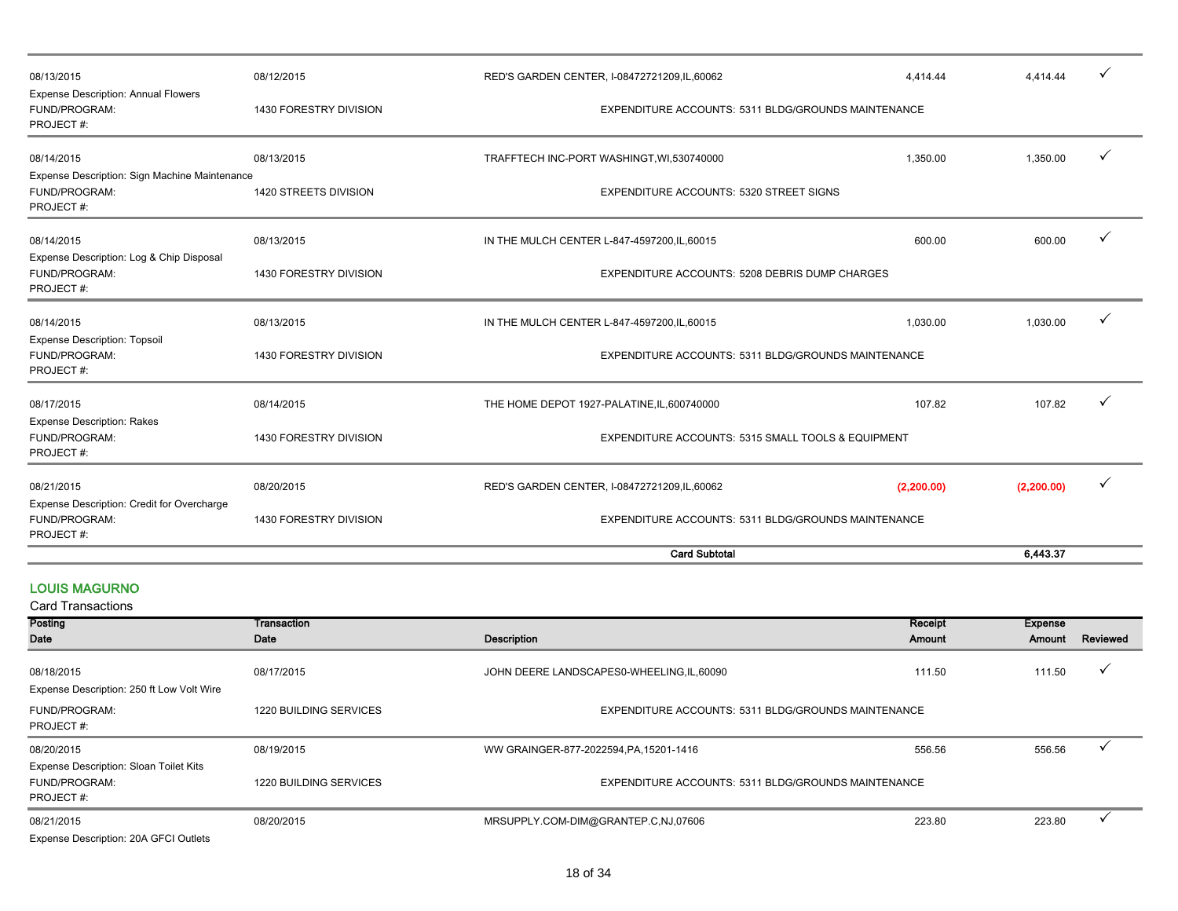| Posting Date | Transaction Date | Description | Receipt Amount | Expense Amount | Reviewed |
|---|---|---|---|---|---|
| 08/13/2015 | 08/12/2015 | RED'S GARDEN CENTER, I-08472721209,IL,60062 | 4,414.44 | 4,414.44 | ✓ |
| Expense Description: Annual Flowers | | | | | |
| FUND/PROGRAM: | 1430 FORESTRY DIVISION | EXPENDITURE ACCOUNTS: 5311 BLDG/GROUNDS MAINTENANCE | | | |
| PROJECT #: | | | | | |
| 08/14/2015 | 08/13/2015 | TRAFFTECH INC-PORT WASHINGT,WI,530740000 | 1,350.00 | 1,350.00 | ✓ |
| Expense Description: Sign Machine Maintenance | | | | | |
| FUND/PROGRAM: | 1420 STREETS DIVISION | EXPENDITURE ACCOUNTS: 5320 STREET SIGNS | | | |
| PROJECT #: | | | | | |
| 08/14/2015 | 08/13/2015 | IN THE MULCH CENTER L-847-4597200,IL,60015 | 600.00 | 600.00 | ✓ |
| Expense Description: Log & Chip Disposal | | | | | |
| FUND/PROGRAM: | 1430 FORESTRY DIVISION | EXPENDITURE ACCOUNTS: 5208 DEBRIS DUMP CHARGES | | | |
| PROJECT #: | | | | | |
| 08/14/2015 | 08/13/2015 | IN THE MULCH CENTER L-847-4597200,IL,60015 | 1,030.00 | 1,030.00 | ✓ |
| Expense Description: Topsoil | | | | | |
| FUND/PROGRAM: | 1430 FORESTRY DIVISION | EXPENDITURE ACCOUNTS: 5311 BLDG/GROUNDS MAINTENANCE | | | |
| PROJECT #: | | | | | |
| 08/17/2015 | 08/14/2015 | THE HOME DEPOT 1927-PALATINE,IL,600740000 | 107.82 | 107.82 | ✓ |
| Expense Description: Rakes | | | | | |
| FUND/PROGRAM: | 1430 FORESTRY DIVISION | EXPENDITURE ACCOUNTS: 5315 SMALL TOOLS & EQUIPMENT | | | |
| PROJECT #: | | | | | |
| 08/21/2015 | 08/20/2015 | RED'S GARDEN CENTER, I-08472721209,IL,60062 | (2,200.00) | (2,200.00) | ✓ |
| Expense Description: Credit for Overcharge | | | | | |
| FUND/PROGRAM: | 1430 FORESTRY DIVISION | EXPENDITURE ACCOUNTS: 5311 BLDG/GROUNDS MAINTENANCE | | | |
| PROJECT #: | | | | | |
| | | **Card Subtotal** | | **6,443.37** | |

## LOUIS MAGURNO

Card Transactions

| Posting Date | Transaction Date | Description | Receipt Amount | Expense Amount | Reviewed |
|---|---|---|---|---|---|
| 08/18/2015 | 08/17/2015 | JOHN DEERE LANDSCAPES0-WHEELING,IL,60090 | 111.50 | 111.50 | ✓ |
| Expense Description: 250 ft Low Volt Wire | | | | | |
| FUND/PROGRAM: | 1220 BUILDING SERVICES | EXPENDITURE ACCOUNTS: 5311 BLDG/GROUNDS MAINTENANCE | | | |
| PROJECT #: | | | | | |
| 08/20/2015 | 08/19/2015 | WW GRAINGER-877-2022594,PA,15201-1416 | 556.56 | 556.56 | ✓ |
| Expense Description: Sloan Toilet Kits | | | | | |
| FUND/PROGRAM: | 1220 BUILDING SERVICES | EXPENDITURE ACCOUNTS: 5311 BLDG/GROUNDS MAINTENANCE | | | |
| PROJECT #: | | | | | |
| 08/21/2015 | 08/20/2015 | MRSUPPLY.COM-DIM@GRANTEP.C,NJ,07606 | 223.80 | 223.80 | ✓ |
| Expense Description: 20A GFCI Outlets | | | | | |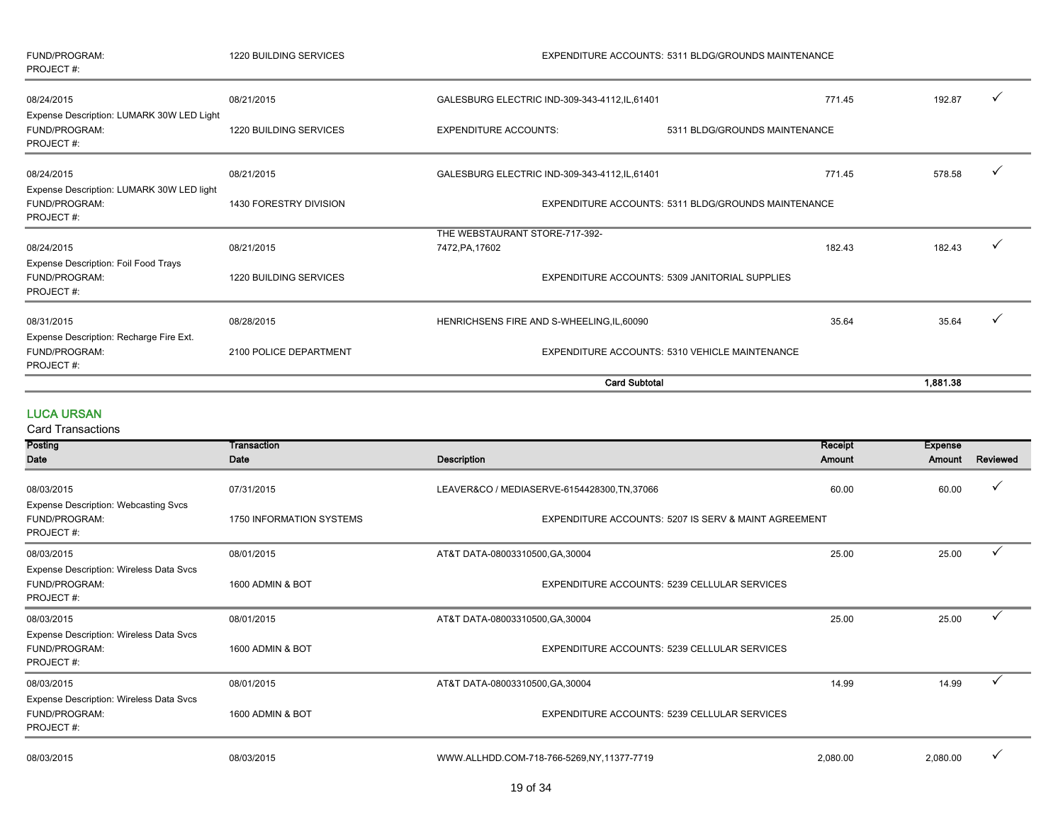| | | | | | |
|---|---|---|---|---|---|
| FUND/PROGRAM: PROJECT #: | 1220 BUILDING SERVICES | EXPENDITURE ACCOUNTS: 5311 BLDG/GROUNDS MAINTENANCE | | | |
| 08/24/2015 | 08/21/2015 | GALESBURG ELECTRIC IND-309-343-4112,IL,61401 | 771.45 | 192.87 | ✓ |
| Expense Description: LUMARK 30W LED Light | | | | | |
| FUND/PROGRAM: PROJECT #: | 1220 BUILDING SERVICES | EXPENDITURE ACCOUNTS: 5311 BLDG/GROUNDS MAINTENANCE | | | |
| 08/24/2015 | 08/21/2015 | GALESBURG ELECTRIC IND-309-343-4112,IL,61401 | 771.45 | 578.58 | ✓ |
| Expense Description: LUMARK 30W LED light | | | | | |
| FUND/PROGRAM: PROJECT #: | 1430 FORESTRY DIVISION | EXPENDITURE ACCOUNTS: 5311 BLDG/GROUNDS MAINTENANCE | | | |
| 08/24/2015 | 08/21/2015 | THE WEBSTAURANT STORE-717-392-7472,PA,17602 | 182.43 | 182.43 | ✓ |
| Expense Description: Foil Food Trays | | | | | |
| FUND/PROGRAM: PROJECT #: | 1220 BUILDING SERVICES | EXPENDITURE ACCOUNTS: 5309 JANITORIAL SUPPLIES | | | |
| 08/31/2015 | 08/28/2015 | HENRICHSENS FIRE AND S-WHEELING,IL,60090 | 35.64 | 35.64 | ✓ |
| Expense Description: Recharge Fire Ext. | | | | | |
| FUND/PROGRAM: PROJECT #: | 2100 POLICE DEPARTMENT | EXPENDITURE ACCOUNTS: 5310 VEHICLE MAINTENANCE | | | |
| | | **Card Subtotal** | | **1,881.38** | |

## LUCA URSAN

Card Transactions

| Posting Date | Transaction Date | Description | Receipt Amount | Expense Amount | Reviewed |
|---|---|---|---|---|---|
| 08/03/2015 | 07/31/2015 | LEAVER&CO / MEDIASERVE-6154428300,TN,37066 | 60.00 | 60.00 | ✓ |
| Expense Description: Webcasting Svcs | | | | | |
| FUND/PROGRAM: PROJECT #: | 1750 INFORMATION SYSTEMS | EXPENDITURE ACCOUNTS: 5207 IS SERV & MAINT AGREEMENT | | | |
| 08/03/2015 | 08/01/2015 | AT&T DATA-08003310500,GA,30004 | 25.00 | 25.00 | ✓ |
| Expense Description: Wireless Data Svcs | | | | | |
| FUND/PROGRAM: PROJECT #: | 1600 ADMIN & BOT | EXPENDITURE ACCOUNTS: 5239 CELLULAR SERVICES | | | |
| 08/03/2015 | 08/01/2015 | AT&T DATA-08003310500,GA,30004 | 25.00 | 25.00 | ✓ |
| Expense Description: Wireless Data Svcs | | | | | |
| FUND/PROGRAM: PROJECT #: | 1600 ADMIN & BOT | EXPENDITURE ACCOUNTS: 5239 CELLULAR SERVICES | | | |
| 08/03/2015 | 08/01/2015 | AT&T DATA-08003310500,GA,30004 | 14.99 | 14.99 | ✓ |
| Expense Description: Wireless Data Svcs | | | | | |
| FUND/PROGRAM: PROJECT #: | 1600 ADMIN & BOT | EXPENDITURE ACCOUNTS: 5239 CELLULAR SERVICES | | | |
| 08/03/2015 | 08/03/2015 | WWW.ALLHDD.COM-718-766-5269,NY,11377-7719 | 2,080.00 | 2,080.00 | ✓ |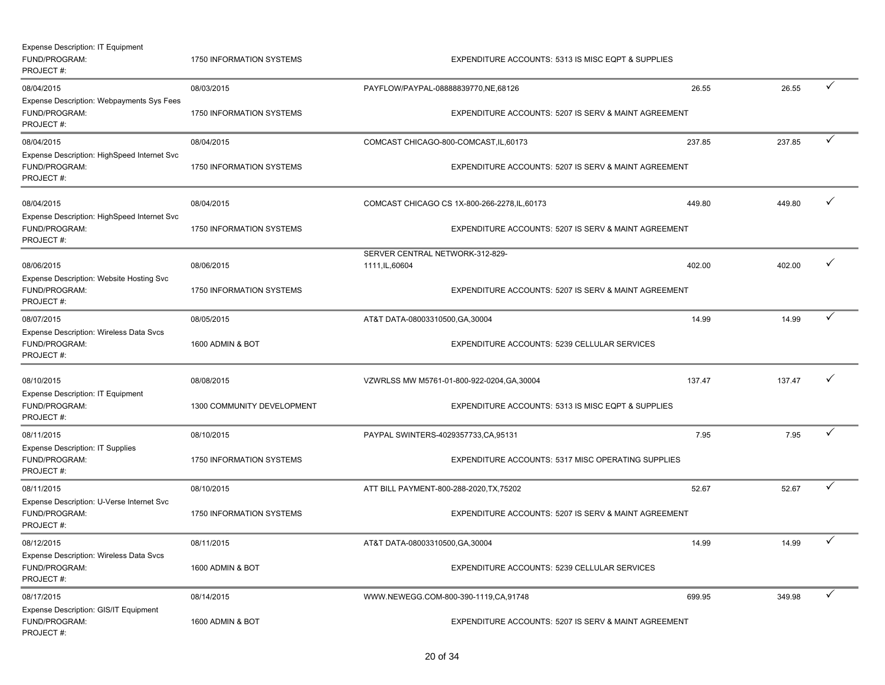Expense Description: IT Equipment
FUND/PROGRAM: 1750 INFORMATION SYSTEMS — EXPENDITURE ACCOUNTS: 5313 IS MISC EQPT & SUPPLIES
PROJECT #:

| Posting Date | Transaction Date | Vendor | Amount | Allocated Amount | |
|---|---|---|---|---|---|
| 08/04/2015 | 08/03/2015 | PAYFLOW/PAYPAL-08888839770,NE,68126 | 26.55 | 26.55 | ✓ |
| Expense Description: Webpayments Sys Fees<br>FUND/PROGRAM:<br>PROJECT #: | 1750 INFORMATION SYSTEMS | EXPENDITURE ACCOUNTS: 5207 IS SERV & MAINT AGREEMENT | | | |
| 08/04/2015 | 08/04/2015 | COMCAST CHICAGO-800-COMCAST,IL,60173 | 237.85 | 237.85 | ✓ |
| Expense Description: HighSpeed Internet Svc<br>FUND/PROGRAM:<br>PROJECT #: | 1750 INFORMATION SYSTEMS | EXPENDITURE ACCOUNTS: 5207 IS SERV & MAINT AGREEMENT | | | |
| 08/04/2015 | 08/04/2015 | COMCAST CHICAGO CS 1X-800-266-2278,IL,60173 | 449.80 | 449.80 | ✓ |
| Expense Description: HighSpeed Internet Svc<br>FUND/PROGRAM:<br>PROJECT #: | 1750 INFORMATION SYSTEMS | EXPENDITURE ACCOUNTS: 5207 IS SERV & MAINT AGREEMENT | | | |
| 08/06/2015 | 08/06/2015 | SERVER CENTRAL NETWORK-312-829-1111,IL,60604 | 402.00 | 402.00 | ✓ |
| Expense Description: Website Hosting Svc<br>FUND/PROGRAM:<br>PROJECT #: | 1750 INFORMATION SYSTEMS | EXPENDITURE ACCOUNTS: 5207 IS SERV & MAINT AGREEMENT | | | |
| 08/07/2015 | 08/05/2015 | AT&T DATA-08003310500,GA,30004 | 14.99 | 14.99 | ✓ |
| Expense Description: Wireless Data Svcs<br>FUND/PROGRAM:<br>PROJECT #: | 1600 ADMIN & BOT | EXPENDITURE ACCOUNTS: 5239 CELLULAR SERVICES | | | |
| 08/10/2015 | 08/08/2015 | VZWRLSS MW M5761-01-800-922-0204,GA,30004 | 137.47 | 137.47 | ✓ |
| Expense Description: IT Equipment<br>FUND/PROGRAM:<br>PROJECT #: | 1300 COMMUNITY DEVELOPMENT | EXPENDITURE ACCOUNTS: 5313 IS MISC EQPT & SUPPLIES | | | |
| 08/11/2015 | 08/10/2015 | PAYPAL SWINTERS-4029357733,CA,95131 | 7.95 | 7.95 | ✓ |
| Expense Description: IT Supplies<br>FUND/PROGRAM:<br>PROJECT #: | 1750 INFORMATION SYSTEMS | EXPENDITURE ACCOUNTS: 5317 MISC OPERATING SUPPLIES | | | |
| 08/11/2015 | 08/10/2015 | ATT BILL PAYMENT-800-288-2020,TX,75202 | 52.67 | 52.67 | ✓ |
| Expense Description: U-Verse Internet Svc<br>FUND/PROGRAM:<br>PROJECT #: | 1750 INFORMATION SYSTEMS | EXPENDITURE ACCOUNTS: 5207 IS SERV & MAINT AGREEMENT | | | |
| 08/12/2015 | 08/11/2015 | AT&T DATA-08003310500,GA,30004 | 14.99 | 14.99 | ✓ |
| Expense Description: Wireless Data Svcs<br>FUND/PROGRAM:<br>PROJECT #: | 1600 ADMIN & BOT | EXPENDITURE ACCOUNTS: 5239 CELLULAR SERVICES | | | |
| 08/17/2015 | 08/14/2015 | WWW.NEWEGG.COM-800-390-1119,CA,91748 | 699.95 | 349.98 | ✓ |
| Expense Description: GIS/IT Equipment<br>FUND/PROGRAM:<br>PROJECT #: | 1600 ADMIN & BOT | EXPENDITURE ACCOUNTS: 5207 IS SERV & MAINT AGREEMENT | | | |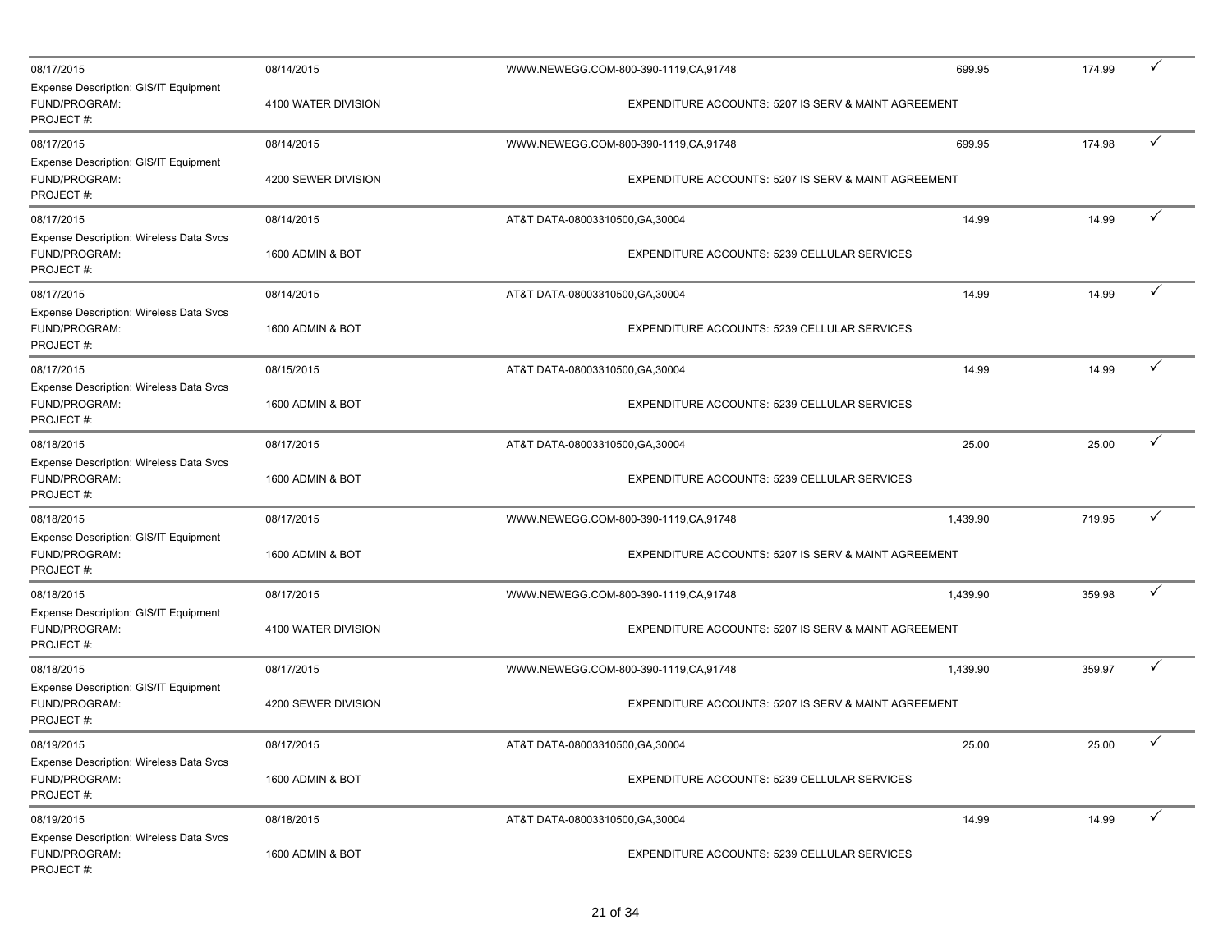| Posting Date | Transaction Date | Merchant | Transaction Amount | Allocated Amount | |
|---|---|---|---|---|---|
| 08/17/2015 | 08/14/2015 | WWW.NEWEGG.COM-800-390-1119,CA,91748 | 699.95 | 174.99 | ✓ |
| Expense Description: GIS/IT Equipment FUND/PROGRAM: PROJECT #: | 4100 WATER DIVISION | EXPENDITURE ACCOUNTS: 5207 IS SERV & MAINT AGREEMENT | | | |
| 08/17/2015 | 08/14/2015 | WWW.NEWEGG.COM-800-390-1119,CA,91748 | 699.95 | 174.98 | ✓ |
| Expense Description: GIS/IT Equipment FUND/PROGRAM: PROJECT #: | 4200 SEWER DIVISION | EXPENDITURE ACCOUNTS: 5207 IS SERV & MAINT AGREEMENT | | | |
| 08/17/2015 | 08/14/2015 | AT&T DATA-08003310500,GA,30004 | 14.99 | 14.99 | ✓ |
| Expense Description: Wireless Data Svcs FUND/PROGRAM: PROJECT #: | 1600 ADMIN & BOT | EXPENDITURE ACCOUNTS: 5239 CELLULAR SERVICES | | | |
| 08/17/2015 | 08/14/2015 | AT&T DATA-08003310500,GA,30004 | 14.99 | 14.99 | ✓ |
| Expense Description: Wireless Data Svcs FUND/PROGRAM: PROJECT #: | 1600 ADMIN & BOT | EXPENDITURE ACCOUNTS: 5239 CELLULAR SERVICES | | | |
| 08/17/2015 | 08/15/2015 | AT&T DATA-08003310500,GA,30004 | 14.99 | 14.99 | ✓ |
| Expense Description: Wireless Data Svcs FUND/PROGRAM: PROJECT #: | 1600 ADMIN & BOT | EXPENDITURE ACCOUNTS: 5239 CELLULAR SERVICES | | | |
| 08/18/2015 | 08/17/2015 | AT&T DATA-08003310500,GA,30004 | 25.00 | 25.00 | ✓ |
| Expense Description: Wireless Data Svcs FUND/PROGRAM: PROJECT #: | 1600 ADMIN & BOT | EXPENDITURE ACCOUNTS: 5239 CELLULAR SERVICES | | | |
| 08/18/2015 | 08/17/2015 | WWW.NEWEGG.COM-800-390-1119,CA,91748 | 1,439.90 | 719.95 | ✓ |
| Expense Description: GIS/IT Equipment FUND/PROGRAM: PROJECT #: | 1600 ADMIN & BOT | EXPENDITURE ACCOUNTS: 5207 IS SERV & MAINT AGREEMENT | | | |
| 08/18/2015 | 08/17/2015 | WWW.NEWEGG.COM-800-390-1119,CA,91748 | 1,439.90 | 359.98 | ✓ |
| Expense Description: GIS/IT Equipment FUND/PROGRAM: PROJECT #: | 4100 WATER DIVISION | EXPENDITURE ACCOUNTS: 5207 IS SERV & MAINT AGREEMENT | | | |
| 08/18/2015 | 08/17/2015 | WWW.NEWEGG.COM-800-390-1119,CA,91748 | 1,439.90 | 359.97 | ✓ |
| Expense Description: GIS/IT Equipment FUND/PROGRAM: PROJECT #: | 4200 SEWER DIVISION | EXPENDITURE ACCOUNTS: 5207 IS SERV & MAINT AGREEMENT | | | |
| 08/19/2015 | 08/17/2015 | AT&T DATA-08003310500,GA,30004 | 25.00 | 25.00 | ✓ |
| Expense Description: Wireless Data Svcs FUND/PROGRAM: PROJECT #: | 1600 ADMIN & BOT | EXPENDITURE ACCOUNTS: 5239 CELLULAR SERVICES | | | |
| 08/19/2015 | 08/18/2015 | AT&T DATA-08003310500,GA,30004 | 14.99 | 14.99 | ✓ |
| Expense Description: Wireless Data Svcs FUND/PROGRAM: PROJECT #: | 1600 ADMIN & BOT | EXPENDITURE ACCOUNTS: 5239 CELLULAR SERVICES | | | |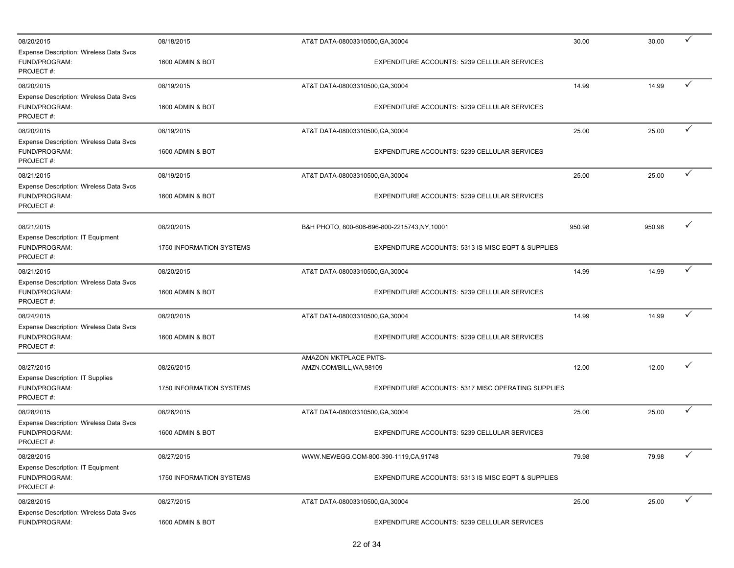| | | | | | |
|---|---|---|---|---|---|
| 08/20/2015 | 08/18/2015 | AT&T DATA-08003310500,GA,30004 | 30.00 | 30.00 | ✓ |
| Expense Description: Wireless Data Svcs | | | | | |
| FUND/PROGRAM: | 1600 ADMIN & BOT | EXPENDITURE ACCOUNTS: 5239 CELLULAR SERVICES | | | |
| PROJECT #: | | | | | |
| 08/20/2015 | 08/19/2015 | AT&T DATA-08003310500,GA,30004 | 14.99 | 14.99 | ✓ |
| Expense Description: Wireless Data Svcs | | | | | |
| FUND/PROGRAM: | 1600 ADMIN & BOT | EXPENDITURE ACCOUNTS: 5239 CELLULAR SERVICES | | | |
| PROJECT #: | | | | | |
| 08/20/2015 | 08/19/2015 | AT&T DATA-08003310500,GA,30004 | 25.00 | 25.00 | ✓ |
| Expense Description: Wireless Data Svcs | | | | | |
| FUND/PROGRAM: | 1600 ADMIN & BOT | EXPENDITURE ACCOUNTS: 5239 CELLULAR SERVICES | | | |
| PROJECT #: | | | | | |
| 08/21/2015 | 08/19/2015 | AT&T DATA-08003310500,GA,30004 | 25.00 | 25.00 | ✓ |
| Expense Description: Wireless Data Svcs | | | | | |
| FUND/PROGRAM: | 1600 ADMIN & BOT | EXPENDITURE ACCOUNTS: 5239 CELLULAR SERVICES | | | |
| PROJECT #: | | | | | |
| 08/21/2015 | 08/20/2015 | B&H PHOTO, 800-606-696-800-2215743,NY,10001 | 950.98 | 950.98 | ✓ |
| Expense Description: IT Equipment | | | | | |
| FUND/PROGRAM: | 1750 INFORMATION SYSTEMS | EXPENDITURE ACCOUNTS: 5313 IS MISC EQPT & SUPPLIES | | | |
| PROJECT #: | | | | | |
| 08/21/2015 | 08/20/2015 | AT&T DATA-08003310500,GA,30004 | 14.99 | 14.99 | ✓ |
| Expense Description: Wireless Data Svcs | | | | | |
| FUND/PROGRAM: | 1600 ADMIN & BOT | EXPENDITURE ACCOUNTS: 5239 CELLULAR SERVICES | | | |
| PROJECT #: | | | | | |
| 08/24/2015 | 08/20/2015 | AT&T DATA-08003310500,GA,30004 | 14.99 | 14.99 | ✓ |
| Expense Description: Wireless Data Svcs | | | | | |
| FUND/PROGRAM: | 1600 ADMIN & BOT | EXPENDITURE ACCOUNTS: 5239 CELLULAR SERVICES | | | |
| PROJECT #: | | | | | |
| 08/27/2015 | 08/26/2015 | AMAZON MKTPLACE PMTS-AMZN.COM/BILL,WA,98109 | 12.00 | 12.00 | ✓ |
| Expense Description: IT Supplies | | | | | |
| FUND/PROGRAM: | 1750 INFORMATION SYSTEMS | EXPENDITURE ACCOUNTS: 5317 MISC OPERATING SUPPLIES | | | |
| PROJECT #: | | | | | |
| 08/28/2015 | 08/26/2015 | AT&T DATA-08003310500,GA,30004 | 25.00 | 25.00 | ✓ |
| Expense Description: Wireless Data Svcs | | | | | |
| FUND/PROGRAM: | 1600 ADMIN & BOT | EXPENDITURE ACCOUNTS: 5239 CELLULAR SERVICES | | | |
| PROJECT #: | | | | | |
| 08/28/2015 | 08/27/2015 | WWW.NEWEGG.COM-800-390-1119,CA,91748 | 79.98 | 79.98 | ✓ |
| Expense Description: IT Equipment | | | | | |
| FUND/PROGRAM: | 1750 INFORMATION SYSTEMS | EXPENDITURE ACCOUNTS: 5313 IS MISC EQPT & SUPPLIES | | | |
| PROJECT #: | | | | | |
| 08/28/2015 | 08/27/2015 | AT&T DATA-08003310500,GA,30004 | 25.00 | 25.00 | ✓ |
| Expense Description: Wireless Data Svcs | | | | | |
| FUND/PROGRAM: | 1600 ADMIN & BOT | EXPENDITURE ACCOUNTS: 5239 CELLULAR SERVICES | | | |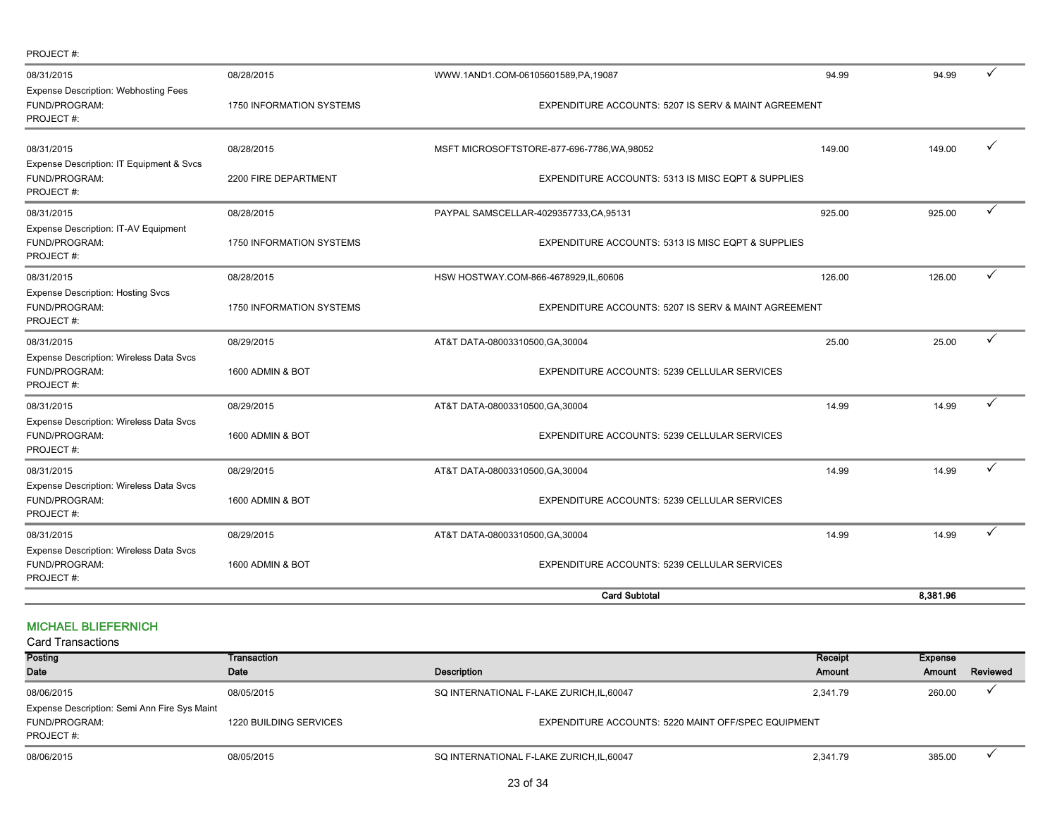PROJECT #:

| Posting Date | Transaction Date | Description | Receipt Amount | Expense Amount | Reviewed |
|---|---|---|---|---|---|
| 08/31/2015 | 08/28/2015 | WWW.1AND1.COM-06105601589,PA,19087 | 94.99 | 94.99 | ✓ |
| Expense Description: Webhosting Fees | | | | | |
| FUND/PROGRAM: | 1750 INFORMATION SYSTEMS | EXPENDITURE ACCOUNTS: 5207 IS SERV & MAINT AGREEMENT | | | |
| PROJECT #: | | | | | |
| 08/31/2015 | 08/28/2015 | MSFT MICROSOFTSTORE-877-696-7786,WA,98052 | 149.00 | 149.00 | ✓ |
| Expense Description: IT Equipment & Svcs | | | | | |
| FUND/PROGRAM: | 2200 FIRE DEPARTMENT | EXPENDITURE ACCOUNTS: 5313 IS MISC EQPT & SUPPLIES | | | |
| PROJECT #: | | | | | |
| 08/31/2015 | 08/28/2015 | PAYPAL SAMSCELLAR-4029357733,CA,95131 | 925.00 | 925.00 | ✓ |
| Expense Description: IT-AV Equipment | | | | | |
| FUND/PROGRAM: | 1750 INFORMATION SYSTEMS | EXPENDITURE ACCOUNTS: 5313 IS MISC EQPT & SUPPLIES | | | |
| PROJECT #: | | | | | |
| 08/31/2015 | 08/28/2015 | HSW HOSTWAY.COM-866-4678929,IL,60606 | 126.00 | 126.00 | ✓ |
| Expense Description: Hosting Svcs | | | | | |
| FUND/PROGRAM: | 1750 INFORMATION SYSTEMS | EXPENDITURE ACCOUNTS: 5207 IS SERV & MAINT AGREEMENT | | | |
| PROJECT #: | | | | | |
| 08/31/2015 | 08/29/2015 | AT&T DATA-08003310500,GA,30004 | 25.00 | 25.00 | ✓ |
| Expense Description: Wireless Data Svcs | | | | | |
| FUND/PROGRAM: | 1600 ADMIN & BOT | EXPENDITURE ACCOUNTS: 5239 CELLULAR SERVICES | | | |
| PROJECT #: | | | | | |
| 08/31/2015 | 08/29/2015 | AT&T DATA-08003310500,GA,30004 | 14.99 | 14.99 | ✓ |
| Expense Description: Wireless Data Svcs | | | | | |
| FUND/PROGRAM: | 1600 ADMIN & BOT | EXPENDITURE ACCOUNTS: 5239 CELLULAR SERVICES | | | |
| PROJECT #: | | | | | |
| 08/31/2015 | 08/29/2015 | AT&T DATA-08003310500,GA,30004 | 14.99 | 14.99 | ✓ |
| Expense Description: Wireless Data Svcs | | | | | |
| FUND/PROGRAM: | 1600 ADMIN & BOT | EXPENDITURE ACCOUNTS: 5239 CELLULAR SERVICES | | | |
| PROJECT #: | | | | | |
| 08/31/2015 | 08/29/2015 | AT&T DATA-08003310500,GA,30004 | 14.99 | 14.99 | ✓ |
| Expense Description: Wireless Data Svcs | | | | | |
| FUND/PROGRAM: | 1600 ADMIN & BOT | EXPENDITURE ACCOUNTS: 5239 CELLULAR SERVICES | | | |
| PROJECT #: | | | | | |
| | | **Card Subtotal** | | **8,381.96** | |

## MICHAEL BLIEFERNICH

Card Transactions

| Posting Date | Transaction Date | Description | Receipt Amount | Expense Amount | Reviewed |
|---|---|---|---|---|---|
| 08/06/2015 | 08/05/2015 | SQ INTERNATIONAL F-LAKE ZURICH,IL,60047 | 2,341.79 | 260.00 | ✓ |
| Expense Description: Semi Ann Fire Sys Maint | | | | | |
| FUND/PROGRAM: | 1220 BUILDING SERVICES | EXPENDITURE ACCOUNTS: 5220 MAINT OFF/SPEC EQUIPMENT | | | |
| PROJECT #: | | | | | |
| 08/06/2015 | 08/05/2015 | SQ INTERNATIONAL F-LAKE ZURICH,IL,60047 | 2,341.79 | 385.00 | ✓ |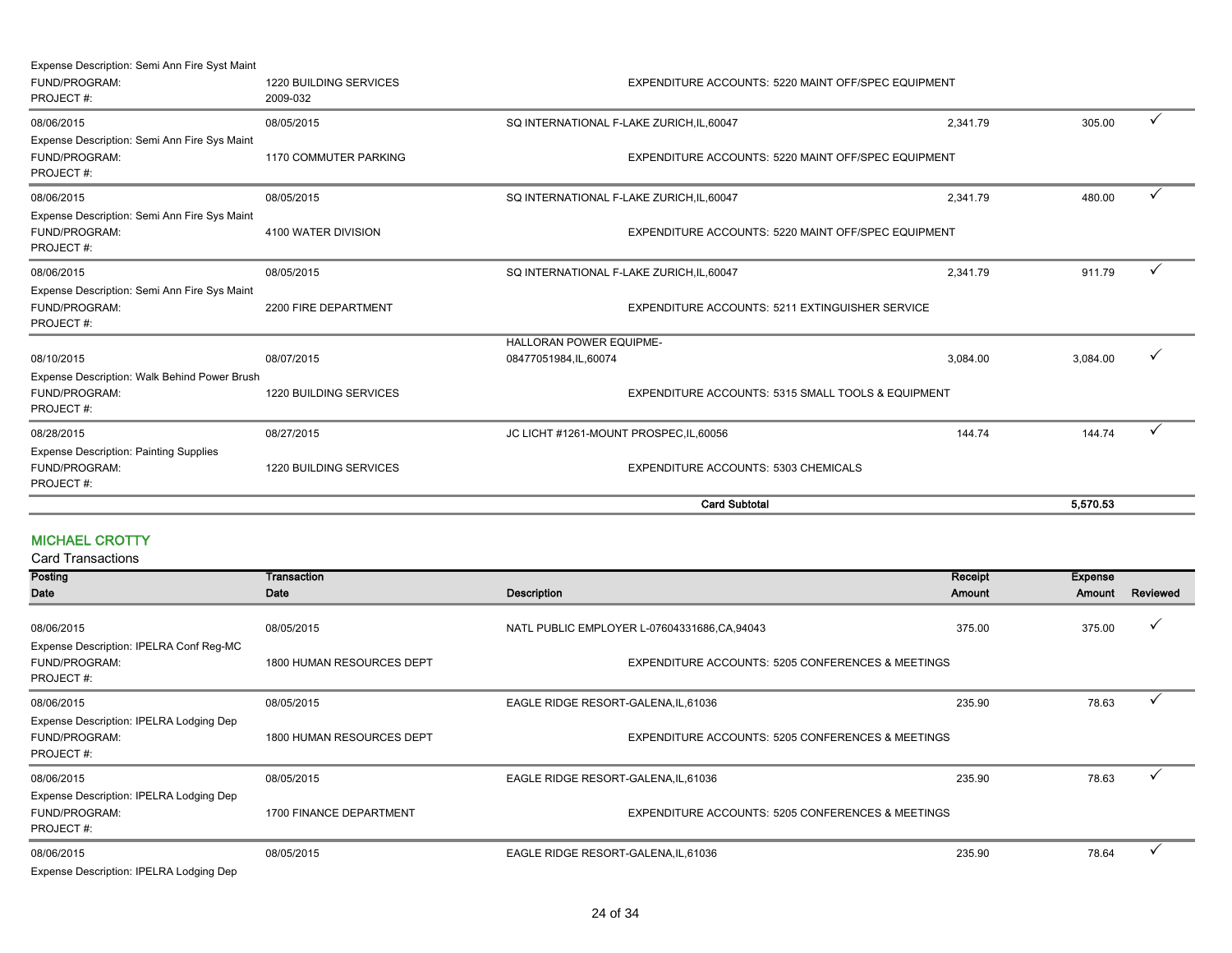Expense Description: Semi Ann Fire Syst Maint
FUND/PROGRAM: 1220 BUILDING SERVICES — EXPENDITURE ACCOUNTS: 5220 MAINT OFF/SPEC EQUIPMENT
PROJECT #: 2009-032

| Posting Date | Transaction Date | Description | Receipt Amount | Expense Amount | Reviewed |
|---|---|---|---|---|---|
| 08/06/2015 | 08/05/2015 | SQ INTERNATIONAL F-LAKE ZURICH,IL,60047 | 2,341.79 | 305.00 | ✓ |
| Expense Description: Semi Ann Fire Sys Maint | | | | | |
| FUND/PROGRAM: | 1170 COMMUTER PARKING | EXPENDITURE ACCOUNTS: 5220 MAINT OFF/SPEC EQUIPMENT | | | |
| PROJECT #: | | | | | |
| 08/06/2015 | 08/05/2015 | SQ INTERNATIONAL F-LAKE ZURICH,IL,60047 | 2,341.79 | 480.00 | ✓ |
| Expense Description: Semi Ann Fire Sys Maint | | | | | |
| FUND/PROGRAM: | 4100 WATER DIVISION | EXPENDITURE ACCOUNTS: 5220 MAINT OFF/SPEC EQUIPMENT | | | |
| PROJECT #: | | | | | |
| 08/06/2015 | 08/05/2015 | SQ INTERNATIONAL F-LAKE ZURICH,IL,60047 | 2,341.79 | 911.79 | ✓ |
| Expense Description: Semi Ann Fire Sys Maint | | | | | |
| FUND/PROGRAM: | 2200 FIRE DEPARTMENT | EXPENDITURE ACCOUNTS: 5211 EXTINGUISHER SERVICE | | | |
| PROJECT #: | | | | | |
| 08/10/2015 | 08/07/2015 | HALLORAN POWER EQUIPME-08477051984,IL,60074 | 3,084.00 | 3,084.00 | ✓ |
| Expense Description: Walk Behind Power Brush | | | | | |
| FUND/PROGRAM: | 1220 BUILDING SERVICES | EXPENDITURE ACCOUNTS: 5315 SMALL TOOLS & EQUIPMENT | | | |
| PROJECT #: | | | | | |
| 08/28/2015 | 08/27/2015 | JC LICHT #1261-MOUNT PROSPEC,IL,60056 | 144.74 | 144.74 | ✓ |
| Expense Description: Painting Supplies | | | | | |
| FUND/PROGRAM: | 1220 BUILDING SERVICES | EXPENDITURE ACCOUNTS: 5303 CHEMICALS | | | |
| PROJECT #: | | | | | |
| | | **Card Subtotal** | | **5,570.53** | |

## MICHAEL CROTTY

Card Transactions

| Posting Date | Transaction Date | Description | Receipt Amount | Expense Amount | Reviewed |
|---|---|---|---|---|---|
| 08/06/2015 | 08/05/2015 | NATL PUBLIC EMPLOYER L-07604331686,CA,94043 | 375.00 | 375.00 | ✓ |
| Expense Description: IPELRA Conf Reg-MC | | | | | |
| FUND/PROGRAM: | 1800 HUMAN RESOURCES DEPT | EXPENDITURE ACCOUNTS: 5205 CONFERENCES & MEETINGS | | | |
| PROJECT #: | | | | | |
| 08/06/2015 | 08/05/2015 | EAGLE RIDGE RESORT-GALENA,IL,61036 | 235.90 | 78.63 | ✓ |
| Expense Description: IPELRA Lodging Dep | | | | | |
| FUND/PROGRAM: | 1800 HUMAN RESOURCES DEPT | EXPENDITURE ACCOUNTS: 5205 CONFERENCES & MEETINGS | | | |
| PROJECT #: | | | | | |
| 08/06/2015 | 08/05/2015 | EAGLE RIDGE RESORT-GALENA,IL,61036 | 235.90 | 78.63 | ✓ |
| Expense Description: IPELRA Lodging Dep | | | | | |
| FUND/PROGRAM: | 1700 FINANCE DEPARTMENT | EXPENDITURE ACCOUNTS: 5205 CONFERENCES & MEETINGS | | | |
| PROJECT #: | | | | | |
| 08/06/2015 | 08/05/2015 | EAGLE RIDGE RESORT-GALENA,IL,61036 | 235.90 | 78.64 | ✓ |
| Expense Description: IPELRA Lodging Dep | | | | | |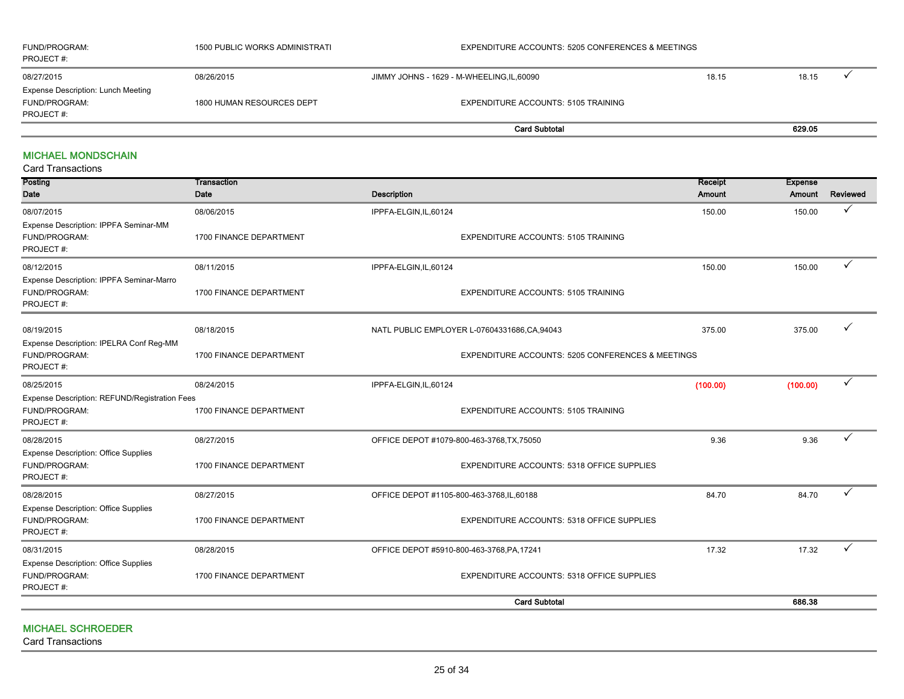| | | | | | |
|---|---|---|---|---|---|
| FUND/PROGRAM: | 1500 PUBLIC WORKS ADMINISTRATI | EXPENDITURE ACCOUNTS: 5205 CONFERENCES & MEETINGS | | | |
| PROJECT #: | | | | | |
| 08/27/2015 | 08/26/2015 | JIMMY JOHNS - 1629 - M-WHEELING,IL,60090 | 18.15 | 18.15 | ✓ |
| Expense Description: Lunch Meeting | | | | | |
| FUND/PROGRAM: | 1800 HUMAN RESOURCES DEPT | EXPENDITURE ACCOUNTS: 5105 TRAINING | | | |
| PROJECT #: | | | | | |
| | | **Card Subtotal** | | **629.05** | |

## MICHAEL MONDSCHAIN

Card Transactions

| Posting Date | Transaction Date | Description | Receipt Amount | Expense Amount | Reviewed |
|---|---|---|---|---|---|
| 08/07/2015 | 08/06/2015 | IPPFA-ELGIN,IL,60124 | 150.00 | 150.00 | ✓ |
| Expense Description: IPPFA Seminar-MM | | | | | |
| FUND/PROGRAM: | 1700 FINANCE DEPARTMENT | EXPENDITURE ACCOUNTS: 5105 TRAINING | | | |
| PROJECT #: | | | | | |
| 08/12/2015 | 08/11/2015 | IPPFA-ELGIN,IL,60124 | 150.00 | 150.00 | ✓ |
| Expense Description: IPPFA Seminar-Marro | | | | | |
| FUND/PROGRAM: | 1700 FINANCE DEPARTMENT | EXPENDITURE ACCOUNTS: 5105 TRAINING | | | |
| PROJECT #: | | | | | |
| 08/19/2015 | 08/18/2015 | NATL PUBLIC EMPLOYER L-07604331686,CA,94043 | 375.00 | 375.00 | ✓ |
| Expense Description: IPELRA Conf Reg-MM | | | | | |
| FUND/PROGRAM: | 1700 FINANCE DEPARTMENT | EXPENDITURE ACCOUNTS: 5205 CONFERENCES & MEETINGS | | | |
| PROJECT #: | | | | | |
| 08/25/2015 | 08/24/2015 | IPPFA-ELGIN,IL,60124 | (100.00) | (100.00) | ✓ |
| Expense Description: REFUND/Registration Fees | | | | | |
| FUND/PROGRAM: | 1700 FINANCE DEPARTMENT | EXPENDITURE ACCOUNTS: 5105 TRAINING | | | |
| PROJECT #: | | | | | |
| 08/28/2015 | 08/27/2015 | OFFICE DEPOT #1079-800-463-3768,TX,75050 | 9.36 | 9.36 | ✓ |
| Expense Description: Office Supplies | | | | | |
| FUND/PROGRAM: | 1700 FINANCE DEPARTMENT | EXPENDITURE ACCOUNTS: 5318 OFFICE SUPPLIES | | | |
| PROJECT #: | | | | | |
| 08/28/2015 | 08/27/2015 | OFFICE DEPOT #1105-800-463-3768,IL,60188 | 84.70 | 84.70 | ✓ |
| Expense Description: Office Supplies | | | | | |
| FUND/PROGRAM: | 1700 FINANCE DEPARTMENT | EXPENDITURE ACCOUNTS: 5318 OFFICE SUPPLIES | | | |
| PROJECT #: | | | | | |
| 08/31/2015 | 08/28/2015 | OFFICE DEPOT #5910-800-463-3768,PA,17241 | 17.32 | 17.32 | ✓ |
| Expense Description: Office Supplies | | | | | |
| FUND/PROGRAM: | 1700 FINANCE DEPARTMENT | EXPENDITURE ACCOUNTS: 5318 OFFICE SUPPLIES | | | |
| PROJECT #: | | | | | |
| | | **Card Subtotal** | | **686.38** | |

## MICHAEL SCHROEDER

Card Transactions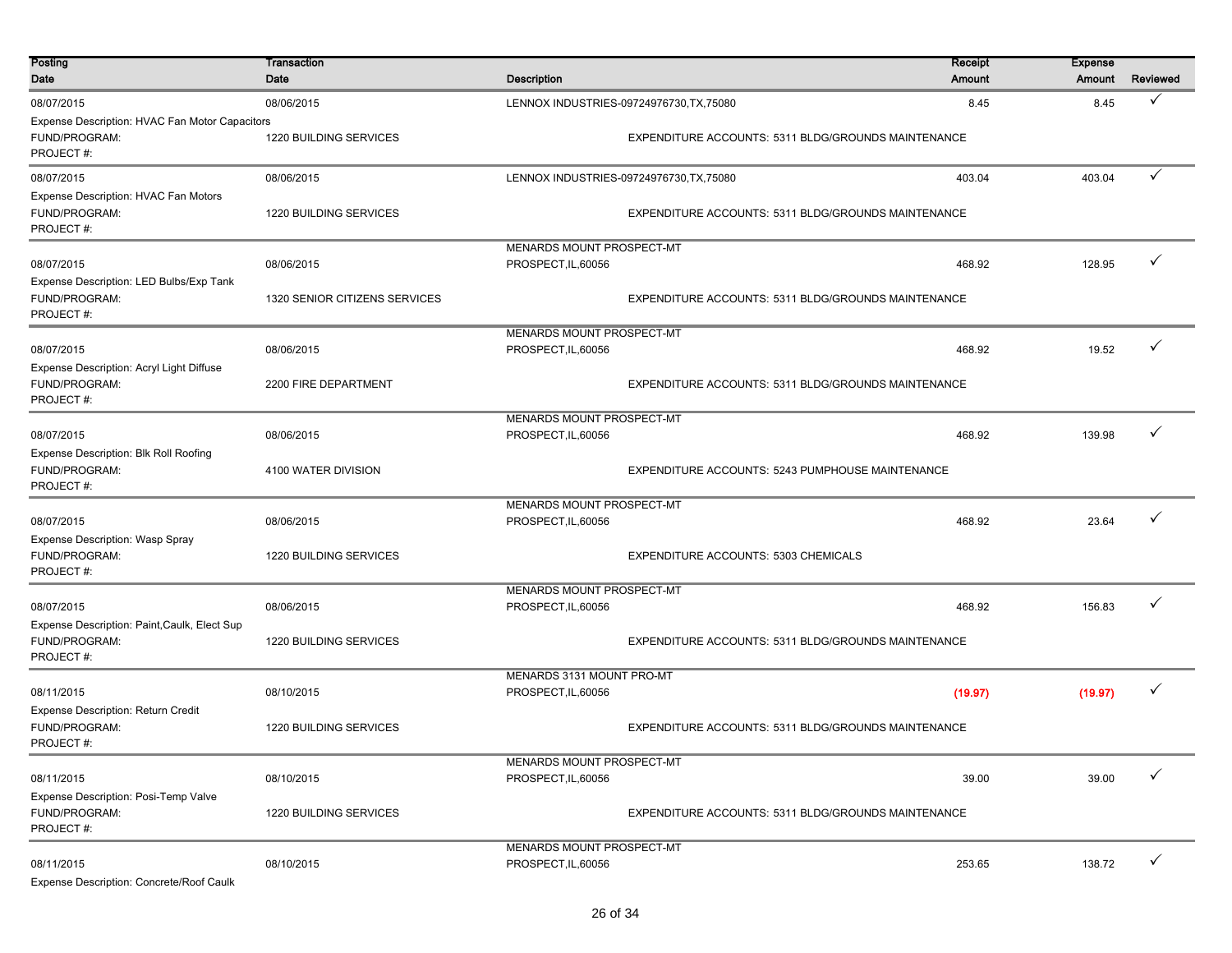| Posting Date | Transaction Date | Description | Receipt Amount | Expense Amount | Reviewed |
|---|---|---|---|---|---|
| 08/07/2015 | 08/06/2015 | LENNOX INDUSTRIES-09724976730,TX,75080 | 8.45 | 8.45 | ✓ |
| Expense Description: HVAC Fan Motor Capacitors | | | | | |
| FUND/PROGRAM: | 1220 BUILDING SERVICES | EXPENDITURE ACCOUNTS: 5311 BLDG/GROUNDS MAINTENANCE | | | |
| PROJECT #: | | | | | |
| 08/07/2015 | 08/06/2015 | LENNOX INDUSTRIES-09724976730,TX,75080 | 403.04 | 403.04 | ✓ |
| Expense Description: HVAC Fan Motors | | | | | |
| FUND/PROGRAM: | 1220 BUILDING SERVICES | EXPENDITURE ACCOUNTS: 5311 BLDG/GROUNDS MAINTENANCE | | | |
| PROJECT #: | | | | | |
| 08/07/2015 | 08/06/2015 | MENARDS MOUNT PROSPECT-MT PROSPECT,IL,60056 | 468.92 | 128.95 | ✓ |
| Expense Description: LED Bulbs/Exp Tank | | | | | |
| FUND/PROGRAM: | 1320 SENIOR CITIZENS SERVICES | EXPENDITURE ACCOUNTS: 5311 BLDG/GROUNDS MAINTENANCE | | | |
| PROJECT #: | | | | | |
| 08/07/2015 | 08/06/2015 | MENARDS MOUNT PROSPECT-MT PROSPECT,IL,60056 | 468.92 | 19.52 | ✓ |
| Expense Description: Acryl Light Diffuse | | | | | |
| FUND/PROGRAM: | 2200 FIRE DEPARTMENT | EXPENDITURE ACCOUNTS: 5311 BLDG/GROUNDS MAINTENANCE | | | |
| PROJECT #: | | | | | |
| 08/07/2015 | 08/06/2015 | MENARDS MOUNT PROSPECT-MT PROSPECT,IL,60056 | 468.92 | 139.98 | ✓ |
| Expense Description: Blk Roll Roofing | | | | | |
| FUND/PROGRAM: | 4100 WATER DIVISION | EXPENDITURE ACCOUNTS: 5243 PUMPHOUSE MAINTENANCE | | | |
| PROJECT #: | | | | | |
| 08/07/2015 | 08/06/2015 | MENARDS MOUNT PROSPECT-MT PROSPECT,IL,60056 | 468.92 | 23.64 | ✓ |
| Expense Description: Wasp Spray | | | | | |
| FUND/PROGRAM: | 1220 BUILDING SERVICES | EXPENDITURE ACCOUNTS: 5303 CHEMICALS | | | |
| PROJECT #: | | | | | |
| 08/07/2015 | 08/06/2015 | MENARDS MOUNT PROSPECT-MT PROSPECT,IL,60056 | 468.92 | 156.83 | ✓ |
| Expense Description: Paint,Caulk, Elect Sup | | | | | |
| FUND/PROGRAM: | 1220 BUILDING SERVICES | EXPENDITURE ACCOUNTS: 5311 BLDG/GROUNDS MAINTENANCE | | | |
| PROJECT #: | | | | | |
| 08/11/2015 | 08/10/2015 | MENARDS 3131 MOUNT PRO-MT PROSPECT,IL,60056 | (19.97) | (19.97) | ✓ |
| Expense Description: Return Credit | | | | | |
| FUND/PROGRAM: | 1220 BUILDING SERVICES | EXPENDITURE ACCOUNTS: 5311 BLDG/GROUNDS MAINTENANCE | | | |
| PROJECT #: | | | | | |
| 08/11/2015 | 08/10/2015 | MENARDS MOUNT PROSPECT-MT PROSPECT,IL,60056 | 39.00 | 39.00 | ✓ |
| Expense Description: Posi-Temp Valve | | | | | |
| FUND/PROGRAM: | 1220 BUILDING SERVICES | EXPENDITURE ACCOUNTS: 5311 BLDG/GROUNDS MAINTENANCE | | | |
| PROJECT #: | | | | | |
| 08/11/2015 | 08/10/2015 | MENARDS MOUNT PROSPECT-MT PROSPECT,IL,60056 | 253.65 | 138.72 | ✓ |
| Expense Description: Concrete/Roof Caulk | | | | | |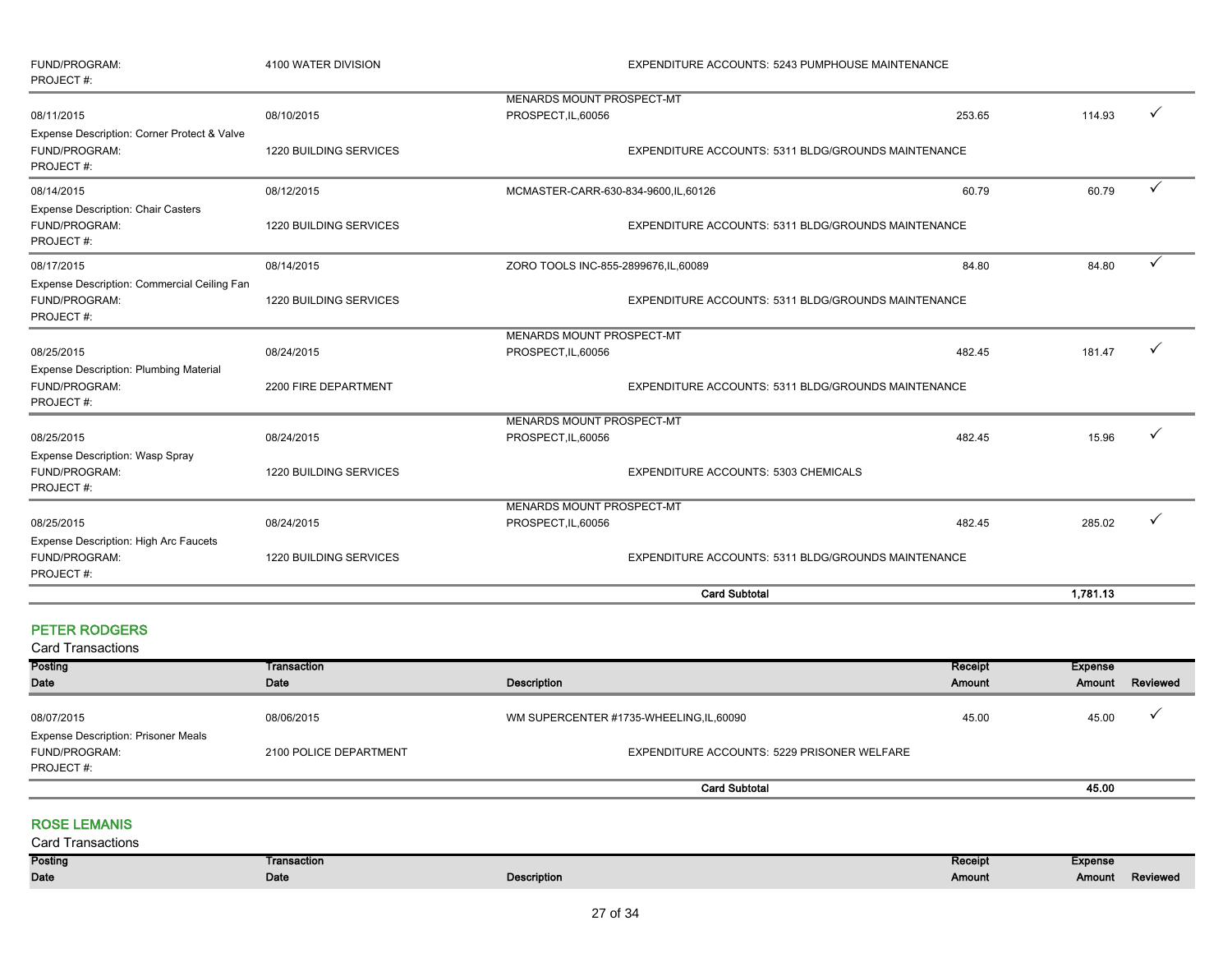FUND/PROGRAM: 4100 WATER DIVISION EXPENDITURE ACCOUNTS: 5243 PUMPHOUSE MAINTENANCE
PROJECT #:

| Posting Date | Transaction Date | Description | Receipt Amount | Expense Amount | Reviewed |
|---|---|---|---|---|---|
| 08/11/2015 | 08/10/2015 | MENARDS MOUNT PROSPECT-MT PROSPECT,IL,60056 | 253.65 | 114.93 | ✓ |
| Expense Description: Corner Protect & Valve | | | | | |
| FUND/PROGRAM: | 1220 BUILDING SERVICES | EXPENDITURE ACCOUNTS: 5311 BLDG/GROUNDS MAINTENANCE | | | |
| PROJECT #: | | | | | |
| 08/14/2015 | 08/12/2015 | MCMASTER-CARR-630-834-9600,IL,60126 | 60.79 | 60.79 | ✓ |
| Expense Description: Chair Casters | | | | | |
| FUND/PROGRAM: | 1220 BUILDING SERVICES | EXPENDITURE ACCOUNTS: 5311 BLDG/GROUNDS MAINTENANCE | | | |
| PROJECT #: | | | | | |
| 08/17/2015 | 08/14/2015 | ZORO TOOLS INC-855-2899676,IL,60089 | 84.80 | 84.80 | ✓ |
| Expense Description: Commercial Ceiling Fan | | | | | |
| FUND/PROGRAM: | 1220 BUILDING SERVICES | EXPENDITURE ACCOUNTS: 5311 BLDG/GROUNDS MAINTENANCE | | | |
| PROJECT #: | | | | | |
| 08/25/2015 | 08/24/2015 | MENARDS MOUNT PROSPECT-MT PROSPECT,IL,60056 | 482.45 | 181.47 | ✓ |
| Expense Description: Plumbing Material | | | | | |
| FUND/PROGRAM: | 2200 FIRE DEPARTMENT | EXPENDITURE ACCOUNTS: 5311 BLDG/GROUNDS MAINTENANCE | | | |
| PROJECT #: | | | | | |
| 08/25/2015 | 08/24/2015 | MENARDS MOUNT PROSPECT-MT PROSPECT,IL,60056 | 482.45 | 15.96 | ✓ |
| Expense Description: Wasp Spray | | | | | |
| FUND/PROGRAM: | 1220 BUILDING SERVICES | EXPENDITURE ACCOUNTS: 5303 CHEMICALS | | | |
| PROJECT #: | | | | | |
| 08/25/2015 | 08/24/2015 | MENARDS MOUNT PROSPECT-MT PROSPECT,IL,60056 | 482.45 | 285.02 | ✓ |
| Expense Description: High Arc Faucets | | | | | |
| FUND/PROGRAM: | 1220 BUILDING SERVICES | EXPENDITURE ACCOUNTS: 5311 BLDG/GROUNDS MAINTENANCE | | | |
| PROJECT #: | | | | | |
| | | **Card Subtotal** | | **1,781.13** | |

## PETER RODGERS

Card Transactions

| Posting Date | Transaction Date | Description | Receipt Amount | Expense Amount | Reviewed |
|---|---|---|---|---|---|
| 08/07/2015 | 08/06/2015 | WM SUPERCENTER #1735-WHEELING,IL,60090 | 45.00 | 45.00 | ✓ |
| Expense Description: Prisoner Meals | | | | | |
| FUND/PROGRAM: | 2100 POLICE DEPARTMENT | EXPENDITURE ACCOUNTS: 5229 PRISONER WELFARE | | | |
| PROJECT #: | | | | | |
| | | **Card Subtotal** | | **45.00** | |

## ROSE LEMANIS

Card Transactions

| Posting Date | Transaction Date | Description | Receipt Amount | Expense Amount | Reviewed |
|---|---|---|---|---|---|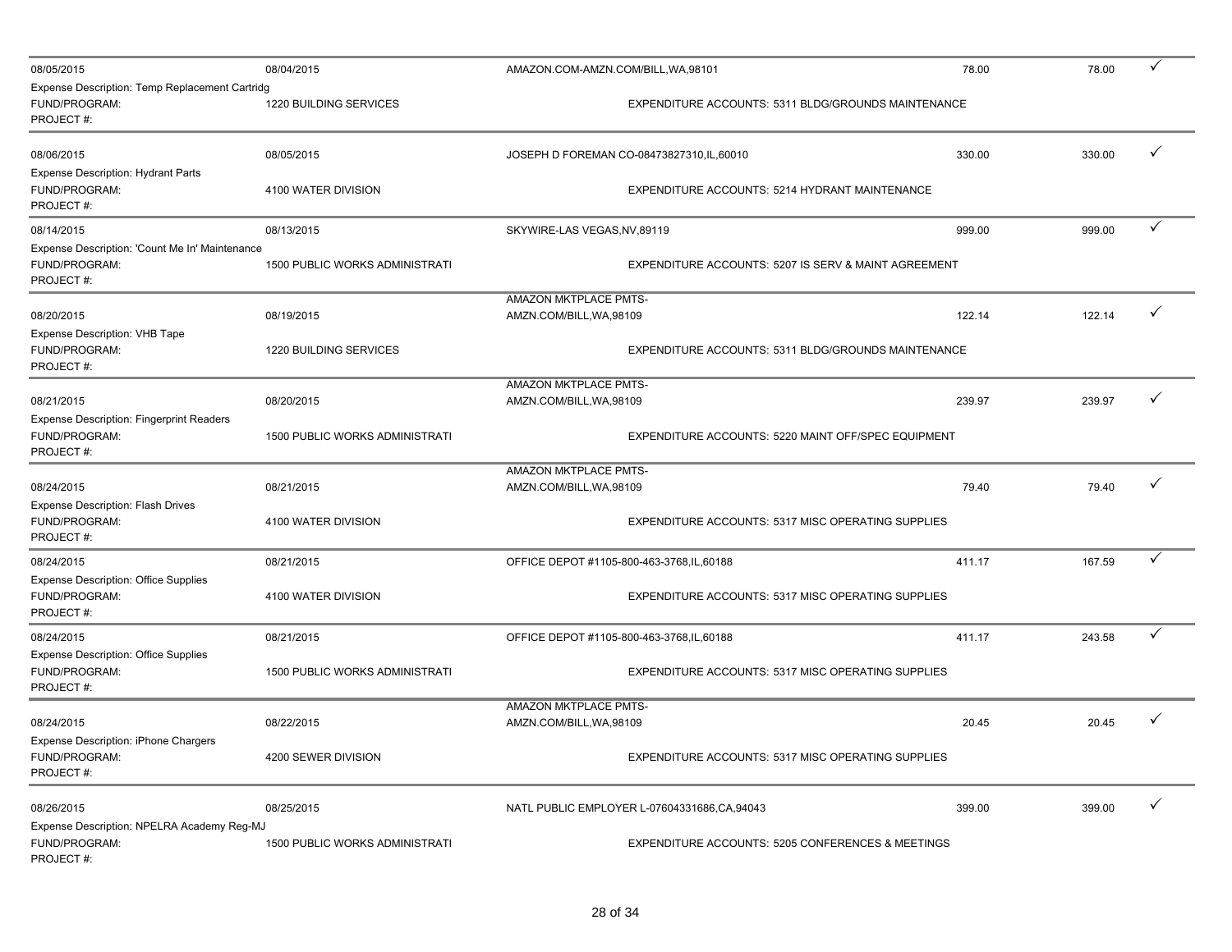| Posted Date | Transaction Date | Merchant | Transaction Amount | Amount | |
|---|---|---|---|---|---|
| 08/05/2015 | 08/04/2015 | AMAZON.COM-AMZN.COM/BILL,WA,98101 | 78.00 | 78.00 | ✓ |
| Expense Description: Temp Replacement Cartridg | | | | | |
| FUND/PROGRAM: | 1220 BUILDING SERVICES | EXPENDITURE ACCOUNTS: 5311 BLDG/GROUNDS MAINTENANCE | | | |
| PROJECT #: | | | | | |
| 08/06/2015 | 08/05/2015 | JOSEPH D FOREMAN CO-08473827310,IL,60010 | 330.00 | 330.00 | ✓ |
| Expense Description: Hydrant Parts | | | | | |
| FUND/PROGRAM: | 4100 WATER DIVISION | EXPENDITURE ACCOUNTS: 5214 HYDRANT MAINTENANCE | | | |
| PROJECT #: | | | | | |
| 08/14/2015 | 08/13/2015 | SKYWIRE-LAS VEGAS,NV,89119 | 999.00 | 999.00 | ✓ |
| Expense Description: 'Count Me In' Maintenance | | | | | |
| FUND/PROGRAM: | 1500 PUBLIC WORKS ADMINISTRATI | EXPENDITURE ACCOUNTS: 5207 IS SERV & MAINT AGREEMENT | | | |
| PROJECT #: | | | | | |
| 08/20/2015 | 08/19/2015 | AMAZON MKTPLACE PMTS-AMZN.COM/BILL,WA,98109 | 122.14 | 122.14 | ✓ |
| Expense Description: VHB Tape | | | | | |
| FUND/PROGRAM: | 1220 BUILDING SERVICES | EXPENDITURE ACCOUNTS: 5311 BLDG/GROUNDS MAINTENANCE | | | |
| PROJECT #: | | | | | |
| 08/21/2015 | 08/20/2015 | AMAZON MKTPLACE PMTS-AMZN.COM/BILL,WA,98109 | 239.97 | 239.97 | ✓ |
| Expense Description: Fingerprint Readers | | | | | |
| FUND/PROGRAM: | 1500 PUBLIC WORKS ADMINISTRATI | EXPENDITURE ACCOUNTS: 5220 MAINT OFF/SPEC EQUIPMENT | | | |
| PROJECT #: | | | | | |
| 08/24/2015 | 08/21/2015 | AMAZON MKTPLACE PMTS-AMZN.COM/BILL,WA,98109 | 79.40 | 79.40 | ✓ |
| Expense Description: Flash Drives | | | | | |
| FUND/PROGRAM: | 4100 WATER DIVISION | EXPENDITURE ACCOUNTS: 5317 MISC OPERATING SUPPLIES | | | |
| PROJECT #: | | | | | |
| 08/24/2015 | 08/21/2015 | OFFICE DEPOT #1105-800-463-3768,IL,60188 | 411.17 | 167.59 | ✓ |
| Expense Description: Office Supplies | | | | | |
| FUND/PROGRAM: | 4100 WATER DIVISION | EXPENDITURE ACCOUNTS: 5317 MISC OPERATING SUPPLIES | | | |
| PROJECT #: | | | | | |
| 08/24/2015 | 08/21/2015 | OFFICE DEPOT #1105-800-463-3768,IL,60188 | 411.17 | 243.58 | ✓ |
| Expense Description: Office Supplies | | | | | |
| FUND/PROGRAM: | 1500 PUBLIC WORKS ADMINISTRATI | EXPENDITURE ACCOUNTS: 5317 MISC OPERATING SUPPLIES | | | |
| PROJECT #: | | | | | |
| 08/24/2015 | 08/22/2015 | AMAZON MKTPLACE PMTS-AMZN.COM/BILL,WA,98109 | 20.45 | 20.45 | ✓ |
| Expense Description: iPhone Chargers | | | | | |
| FUND/PROGRAM: | 4200 SEWER DIVISION | EXPENDITURE ACCOUNTS: 5317 MISC OPERATING SUPPLIES | | | |
| PROJECT #: | | | | | |
| 08/26/2015 | 08/25/2015 | NATL PUBLIC EMPLOYER L-07604331686,CA,94043 | 399.00 | 399.00 | ✓ |
| Expense Description: NPELRA Academy Reg-MJ | | | | | |
| FUND/PROGRAM: | 1500 PUBLIC WORKS ADMINISTRATI | EXPENDITURE ACCOUNTS: 5205 CONFERENCES & MEETINGS | | | |
| PROJECT #: | | | | | |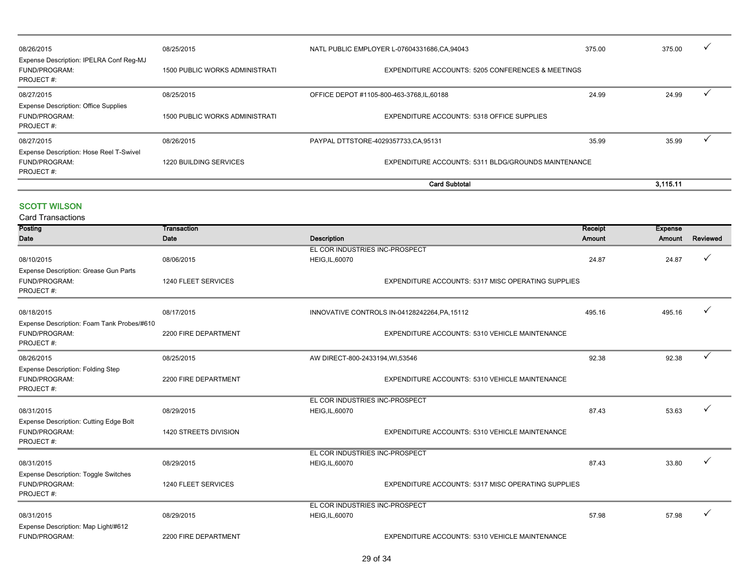| | | | | | |
|---|---|---|---|---|---|
| 08/26/2015 | 08/25/2015 | NATL PUBLIC EMPLOYER L-07604331686,CA,94043 | 375.00 | 375.00 | ✓ |
| Expense Description: IPELRA Conf Reg-MJ | | | | | |
| FUND/PROGRAM: | 1500 PUBLIC WORKS ADMINISTRATI | EXPENDITURE ACCOUNTS: 5205 CONFERENCES & MEETINGS | | | |
| PROJECT #: | | | | | |
| 08/27/2015 | 08/25/2015 | OFFICE DEPOT #1105-800-463-3768,IL,60188 | 24.99 | 24.99 | ✓ |
| Expense Description: Office Supplies | | | | | |
| FUND/PROGRAM: | 1500 PUBLIC WORKS ADMINISTRATI | EXPENDITURE ACCOUNTS: 5318 OFFICE SUPPLIES | | | |
| PROJECT #: | | | | | |
| 08/27/2015 | 08/26/2015 | PAYPAL DTTSTORE-4029357733,CA,95131 | 35.99 | 35.99 | ✓ |
| Expense Description: Hose Reel T-Swivel | | | | | |
| FUND/PROGRAM: | 1220 BUILDING SERVICES | EXPENDITURE ACCOUNTS: 5311 BLDG/GROUNDS MAINTENANCE | | | |
| PROJECT #: | | | | | |
| | | **Card Subtotal** | | **3,115.11** | |

## SCOTT WILSON

Card Transactions

| Posting Date | Transaction Date | Description | Receipt Amount | Expense Amount | Reviewed |
|---|---|---|---|---|---|
| 08/10/2015 | 08/06/2015 | EL COR INDUSTRIES INC-PROSPECT HEIG,IL,60070 | 24.87 | 24.87 | ✓ |
| Expense Description: Grease Gun Parts | | | | | |
| FUND/PROGRAM: | 1240 FLEET SERVICES | EXPENDITURE ACCOUNTS: 5317 MISC OPERATING SUPPLIES | | | |
| PROJECT #: | | | | | |
| 08/18/2015 | 08/17/2015 | INNOVATIVE CONTROLS IN-04128242264,PA,15112 | 495.16 | 495.16 | ✓ |
| Expense Description: Foam Tank Probes/#610 | | | | | |
| FUND/PROGRAM: | 2200 FIRE DEPARTMENT | EXPENDITURE ACCOUNTS: 5310 VEHICLE MAINTENANCE | | | |
| PROJECT #: | | | | | |
| 08/26/2015 | 08/25/2015 | AW DIRECT-800-2433194,WI,53546 | 92.38 | 92.38 | ✓ |
| Expense Description: Folding Step | | | | | |
| FUND/PROGRAM: | 2200 FIRE DEPARTMENT | EXPENDITURE ACCOUNTS: 5310 VEHICLE MAINTENANCE | | | |
| PROJECT #: | | | | | |
| 08/31/2015 | 08/29/2015 | EL COR INDUSTRIES INC-PROSPECT HEIG,IL,60070 | 87.43 | 53.63 | ✓ |
| Expense Description: Cutting Edge Bolt | | | | | |
| FUND/PROGRAM: | 1420 STREETS DIVISION | EXPENDITURE ACCOUNTS: 5310 VEHICLE MAINTENANCE | | | |
| PROJECT #: | | | | | |
| 08/31/2015 | 08/29/2015 | EL COR INDUSTRIES INC-PROSPECT HEIG,IL,60070 | 87.43 | 33.80 | ✓ |
| Expense Description: Toggle Switches | | | | | |
| FUND/PROGRAM: | 1240 FLEET SERVICES | EXPENDITURE ACCOUNTS: 5317 MISC OPERATING SUPPLIES | | | |
| PROJECT #: | | | | | |
| 08/31/2015 | 08/29/2015 | EL COR INDUSTRIES INC-PROSPECT HEIG,IL,60070 | 57.98 | 57.98 | ✓ |
| Expense Description: Map Light/#612 | | | | | |
| FUND/PROGRAM: | 2200 FIRE DEPARTMENT | EXPENDITURE ACCOUNTS: 5310 VEHICLE MAINTENANCE | | | |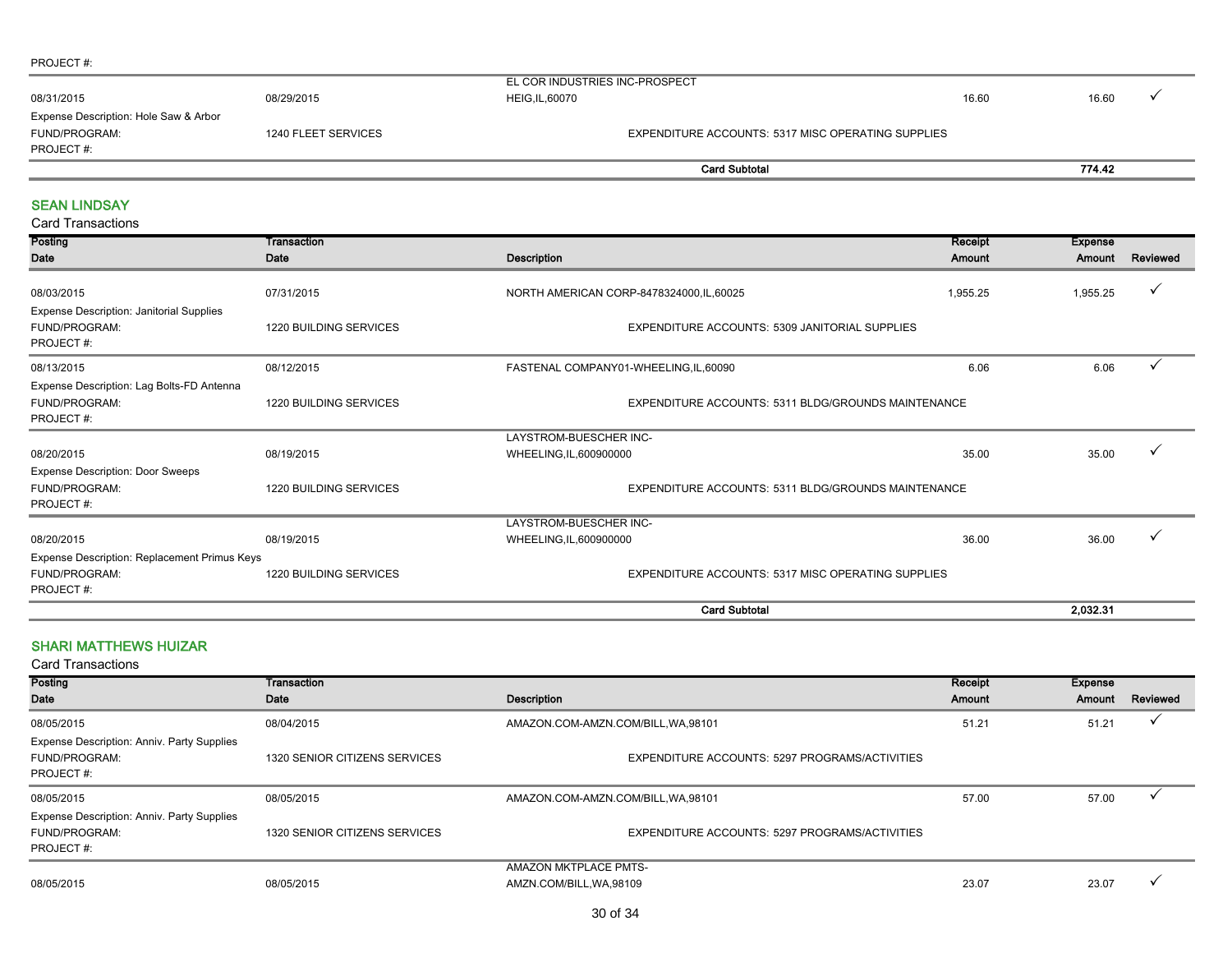PROJECT #:

| | | | | | |
|---|---|---|---|---|---|
| 08/31/2015 | 08/29/2015 | EL COR INDUSTRIES INC-PROSPECT HEIG,IL,60070 | 16.60 | 16.60 | ✓ |
| Expense Description: Hole Saw & Arbor | | | | | |
| FUND/PROGRAM: | 1240 FLEET SERVICES | EXPENDITURE ACCOUNTS: 5317 MISC OPERATING SUPPLIES | | | |
| PROJECT #: | | | | | |
| | | **Card Subtotal** | | **774.42** | |

## SEAN LINDSAY

Card Transactions

| Posting Date | Transaction Date | Description | Receipt Amount | Expense Amount | Reviewed |
|---|---|---|---|---|---|
| 08/03/2015 | 07/31/2015 | NORTH AMERICAN CORP-8478324000,IL,60025 | 1,955.25 | 1,955.25 | ✓ |
| Expense Description: Janitorial Supplies | | | | | |
| FUND/PROGRAM: | 1220 BUILDING SERVICES | EXPENDITURE ACCOUNTS: 5309 JANITORIAL SUPPLIES | | | |
| PROJECT #: | | | | | |
| 08/13/2015 | 08/12/2015 | FASTENAL COMPANY01-WHEELING,IL,60090 | 6.06 | 6.06 | ✓ |
| Expense Description: Lag Bolts-FD Antenna | | | | | |
| FUND/PROGRAM: | 1220 BUILDING SERVICES | EXPENDITURE ACCOUNTS: 5311 BLDG/GROUNDS MAINTENANCE | | | |
| PROJECT #: | | | | | |
| 08/20/2015 | 08/19/2015 | LAYSTROM-BUESCHER INC-WHEELING,IL,600900000 | 35.00 | 35.00 | ✓ |
| Expense Description: Door Sweeps | | | | | |
| FUND/PROGRAM: | 1220 BUILDING SERVICES | EXPENDITURE ACCOUNTS: 5311 BLDG/GROUNDS MAINTENANCE | | | |
| PROJECT #: | | | | | |
| 08/20/2015 | 08/19/2015 | LAYSTROM-BUESCHER INC-WHEELING,IL,600900000 | 36.00 | 36.00 | ✓ |
| Expense Description: Replacement Primus Keys | | | | | |
| FUND/PROGRAM: | 1220 BUILDING SERVICES | EXPENDITURE ACCOUNTS: 5317 MISC OPERATING SUPPLIES | | | |
| PROJECT #: | | | | | |
| | | **Card Subtotal** | | **2,032.31** | |

## SHARI MATTHEWS HUIZAR

Card Transactions

| Posting Date | Transaction Date | Description | Receipt Amount | Expense Amount | Reviewed |
|---|---|---|---|---|---|
| 08/05/2015 | 08/04/2015 | AMAZON.COM-AMZN.COM/BILL,WA,98101 | 51.21 | 51.21 | ✓ |
| Expense Description: Anniv. Party Supplies | | | | | |
| FUND/PROGRAM: | 1320 SENIOR CITIZENS SERVICES | EXPENDITURE ACCOUNTS: 5297 PROGRAMS/ACTIVITIES | | | |
| PROJECT #: | | | | | |
| 08/05/2015 | 08/05/2015 | AMAZON.COM-AMZN.COM/BILL,WA,98101 | 57.00 | 57.00 | ✓ |
| Expense Description: Anniv. Party Supplies | | | | | |
| FUND/PROGRAM: | 1320 SENIOR CITIZENS SERVICES | EXPENDITURE ACCOUNTS: 5297 PROGRAMS/ACTIVITIES | | | |
| PROJECT #: | | | | | |
| 08/05/2015 | 08/05/2015 | AMAZON MKTPLACE PMTS-AMZN.COM/BILL,WA,98109 | 23.07 | 23.07 | ✓ |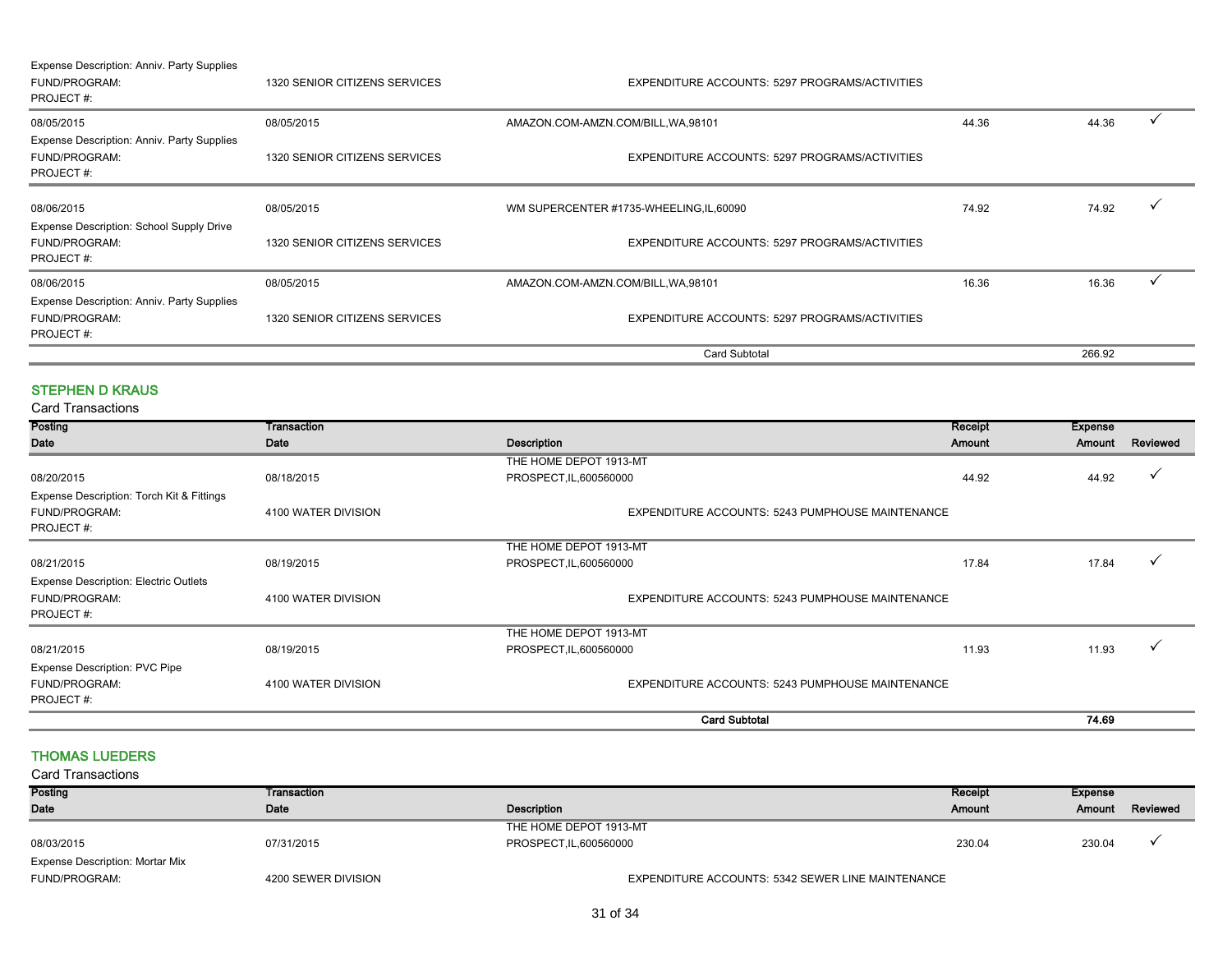| Posting Date | Transaction Date | Description | Receipt Amount | Expense Amount | Reviewed |
|---|---|---|---|---|---|
| Expense Description: Anniv. Party Supplies | | | | | |
| FUND/PROGRAM: | 1320 SENIOR CITIZENS SERVICES | EXPENDITURE ACCOUNTS: 5297 PROGRAMS/ACTIVITIES | | | |
| PROJECT #: | | | | | |
| 08/05/2015 | 08/05/2015 | AMAZON.COM-AMZN.COM/BILL,WA,98101 | 44.36 | 44.36 | ✓ |
| Expense Description: Anniv. Party Supplies | | | | | |
| FUND/PROGRAM: | 1320 SENIOR CITIZENS SERVICES | EXPENDITURE ACCOUNTS: 5297 PROGRAMS/ACTIVITIES | | | |
| PROJECT #: | | | | | |
| 08/06/2015 | 08/05/2015 | WM SUPERCENTER #1735-WHEELING,IL,60090 | 74.92 | 74.92 | ✓ |
| Expense Description: School Supply Drive | | | | | |
| FUND/PROGRAM: | 1320 SENIOR CITIZENS SERVICES | EXPENDITURE ACCOUNTS: 5297 PROGRAMS/ACTIVITIES | | | |
| PROJECT #: | | | | | |
| 08/06/2015 | 08/05/2015 | AMAZON.COM-AMZN.COM/BILL,WA,98101 | 16.36 | 16.36 | ✓ |
| Expense Description: Anniv. Party Supplies | | | | | |
| FUND/PROGRAM: | 1320 SENIOR CITIZENS SERVICES | EXPENDITURE ACCOUNTS: 5297 PROGRAMS/ACTIVITIES | | | |
| PROJECT #: | | | | | |
| | | Card Subtotal | | 266.92 | |

## STEPHEN D KRAUS

Card Transactions

| Posting Date | Transaction Date | Description | Receipt Amount | Expense Amount | Reviewed |
|---|---|---|---|---|---|
| 08/20/2015 | 08/18/2015 | THE HOME DEPOT 1913-MT PROSPECT,IL,600560000 | 44.92 | 44.92 | ✓ |
| Expense Description: Torch Kit & Fittings | | | | | |
| FUND/PROGRAM: | 4100 WATER DIVISION | EXPENDITURE ACCOUNTS: 5243 PUMPHOUSE MAINTENANCE | | | |
| PROJECT #: | | | | | |
| 08/21/2015 | 08/19/2015 | THE HOME DEPOT 1913-MT PROSPECT,IL,600560000 | 17.84 | 17.84 | ✓ |
| Expense Description: Electric Outlets | | | | | |
| FUND/PROGRAM: | 4100 WATER DIVISION | EXPENDITURE ACCOUNTS: 5243 PUMPHOUSE MAINTENANCE | | | |
| PROJECT #: | | | | | |
| 08/21/2015 | 08/19/2015 | THE HOME DEPOT 1913-MT PROSPECT,IL,600560000 | 11.93 | 11.93 | ✓ |
| Expense Description: PVC Pipe | | | | | |
| FUND/PROGRAM: | 4100 WATER DIVISION | EXPENDITURE ACCOUNTS: 5243 PUMPHOUSE MAINTENANCE | | | |
| PROJECT #: | | | | | |
| | | **Card Subtotal** | | **74.69** | |

## THOMAS LUEDERS

Card Transactions

| Posting Date | Transaction Date | Description | Receipt Amount | Expense Amount | Reviewed |
|---|---|---|---|---|---|
| 08/03/2015 | 07/31/2015 | THE HOME DEPOT 1913-MT PROSPECT,IL,600560000 | 230.04 | 230.04 | ✓ |
| Expense Description: Mortar Mix | | | | | |
| FUND/PROGRAM: | 4200 SEWER DIVISION | EXPENDITURE ACCOUNTS: 5342 SEWER LINE MAINTENANCE | | | |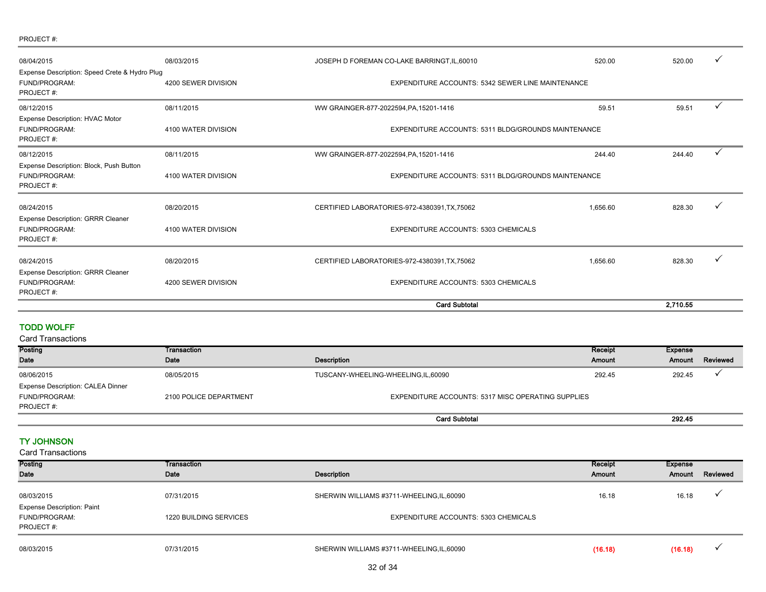PROJECT #:

| Posting Date | Transaction Date | Description | Receipt Amount | Expense Amount | Reviewed |
|---|---|---|---|---|---|
| 08/04/2015 | 08/03/2015 | JOSEPH D FOREMAN CO-LAKE BARRINGT,IL,60010 | 520.00 | 520.00 | ✓ |
| Expense Description: Speed Crete & Hydro Plug | | | | | |
| FUND/PROGRAM: | 4200 SEWER DIVISION | EXPENDITURE ACCOUNTS: 5342 SEWER LINE MAINTENANCE | | | |
| PROJECT #: | | | | | |
| 08/12/2015 | 08/11/2015 | WW GRAINGER-877-2022594,PA,15201-1416 | 59.51 | 59.51 | ✓ |
| Expense Description: HVAC Motor | | | | | |
| FUND/PROGRAM: | 4100 WATER DIVISION | EXPENDITURE ACCOUNTS: 5311 BLDG/GROUNDS MAINTENANCE | | | |
| PROJECT #: | | | | | |
| 08/12/2015 | 08/11/2015 | WW GRAINGER-877-2022594,PA,15201-1416 | 244.40 | 244.40 | ✓ |
| Expense Description: Block, Push Button | | | | | |
| FUND/PROGRAM: | 4100 WATER DIVISION | EXPENDITURE ACCOUNTS: 5311 BLDG/GROUNDS MAINTENANCE | | | |
| PROJECT #: | | | | | |
| 08/24/2015 | 08/20/2015 | CERTIFIED LABORATORIES-972-4380391,TX,75062 | 1,656.60 | 828.30 | ✓ |
| Expense Description: GRRR Cleaner | | | | | |
| FUND/PROGRAM: | 4100 WATER DIVISION | EXPENDITURE ACCOUNTS: 5303 CHEMICALS | | | |
| PROJECT #: | | | | | |
| 08/24/2015 | 08/20/2015 | CERTIFIED LABORATORIES-972-4380391,TX,75062 | 1,656.60 | 828.30 | ✓ |
| Expense Description: GRRR Cleaner | | | | | |
| FUND/PROGRAM: | 4200 SEWER DIVISION | EXPENDITURE ACCOUNTS: 5303 CHEMICALS | | | |
| PROJECT #: | | | | | |
| | | **Card Subtotal** | | **2,710.55** | |

## TODD WOLFF

Card Transactions

| Posting Date | Transaction Date | Description | Receipt Amount | Expense Amount | Reviewed |
|---|---|---|---|---|---|
| 08/06/2015 | 08/05/2015 | TUSCANY-WHEELING-WHEELING,IL,60090 | 292.45 | 292.45 | ✓ |
| Expense Description: CALEA Dinner | | | | | |
| FUND/PROGRAM: | 2100 POLICE DEPARTMENT | EXPENDITURE ACCOUNTS: 5317 MISC OPERATING SUPPLIES | | | |
| PROJECT #: | | | | | |
| | | **Card Subtotal** | | **292.45** | |

## TY JOHNSON

Card Transactions

| Posting Date | Transaction Date | Description | Receipt Amount | Expense Amount | Reviewed |
|---|---|---|---|---|---|
| 08/03/2015 | 07/31/2015 | SHERWIN WILLIAMS #3711-WHEELING,IL,60090 | 16.18 | 16.18 | ✓ |
| Expense Description: Paint | | | | | |
| FUND/PROGRAM: | 1220 BUILDING SERVICES | EXPENDITURE ACCOUNTS: 5303 CHEMICALS | | | |
| PROJECT #: | | | | | |
| 08/03/2015 | 07/31/2015 | SHERWIN WILLIAMS #3711-WHEELING,IL,60090 | (16.18) | (16.18) | ✓ |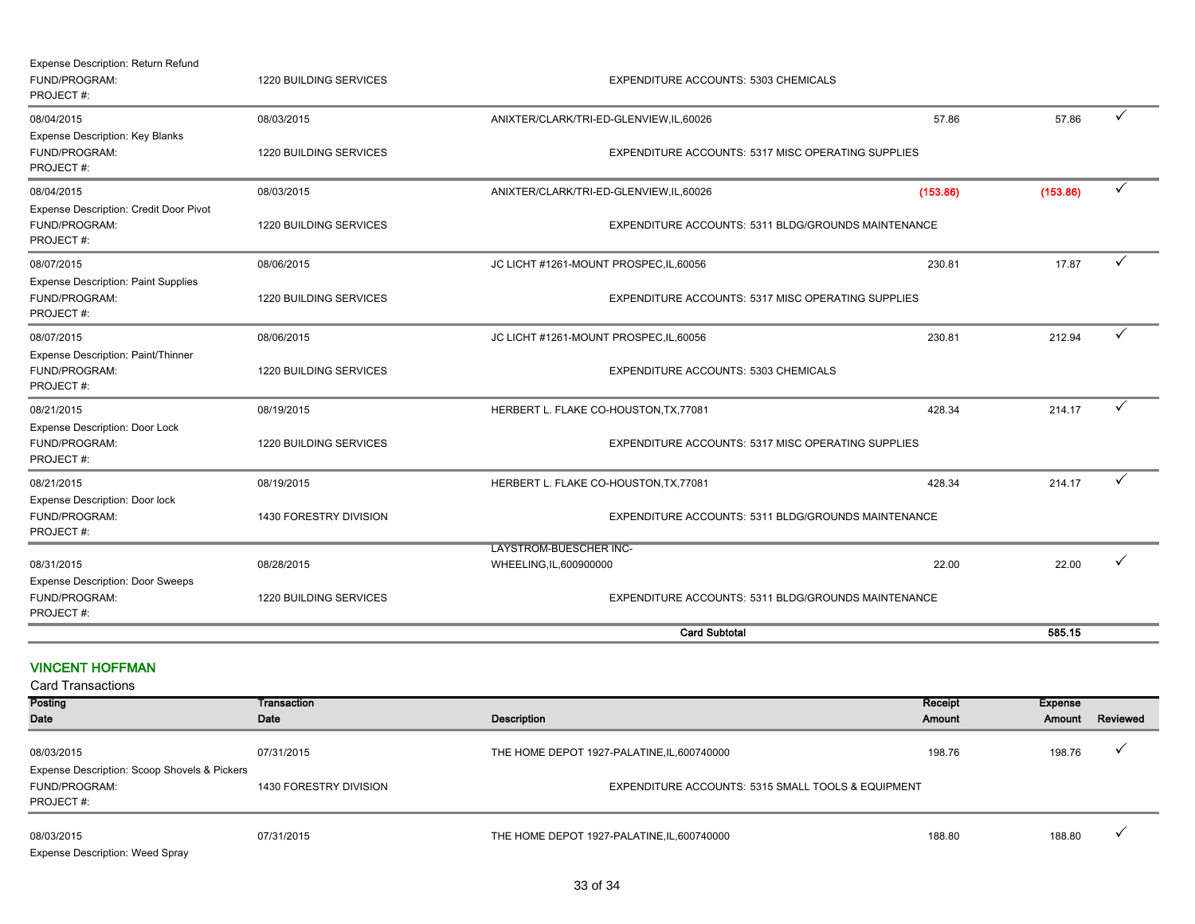| | | | | | |
|---|---|---|---|---|---|
| Expense Description: Return Refund | | | | | |
| FUND/PROGRAM: | 1220 BUILDING SERVICES | EXPENDITURE ACCOUNTS: 5303 CHEMICALS | | | |
| PROJECT #: | | | | | |
| 08/04/2015 | 08/03/2015 | ANIXTER/CLARK/TRI-ED-GLENVIEW,IL,60026 | 57.86 | 57.86 | ✓ |
| Expense Description: Key Blanks | | | | | |
| FUND/PROGRAM: | 1220 BUILDING SERVICES | EXPENDITURE ACCOUNTS: 5317 MISC OPERATING SUPPLIES | | | |
| PROJECT #: | | | | | |
| 08/04/2015 | 08/03/2015 | ANIXTER/CLARK/TRI-ED-GLENVIEW,IL,60026 | (153.86) | (153.86) | ✓ |
| Expense Description: Credit Door Pivot | | | | | |
| FUND/PROGRAM: | 1220 BUILDING SERVICES | EXPENDITURE ACCOUNTS: 5311 BLDG/GROUNDS MAINTENANCE | | | |
| PROJECT #: | | | | | |
| 08/07/2015 | 08/06/2015 | JC LICHT #1261-MOUNT PROSPEC,IL,60056 | 230.81 | 17.87 | ✓ |
| Expense Description: Paint Supplies | | | | | |
| FUND/PROGRAM: | 1220 BUILDING SERVICES | EXPENDITURE ACCOUNTS: 5317 MISC OPERATING SUPPLIES | | | |
| PROJECT #: | | | | | |
| 08/07/2015 | 08/06/2015 | JC LICHT #1261-MOUNT PROSPEC,IL,60056 | 230.81 | 212.94 | ✓ |
| Expense Description: Paint/Thinner | | | | | |
| FUND/PROGRAM: | 1220 BUILDING SERVICES | EXPENDITURE ACCOUNTS: 5303 CHEMICALS | | | |
| PROJECT #: | | | | | |
| 08/21/2015 | 08/19/2015 | HERBERT L. FLAKE CO-HOUSTON,TX,77081 | 428.34 | 214.17 | ✓ |
| Expense Description: Door Lock | | | | | |
| FUND/PROGRAM: | 1220 BUILDING SERVICES | EXPENDITURE ACCOUNTS: 5317 MISC OPERATING SUPPLIES | | | |
| PROJECT #: | | | | | |
| 08/21/2015 | 08/19/2015 | HERBERT L. FLAKE CO-HOUSTON,TX,77081 | 428.34 | 214.17 | ✓ |
| Expense Description: Door lock | | | | | |
| FUND/PROGRAM: | 1430 FORESTRY DIVISION | EXPENDITURE ACCOUNTS: 5311 BLDG/GROUNDS MAINTENANCE | | | |
| PROJECT #: | | | | | |
| 08/31/2015 | 08/28/2015 | LAYSTROM-BUESCHER INC-WHEELING,IL,600900000 | 22.00 | 22.00 | ✓ |
| Expense Description: Door Sweeps | | | | | |
| FUND/PROGRAM: | 1220 BUILDING SERVICES | EXPENDITURE ACCOUNTS: 5311 BLDG/GROUNDS MAINTENANCE | | | |
| PROJECT #: | | | | | |
| | | **Card Subtotal** | | **585.15** | |

## VINCENT HOFFMAN

Card Transactions

| Posting Date | Transaction Date | Description | Receipt Amount | Expense Amount | Reviewed |
|---|---|---|---|---|---|
| 08/03/2015 | 07/31/2015 | THE HOME DEPOT 1927-PALATINE,IL,600740000 | 198.76 | 198.76 | ✓ |
| Expense Description: Scoop Shovels & Pickers | | | | | |
| FUND/PROGRAM: | 1430 FORESTRY DIVISION | EXPENDITURE ACCOUNTS: 5315 SMALL TOOLS & EQUIPMENT | | | |
| PROJECT #: | | | | | |
| 08/03/2015 | 07/31/2015 | THE HOME DEPOT 1927-PALATINE,IL,600740000 | 188.80 | 188.80 | ✓ |
| Expense Description: Weed Spray | | | | | |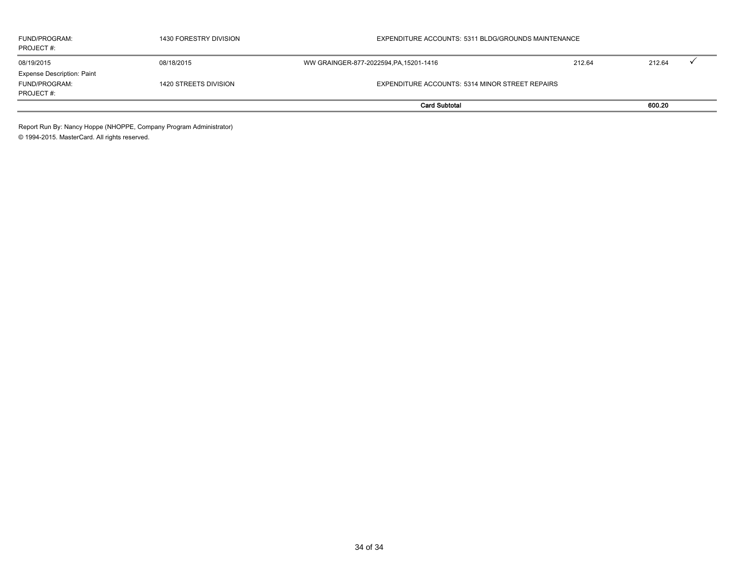| FUND/PROGRAM:<br>PROJECT #: | 1430 FORESTRY DIVISION | EXPENDITURE ACCOUNTS: 5311 BLDG/GROUNDS MAINTENANCE | | | |
|---|---|---|---|---|---|
| 08/19/2015 | 08/18/2015 | WW GRAINGER-877-2022594,PA,15201-1416 | 212.64 | 212.64 | ✓ |
| Expense Description: Paint | | | | | |
| FUND/PROGRAM:<br>PROJECT #: | 1420 STREETS DIVISION | EXPENDITURE ACCOUNTS: 5314 MINOR STREET REPAIRS | | | |
| | | **Card Subtotal** | | **600.20** | |

Report Run By: Nancy Hoppe (NHOPPE, Company Program Administrator)

© 1994-2015. MasterCard. All rights reserved.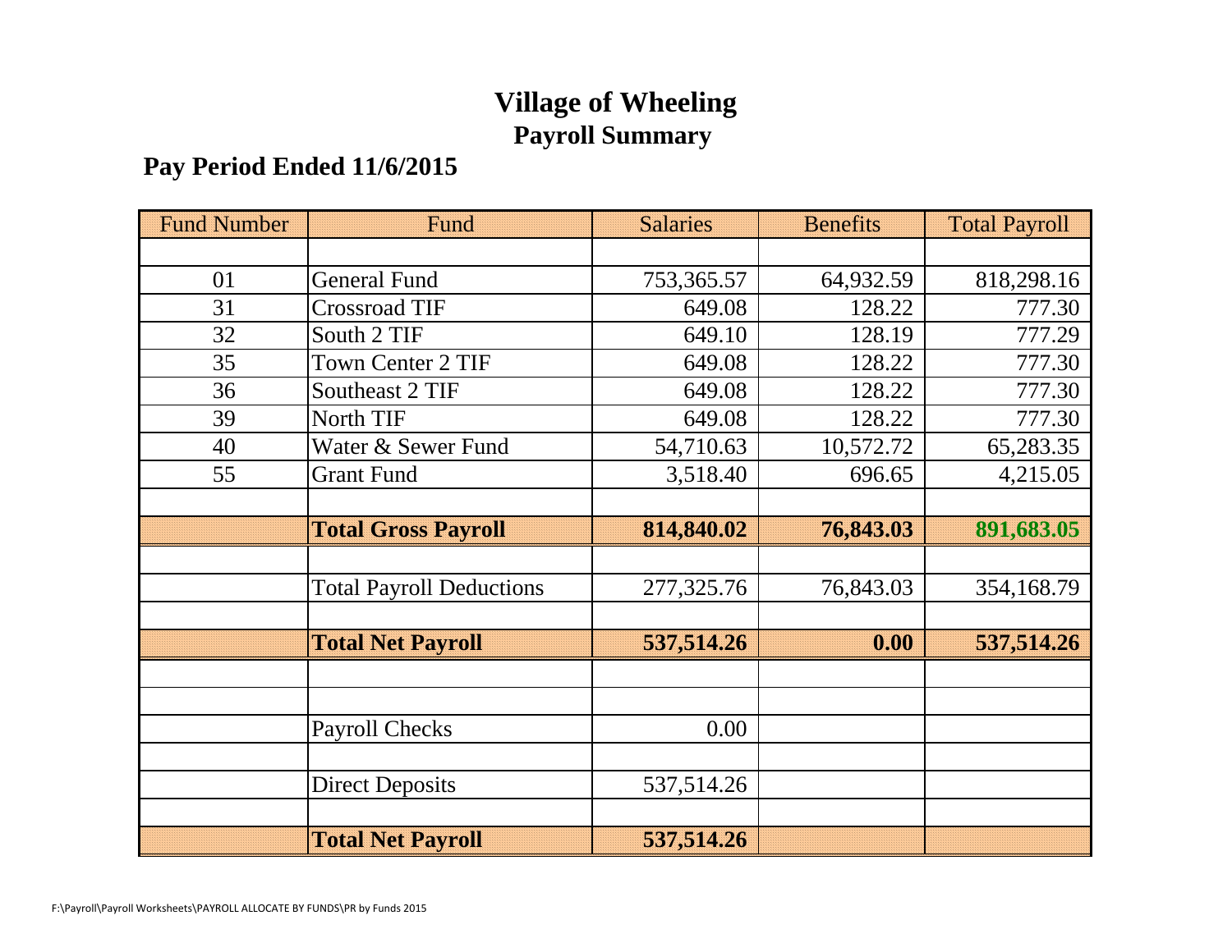# Village of Wheeling

## Payroll Summary

### Pay Period Ended 11/6/2015

| Fund Number | Fund | Salaries | Benefits | Total Payroll |
|---|---|---|---|---|
| | | | | |
| 01 | General Fund | 753,365.57 | 64,932.59 | 818,298.16 |
| 31 | Crossroad TIF | 649.08 | 128.22 | 777.30 |
| 32 | South 2 TIF | 649.10 | 128.19 | 777.29 |
| 35 | Town Center 2 TIF | 649.08 | 128.22 | 777.30 |
| 36 | Southeast 2 TIF | 649.08 | 128.22 | 777.30 |
| 39 | North TIF | 649.08 | 128.22 | 777.30 |
| 40 | Water & Sewer Fund | 54,710.63 | 10,572.72 | 65,283.35 |
| 55 | Grant Fund | 3,518.40 | 696.65 | 4,215.05 |
| | | | | |
| | **Total Gross Payroll** | **814,840.02** | **76,843.03** | **891,683.05** |
| | | | | |
| | Total Payroll Deductions | 277,325.76 | 76,843.03 | 354,168.79 |
| | | | | |
| | **Total Net Payroll** | **537,514.26** | **0.00** | **537,514.26** |
| | | | | |
| | | | | |
| | Payroll Checks | 0.00 | | |
| | | | | |
| | Direct Deposits | 537,514.26 | | |
| | | | | |
| | **Total Net Payroll** | **537,514.26** | | |

F:\Payroll\Payroll Worksheets\PAYROLL ALLOCATE BY FUNDS\PR by Funds 2015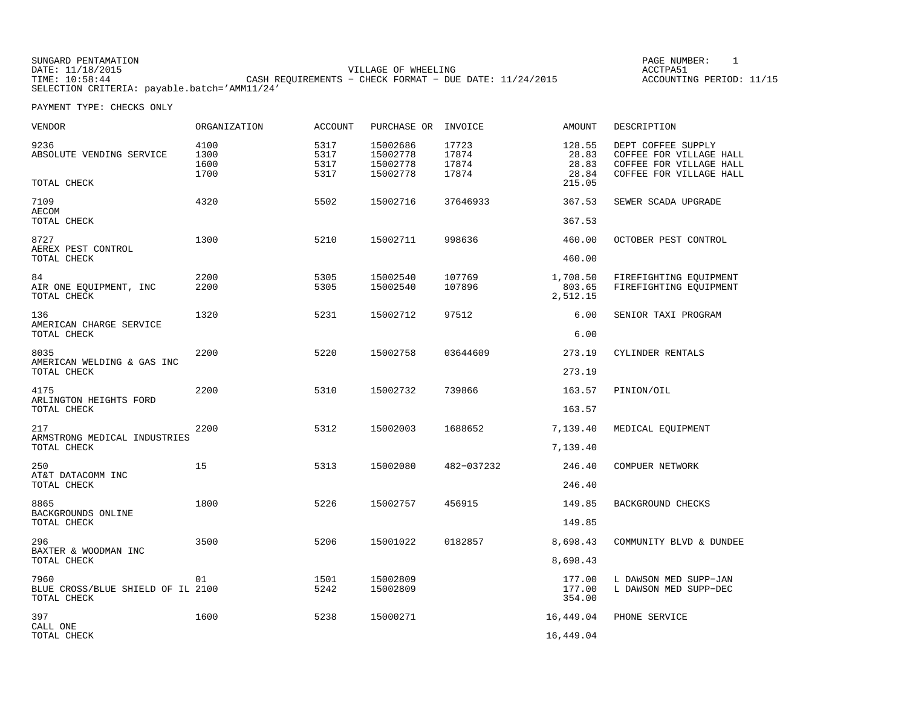SUNGARD PENTAMATION
DATE: 11/18/2015
TIME: 10:58:44
SELECTION CRITERIA: payable.batch='AMM11/24'

VILLAGE OF WHEELING
CASH REQUIREMENTS - CHECK FORMAT - DUE DATE: 11/24/2015

PAGE NUMBER: 1
ACCTPA51
ACCOUNTING PERIOD: 11/15

PAYMENT TYPE: CHECKS ONLY

| VENDOR | ORGANIZATION | ACCOUNT | PURCHASE OR | INVOICE | AMOUNT | DESCRIPTION |
|---|---|---|---|---|---|---|
| 9236 | 4100 | 5317 | 15002686 | 17723 | 128.55 | DEPT COFFEE SUPPLY |
| ABSOLUTE VENDING SERVICE | 1300 | 5317 | 15002778 | 17874 | 28.83 | COFFEE FOR VILLAGE HALL |
| | 1600 | 5317 | 15002778 | 17874 | 28.83 | COFFEE FOR VILLAGE HALL |
| | 1700 | 5317 | 15002778 | 17874 | 28.84 | COFFEE FOR VILLAGE HALL |
| TOTAL CHECK | | | | | 215.05 | |
| 7109 | 4320 | 5502 | 15002716 | 37646933 | 367.53 | SEWER SCADA UPGRADE |
| AECOM | | | | | | |
| TOTAL CHECK | | | | | 367.53 | |
| 8727 | 1300 | 5210 | 15002711 | 998636 | 460.00 | OCTOBER PEST CONTROL |
| AEREX PEST CONTROL | | | | | | |
| TOTAL CHECK | | | | | 460.00 | |
| 84 | 2200 | 5305 | 15002540 | 107769 | 1,708.50 | FIREFIGHTING EQUIPMENT |
| AIR ONE EQUIPMENT, INC | 2200 | 5305 | 15002540 | 107896 | 803.65 | FIREFIGHTING EQUIPMENT |
| TOTAL CHECK | | | | | 2,512.15 | |
| 136 | 1320 | 5231 | 15002712 | 97512 | 6.00 | SENIOR TAXI PROGRAM |
| AMERICAN CHARGE SERVICE | | | | | | |
| TOTAL CHECK | | | | | 6.00 | |
| 8035 | 2200 | 5220 | 15002758 | 03644609 | 273.19 | CYLINDER RENTALS |
| AMERICAN WELDING & GAS INC | | | | | | |
| TOTAL CHECK | | | | | 273.19 | |
| 4175 | 2200 | 5310 | 15002732 | 739866 | 163.57 | PINION/OIL |
| ARLINGTON HEIGHTS FORD | | | | | | |
| TOTAL CHECK | | | | | 163.57 | |
| 217 | 2200 | 5312 | 15002003 | 1688652 | 7,139.40 | MEDICAL EQUIPMENT |
| ARMSTRONG MEDICAL INDUSTRIES | | | | | | |
| TOTAL CHECK | | | | | 7,139.40 | |
| 250 | 15 | 5313 | 15002080 | 482-037232 | 246.40 | COMPUER NETWORK |
| AT&T DATACOMM INC | | | | | | |
| TOTAL CHECK | | | | | 246.40 | |
| 8865 | 1800 | 5226 | 15002757 | 456915 | 149.85 | BACKGROUND CHECKS |
| BACKGROUNDS ONLINE | | | | | | |
| TOTAL CHECK | | | | | 149.85 | |
| 296 | 3500 | 5206 | 15001022 | 0182857 | 8,698.43 | COMMUNITY BLVD & DUNDEE |
| BAXTER & WOODMAN INC | | | | | | |
| TOTAL CHECK | | | | | 8,698.43 | |
| 7960 | 01 | 1501 | 15002809 | | 177.00 | L DAWSON MED SUPP-JAN |
| BLUE CROSS/BLUE SHIELD OF IL | 2100 | 5242 | 15002809 | | 177.00 | L DAWSON MED SUPP-DEC |
| TOTAL CHECK | | | | | 354.00 | |
| 397 | 1600 | 5238 | 15000271 | | 16,449.04 | PHONE SERVICE |
| CALL ONE | | | | | | |
| TOTAL CHECK | | | | | 16,449.04 | |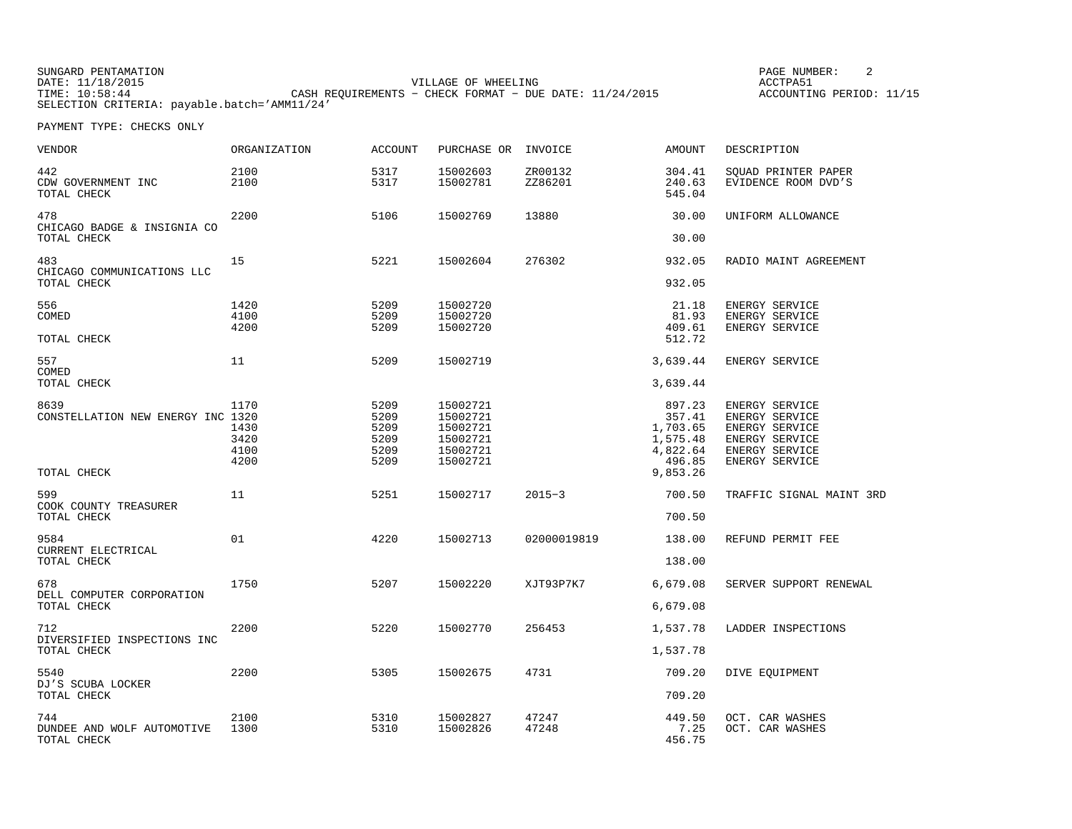SUNGARD PENTAMATION
DATE: 11/18/2015
TIME: 10:58:44
SELECTION CRITERIA: payable.batch='AMM11/24'

VILLAGE OF WHEELING
CASH REQUIREMENTS - CHECK FORMAT - DUE DATE: 11/24/2015

ACCTPA51
ACCOUNTING PERIOD: 11/15

PAYMENT TYPE: CHECKS ONLY

| VENDOR | ORGANIZATION | ACCOUNT | PURCHASE OR | INVOICE | AMOUNT | DESCRIPTION |
|---|---|---|---|---|---|---|
| 442 | 2100 | 5317 | 15002603 | ZR00132 | 304.41 | SQUAD PRINTER PAPER |
| CDW GOVERNMENT INC | 2100 | 5317 | 15002781 | ZZ86201 | 240.63 | EVIDENCE ROOM DVD'S |
| TOTAL CHECK | | | | | 545.04 | |
| 478 | 2200 | 5106 | 15002769 | 13880 | 30.00 | UNIFORM ALLOWANCE |
| CHICAGO BADGE & INSIGNIA CO | | | | | | |
| TOTAL CHECK | | | | | 30.00 | |
| 483 | 15 | 5221 | 15002604 | 276302 | 932.05 | RADIO MAINT AGREEMENT |
| CHICAGO COMMUNICATIONS LLC | | | | | | |
| TOTAL CHECK | | | | | 932.05 | |
| 556 | 1420 | 5209 | 15002720 | | 21.18 | ENERGY SERVICE |
| COMED | 4100 | 5209 | 15002720 | | 81.93 | ENERGY SERVICE |
| | 4200 | 5209 | 15002720 | | 409.61 | ENERGY SERVICE |
| TOTAL CHECK | | | | | 512.72 | |
| 557 | 11 | 5209 | 15002719 | | 3,639.44 | ENERGY SERVICE |
| COMED | | | | | | |
| TOTAL CHECK | | | | | 3,639.44 | |
| 8639 | 1170 | 5209 | 15002721 | | 897.23 | ENERGY SERVICE |
| CONSTELLATION NEW ENERGY INC | 1320 | 5209 | 15002721 | | 357.41 | ENERGY SERVICE |
| | 1430 | 5209 | 15002721 | | 1,703.65 | ENERGY SERVICE |
| | 3420 | 5209 | 15002721 | | 1,575.48 | ENERGY SERVICE |
| | 4100 | 5209 | 15002721 | | 4,822.64 | ENERGY SERVICE |
| | 4200 | 5209 | 15002721 | | 496.85 | ENERGY SERVICE |
| TOTAL CHECK | | | | | 9,853.26 | |
| 599 | 11 | 5251 | 15002717 | 2015-3 | 700.50 | TRAFFIC SIGNAL MAINT 3RD |
| COOK COUNTY TREASURER | | | | | | |
| TOTAL CHECK | | | | | 700.50 | |
| 9584 | 01 | 4220 | 15002713 | 02000019819 | 138.00 | REFUND PERMIT FEE |
| CURRENT ELECTRICAL | | | | | | |
| TOTAL CHECK | | | | | 138.00 | |
| 678 | 1750 | 5207 | 15002220 | XJT93P7K7 | 6,679.08 | SERVER SUPPORT RENEWAL |
| DELL COMPUTER CORPORATION | | | | | | |
| TOTAL CHECK | | | | | 6,679.08 | |
| 712 | 2200 | 5220 | 15002770 | 256453 | 1,537.78 | LADDER INSPECTIONS |
| DIVERSIFIED INSPECTIONS INC | | | | | | |
| TOTAL CHECK | | | | | 1,537.78 | |
| 5540 | 2200 | 5305 | 15002675 | 4731 | 709.20 | DIVE EQUIPMENT |
| DJ'S SCUBA LOCKER | | | | | | |
| TOTAL CHECK | | | | | 709.20 | |
| 744 | 2100 | 5310 | 15002827 | 47247 | 449.50 | OCT. CAR WASHES |
| DUNDEE AND WOLF AUTOMOTIVE | 1300 | 5310 | 15002826 | 47248 | 7.25 | OCT. CAR WASHES |
| TOTAL CHECK | | | | | 456.75 | |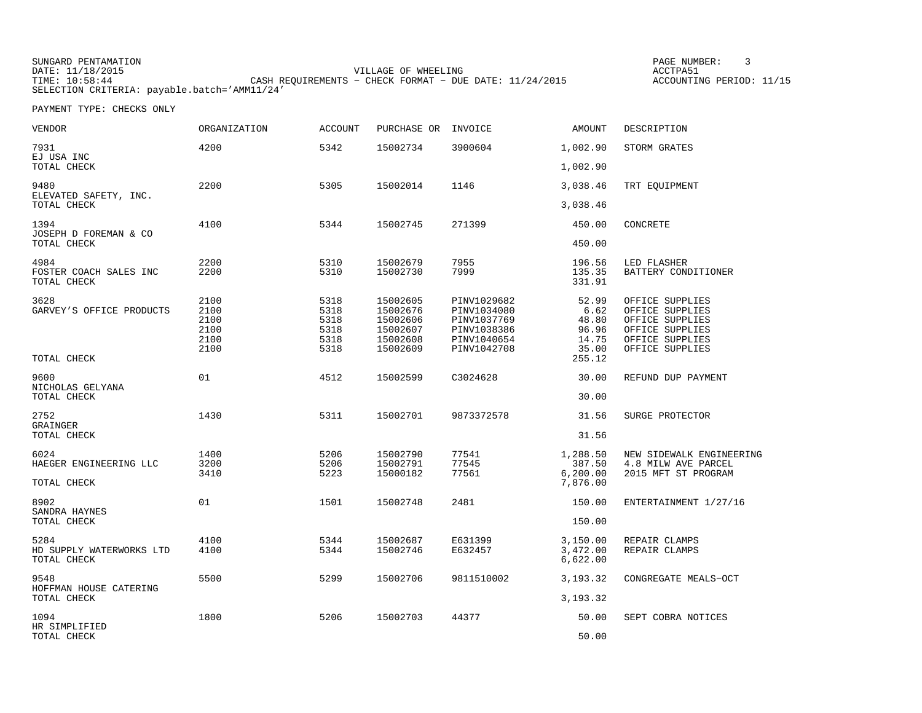SUNGARD PENTAMATION
DATE: 11/18/2015
TIME: 10:58:44
SELECTION CRITERIA: payable.batch='AMM11/24'

VILLAGE OF WHEELING
CASH REQUIREMENTS - CHECK FORMAT - DUE DATE: 11/24/2015

ACCTPA51
ACCOUNTING PERIOD: 11/15

PAYMENT TYPE: CHECKS ONLY

| VENDOR | ORGANIZATION | ACCOUNT | PURCHASE OR | INVOICE | AMOUNT | DESCRIPTION |
|---|---|---|---|---|---|---|
| 7931 | 4200 | 5342 | 15002734 | 3900604 | 1,002.90 | STORM GRATES |
| EJ USA INC | | | | | | |
| TOTAL CHECK | | | | | 1,002.90 | |
| 9480 | 2200 | 5305 | 15002014 | 1146 | 3,038.46 | TRT EQUIPMENT |
| ELEVATED SAFETY, INC. | | | | | | |
| TOTAL CHECK | | | | | 3,038.46 | |
| 1394 | 4100 | 5344 | 15002745 | 271399 | 450.00 | CONCRETE |
| JOSEPH D FOREMAN & CO | | | | | | |
| TOTAL CHECK | | | | | 450.00 | |
| 4984 | 2200 | 5310 | 15002679 | 7955 | 196.56 | LED FLASHER |
| FOSTER COACH SALES INC | 2200 | 5310 | 15002730 | 7999 | 135.35 | BATTERY CONDITIONER |
| TOTAL CHECK | | | | | 331.91 | |
| 3628 | 2100 | 5318 | 15002605 | PINV1029682 | 52.99 | OFFICE SUPPLIES |
| GARVEY'S OFFICE PRODUCTS | 2100 | 5318 | 15002676 | PINV1034080 | 6.62 | OFFICE SUPPLIES |
| | 2100 | 5318 | 15002606 | PINV1037769 | 48.80 | OFFICE SUPPLIES |
| | 2100 | 5318 | 15002607 | PINV1038386 | 96.96 | OFFICE SUPPLIES |
| | 2100 | 5318 | 15002608 | PINV1040654 | 14.75 | OFFICE SUPPLIES |
| | 2100 | 5318 | 15002609 | PINV1042708 | 35.00 | OFFICE SUPPLIES |
| TOTAL CHECK | | | | | 255.12 | |
| 9600 | 01 | 4512 | 15002599 | C3024628 | 30.00 | REFUND DUP PAYMENT |
| NICHOLAS GELYANA | | | | | | |
| TOTAL CHECK | | | | | 30.00 | |
| 2752 | 1430 | 5311 | 15002701 | 9873372578 | 31.56 | SURGE PROTECTOR |
| GRAINGER | | | | | | |
| TOTAL CHECK | | | | | 31.56 | |
| 6024 | 1400 | 5206 | 15002790 | 77541 | 1,288.50 | NEW SIDEWALK ENGINEERING |
| HAEGER ENGINEERING LLC | 3200 | 5206 | 15002791 | 77545 | 387.50 | 4.8 MILW AVE PARCEL |
| | 3410 | 5223 | 15000182 | 77561 | 6,200.00 | 2015 MFT ST PROGRAM |
| TOTAL CHECK | | | | | 7,876.00 | |
| 8902 | 01 | 1501 | 15002748 | 2481 | 150.00 | ENTERTAINMENT 1/27/16 |
| SANDRA HAYNES | | | | | | |
| TOTAL CHECK | | | | | 150.00 | |
| 5284 | 4100 | 5344 | 15002687 | E631399 | 3,150.00 | REPAIR CLAMPS |
| HD SUPPLY WATERWORKS LTD | 4100 | 5344 | 15002746 | E632457 | 3,472.00 | REPAIR CLAMPS |
| TOTAL CHECK | | | | | 6,622.00 | |
| 9548 | 5500 | 5299 | 15002706 | 9811510002 | 3,193.32 | CONGREGATE MEALS-OCT |
| HOFFMAN HOUSE CATERING | | | | | | |
| TOTAL CHECK | | | | | 3,193.32 | |
| 1094 | 1800 | 5206 | 15002703 | 44377 | 50.00 | SEPT COBRA NOTICES |
| HR SIMPLIFIED | | | | | | |
| TOTAL CHECK | | | | | 50.00 | |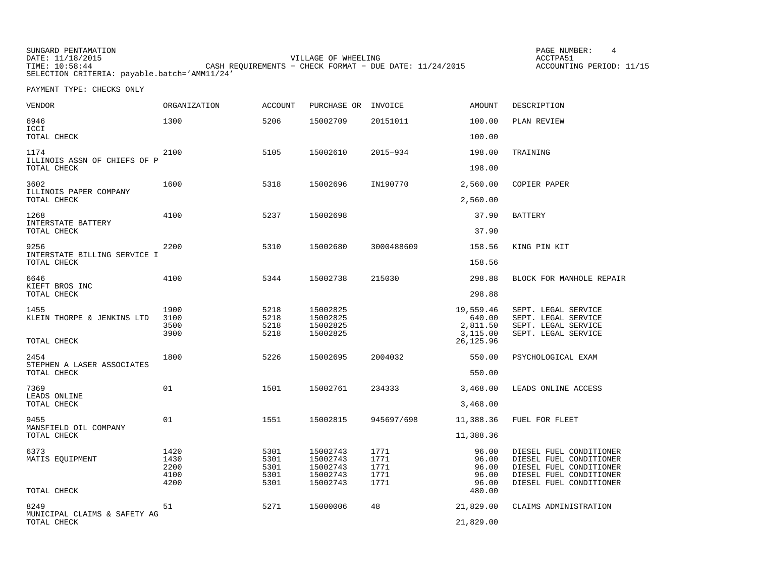SUNGARD PENTAMATION
DATE: 11/18/2015
TIME: 10:58:44
SELECTION CRITERIA: payable.batch='AMM11/24'

VILLAGE OF WHEELING
CASH REQUIREMENTS - CHECK FORMAT - DUE DATE: 11/24/2015

PAGE NUMBER: 4
ACCTPA51
ACCOUNTING PERIOD: 11/15

PAYMENT TYPE: CHECKS ONLY

| VENDOR | ORGANIZATION | ACCOUNT | PURCHASE OR | INVOICE | AMOUNT | DESCRIPTION |
|---|---|---|---|---|---|---|
| 6946 ICCI | 1300 | 5206 | 15002709 | 20151011 | 100.00 | PLAN REVIEW |
| TOTAL CHECK | | | | | 100.00 | |
| 1174 ILLINOIS ASSN OF CHIEFS OF P | 2100 | 5105 | 15002610 | 2015-934 | 198.00 | TRAINING |
| TOTAL CHECK | | | | | 198.00 | |
| 3602 ILLINOIS PAPER COMPANY | 1600 | 5318 | 15002696 | IN190770 | 2,560.00 | COPIER PAPER |
| TOTAL CHECK | | | | | 2,560.00 | |
| 1268 INTERSTATE BATTERY | 4100 | 5237 | 15002698 | | 37.90 | BATTERY |
| TOTAL CHECK | | | | | 37.90 | |
| 9256 INTERSTATE BILLING SERVICE I | 2200 | 5310 | 15002680 | 3000488609 | 158.56 | KING PIN KIT |
| TOTAL CHECK | | | | | 158.56 | |
| 6646 KIEFT BROS INC | 4100 | 5344 | 15002738 | 215030 | 298.88 | BLOCK FOR MANHOLE REPAIR |
| TOTAL CHECK | | | | | 298.88 | |
| 1455 KLEIN THORPE & JENKINS LTD | 1900 | 5218 | 15002825 | | 19,559.46 | SEPT. LEGAL SERVICE |
| | 3100 | 5218 | 15002825 | | 640.00 | SEPT. LEGAL SERVICE |
| | 3500 | 5218 | 15002825 | | 2,811.50 | SEPT. LEGAL SERVICE |
| | 3900 | 5218 | 15002825 | | 3,115.00 | SEPT. LEGAL SERVICE |
| TOTAL CHECK | | | | | 26,125.96 | |
| 2454 STEPHEN A LASER ASSOCIATES | 1800 | 5226 | 15002695 | 2004032 | 550.00 | PSYCHOLOGICAL EXAM |
| TOTAL CHECK | | | | | 550.00 | |
| 7369 LEADS ONLINE | 01 | 1501 | 15002761 | 234333 | 3,468.00 | LEADS ONLINE ACCESS |
| TOTAL CHECK | | | | | 3,468.00 | |
| 9455 MANSFIELD OIL COMPANY | 01 | 1551 | 15002815 | 945697/698 | 11,388.36 | FUEL FOR FLEET |
| TOTAL CHECK | | | | | 11,388.36 | |
| 6373 MATIS EQUIPMENT | 1420 | 5301 | 15002743 | 1771 | 96.00 | DIESEL FUEL CONDITIONER |
| | 1430 | 5301 | 15002743 | 1771 | 96.00 | DIESEL FUEL CONDITIONER |
| | 2200 | 5301 | 15002743 | 1771 | 96.00 | DIESEL FUEL CONDITIONER |
| | 4100 | 5301 | 15002743 | 1771 | 96.00 | DIESEL FUEL CONDITIONER |
| | 4200 | 5301 | 15002743 | 1771 | 96.00 | DIESEL FUEL CONDITIONER |
| TOTAL CHECK | | | | | 480.00 | |
| 8249 MUNICIPAL CLAIMS & SAFETY AG | 51 | 5271 | 15000006 | 48 | 21,829.00 | CLAIMS ADMINISTRATION |
| TOTAL CHECK | | | | | 21,829.00 | |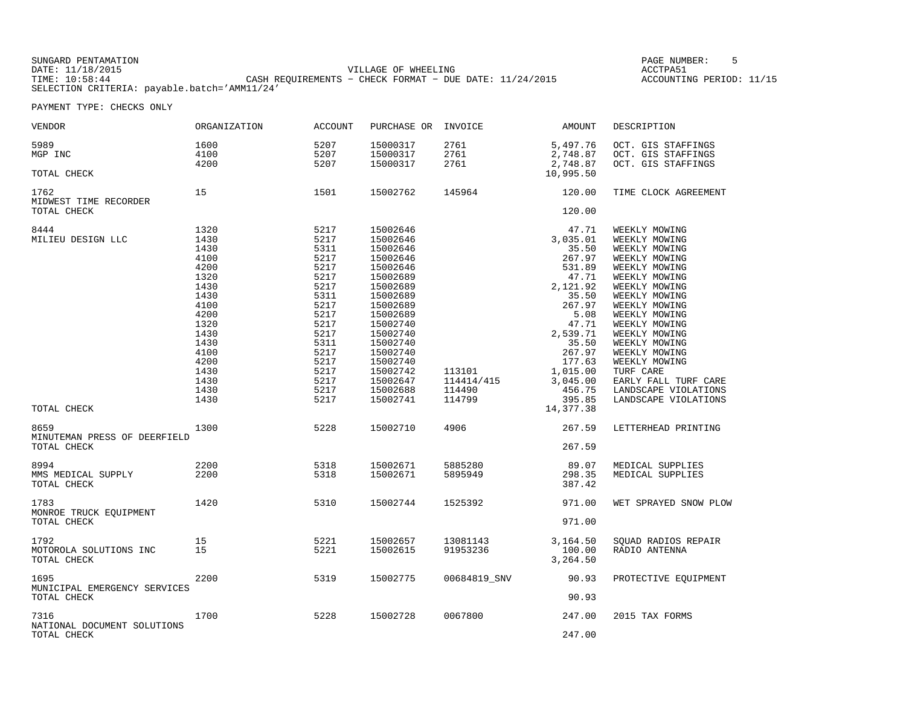SUNGARD PENTAMATION
DATE: 11/18/2015
TIME: 10:58:44
SELECTION CRITERIA: payable.batch='AMM11/24'

VILLAGE OF WHEELING
CASH REQUIREMENTS - CHECK FORMAT - DUE DATE: 11/24/2015

PAGE NUMBER: 5
ACCTPA51
ACCOUNTING PERIOD: 11/15

PAYMENT TYPE: CHECKS ONLY

| VENDOR | ORGANIZATION | ACCOUNT | PURCHASE OR | INVOICE | AMOUNT | DESCRIPTION |
|---|---|---|---|---|---|---|
| 5989 | 1600 | 5207 | 15000317 | 2761 | 5,497.76 | OCT. GIS STAFFINGS |
| MGP INC | 4100 | 5207 | 15000317 | 2761 | 2,748.87 | OCT. GIS STAFFINGS |
| | 4200 | 5207 | 15000317 | 2761 | 2,748.87 | OCT. GIS STAFFINGS |
| TOTAL CHECK | | | | | 10,995.50 | |
| 1762 | 15 | 1501 | 15002762 | 145964 | 120.00 | TIME CLOCK AGREEMENT |
| MIDWEST TIME RECORDER | | | | | | |
| TOTAL CHECK | | | | | 120.00 | |
| 8444 | 1320 | 5217 | 15002646 | | 47.71 | WEEKLY MOWING |
| MILIEU DESIGN LLC | 1430 | 5217 | 15002646 | | 3,035.01 | WEEKLY MOWING |
| | 1430 | 5311 | 15002646 | | 35.50 | WEEKLY MOWING |
| | 4100 | 5217 | 15002646 | | 267.97 | WEEKLY MOWING |
| | 4200 | 5217 | 15002646 | | 531.89 | WEEKLY MOWING |
| | 1320 | 5217 | 15002689 | | 47.71 | WEEKLY MOWING |
| | 1430 | 5217 | 15002689 | | 2,121.92 | WEEKLY MOWING |
| | 1430 | 5311 | 15002689 | | 35.50 | WEEKLY MOWING |
| | 4100 | 5217 | 15002689 | | 267.97 | WEEKLY MOWING |
| | 4200 | 5217 | 15002689 | | 5.08 | WEEKLY MOWING |
| | 1320 | 5217 | 15002740 | | 47.71 | WEEKLY MOWING |
| | 1430 | 5217 | 15002740 | | 2,539.71 | WEEKLY MOWING |
| | 1430 | 5311 | 15002740 | | 35.50 | WEEKLY MOWING |
| | 4100 | 5217 | 15002740 | | 267.97 | WEEKLY MOWING |
| | 4200 | 5217 | 15002740 | | 177.63 | WEEKLY MOWING |
| | 1430 | 5217 | 15002742 | 113101 | 1,015.00 | TURF CARE |
| | 1430 | 5217 | 15002647 | 114414/415 | 3,045.00 | EARLY FALL TURF CARE |
| | 1430 | 5217 | 15002688 | 114490 | 456.75 | LANDSCAPE VIOLATIONS |
| | 1430 | 5217 | 15002741 | 114799 | 395.85 | LANDSCAPE VIOLATIONS |
| TOTAL CHECK | | | | | 14,377.38 | |
| 8659 | 1300 | 5228 | 15002710 | 4906 | 267.59 | LETTERHEAD PRINTING |
| MINUTEMAN PRESS OF DEERFIELD | | | | | | |
| TOTAL CHECK | | | | | 267.59 | |
| 8994 | 2200 | 5318 | 15002671 | 5885280 | 89.07 | MEDICAL SUPPLIES |
| MMS MEDICAL SUPPLY | 2200 | 5318 | 15002671 | 5895949 | 298.35 | MEDICAL SUPPLIES |
| TOTAL CHECK | | | | | 387.42 | |
| 1783 | 1420 | 5310 | 15002744 | 1525392 | 971.00 | WET SPRAYED SNOW PLOW |
| MONROE TRUCK EQUIPMENT | | | | | | |
| TOTAL CHECK | | | | | 971.00 | |
| 1792 | 15 | 5221 | 15002657 | 13081143 | 3,164.50 | SQUAD RADIOS REPAIR |
| MOTOROLA SOLUTIONS INC | 15 | 5221 | 15002615 | 91953236 | 100.00 | RADIO ANTENNA |
| TOTAL CHECK | | | | | 3,264.50 | |
| 1695 | 2200 | 5319 | 15002775 | 00684819_SNV | 90.93 | PROTECTIVE EQUIPMENT |
| MUNICIPAL EMERGENCY SERVICES | | | | | | |
| TOTAL CHECK | | | | | 90.93 | |
| 7316 | 1700 | 5228 | 15002728 | 0067800 | 247.00 | 2015 TAX FORMS |
| NATIONAL DOCUMENT SOLUTIONS | | | | | | |
| TOTAL CHECK | | | | | 247.00 | |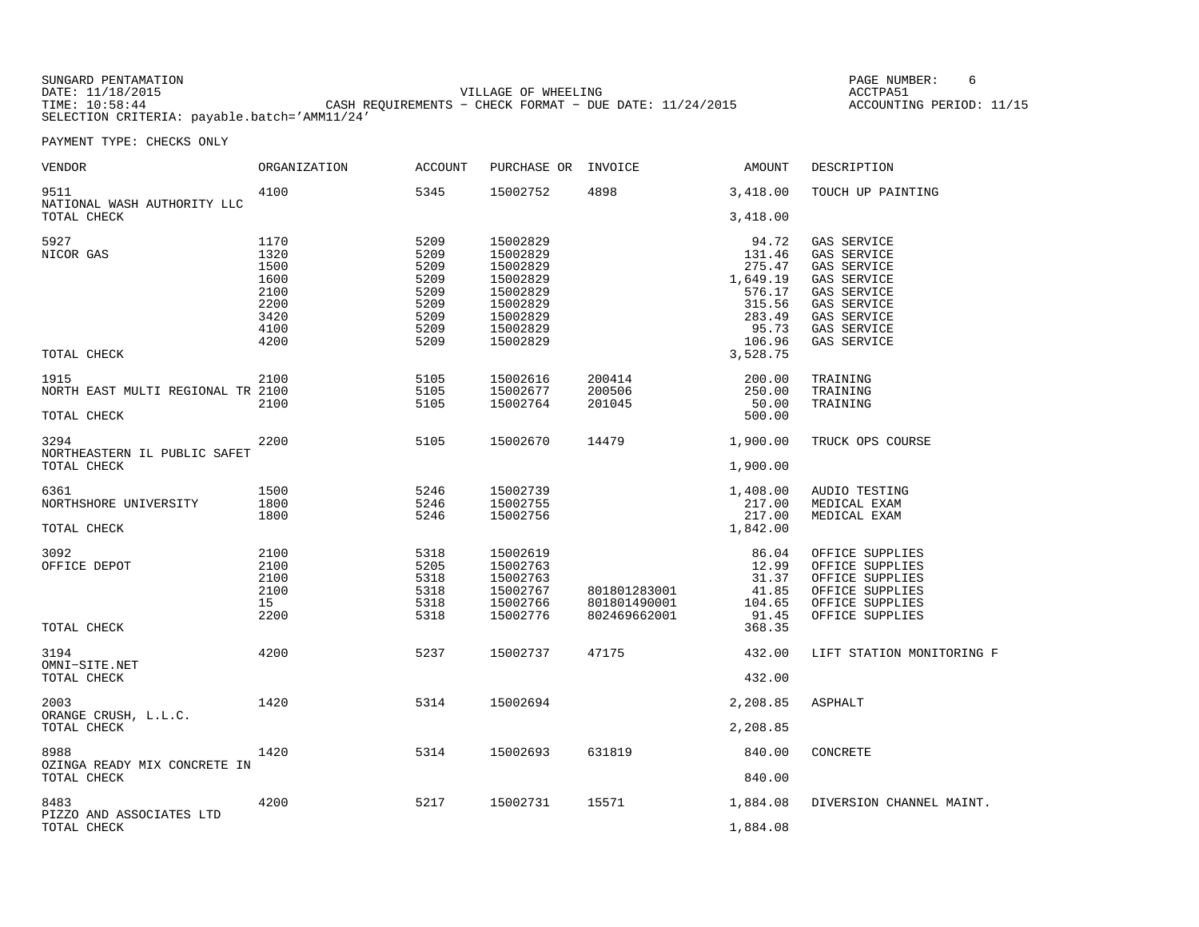SUNGARD PENTAMATION
DATE: 11/18/2015
TIME: 10:58:44
SELECTION CRITERIA: payable.batch='AMM11/24'

VILLAGE OF WHEELING
CASH REQUIREMENTS - CHECK FORMAT - DUE DATE: 11/24/2015

ACCTPA51
ACCOUNTING PERIOD: 11/15

PAYMENT TYPE: CHECKS ONLY

| VENDOR | ORGANIZATION | ACCOUNT | PURCHASE OR | INVOICE | AMOUNT | DESCRIPTION |
|---|---|---|---|---|---|---|
| 9511 | 4100 | 5345 | 15002752 | 4898 | 3,418.00 | TOUCH UP PAINTING |
| NATIONAL WASH AUTHORITY LLC | | | | | | |
| TOTAL CHECK | | | | | 3,418.00 | |
| 5927 | 1170 | 5209 | 15002829 | | 94.72 | GAS SERVICE |
| NICOR GAS | 1320 | 5209 | 15002829 | | 131.46 | GAS SERVICE |
| | 1500 | 5209 | 15002829 | | 275.47 | GAS SERVICE |
| | 1600 | 5209 | 15002829 | | 1,649.19 | GAS SERVICE |
| | 2100 | 5209 | 15002829 | | 576.17 | GAS SERVICE |
| | 2200 | 5209 | 15002829 | | 315.56 | GAS SERVICE |
| | 3420 | 5209 | 15002829 | | 283.49 | GAS SERVICE |
| | 4100 | 5209 | 15002829 | | 95.73 | GAS SERVICE |
| | 4200 | 5209 | 15002829 | | 106.96 | GAS SERVICE |
| TOTAL CHECK | | | | | 3,528.75 | |
| 1915 | 2100 | 5105 | 15002616 | 200414 | 200.00 | TRAINING |
| NORTH EAST MULTI REGIONAL TR | 2100 | 5105 | 15002677 | 200506 | 250.00 | TRAINING |
| | 2100 | 5105 | 15002764 | 201045 | 50.00 | TRAINING |
| TOTAL CHECK | | | | | 500.00 | |
| 3294 | 2200 | 5105 | 15002670 | 14479 | 1,900.00 | TRUCK OPS COURSE |
| NORTHEASTERN IL PUBLIC SAFET | | | | | | |
| TOTAL CHECK | | | | | 1,900.00 | |
| 6361 | 1500 | 5246 | 15002739 | | 1,408.00 | AUDIO TESTING |
| NORTHSHORE UNIVERSITY | 1800 | 5246 | 15002755 | | 217.00 | MEDICAL EXAM |
| | 1800 | 5246 | 15002756 | | 217.00 | MEDICAL EXAM |
| TOTAL CHECK | | | | | 1,842.00 | |
| 3092 | 2100 | 5318 | 15002619 | | 86.04 | OFFICE SUPPLIES |
| OFFICE DEPOT | 2100 | 5205 | 15002763 | | 12.99 | OFFICE SUPPLIES |
| | 2100 | 5318 | 15002763 | | 31.37 | OFFICE SUPPLIES |
| | 2100 | 5318 | 15002767 | 801801283001 | 41.85 | OFFICE SUPPLIES |
| | 15 | 5318 | 15002766 | 801801490001 | 104.65 | OFFICE SUPPLIES |
| | 2200 | 5318 | 15002776 | 802469662001 | 91.45 | OFFICE SUPPLIES |
| TOTAL CHECK | | | | | 368.35 | |
| 3194 | 4200 | 5237 | 15002737 | 47175 | 432.00 | LIFT STATION MONITORING F |
| OMNI-SITE.NET | | | | | | |
| TOTAL CHECK | | | | | 432.00 | |
| 2003 | 1420 | 5314 | 15002694 | | 2,208.85 | ASPHALT |
| ORANGE CRUSH, L.L.C. | | | | | | |
| TOTAL CHECK | | | | | 2,208.85 | |
| 8988 | 1420 | 5314 | 15002693 | 631819 | 840.00 | CONCRETE |
| OZINGA READY MIX CONCRETE IN | | | | | | |
| TOTAL CHECK | | | | | 840.00 | |
| 8483 | 4200 | 5217 | 15002731 | 15571 | 1,884.08 | DIVERSION CHANNEL MAINT. |
| PIZZO AND ASSOCIATES LTD | | | | | | |
| TOTAL CHECK | | | | | 1,884.08 | |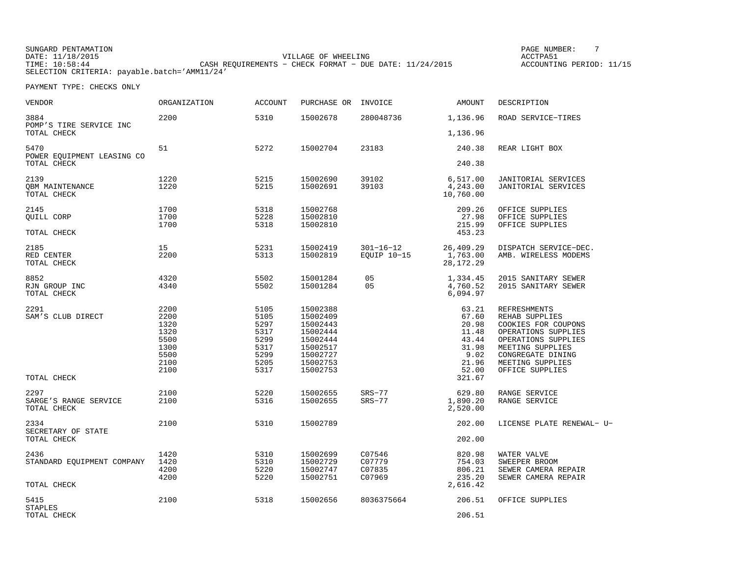SUNGARD PENTAMATION
DATE: 11/18/2015
TIME: 10:58:44
SELECTION CRITERIA: payable.batch='AMM11/24'

VILLAGE OF WHEELING
CASH REQUIREMENTS - CHECK FORMAT - DUE DATE: 11/24/2015

PAGE NUMBER: 7
ACCTPA51
ACCOUNTING PERIOD: 11/15

PAYMENT TYPE: CHECKS ONLY

| VENDOR | ORGANIZATION | ACCOUNT | PURCHASE OR | INVOICE | AMOUNT | DESCRIPTION |
|---|---|---|---|---|---|---|
| 3884 | 2200 | 5310 | 15002678 | 280048736 | 1,136.96 | ROAD SERVICE-TIRES |
| POMP'S TIRE SERVICE INC | | | | | | |
| TOTAL CHECK | | | | | 1,136.96 | |
| 5470 | 51 | 5272 | 15002704 | 23183 | 240.38 | REAR LIGHT BOX |
| POWER EQUIPMENT LEASING CO | | | | | | |
| TOTAL CHECK | | | | | 240.38 | |
| 2139 | 1220 | 5215 | 15002690 | 39102 | 6,517.00 | JANITORIAL SERVICES |
| QBM MAINTENANCE | 1220 | 5215 | 15002691 | 39103 | 4,243.00 | JANITORIAL SERVICES |
| TOTAL CHECK | | | | | 10,760.00 | |
| 2145 | 1700 | 5318 | 15002768 | | 209.26 | OFFICE SUPPLIES |
| QUILL CORP | 1700 | 5228 | 15002810 | | 27.98 | OFFICE SUPPLIES |
| | 1700 | 5318 | 15002810 | | 215.99 | OFFICE SUPPLIES |
| TOTAL CHECK | | | | | 453.23 | |
| 2185 | 15 | 5231 | 15002419 | 301-16-12 | 26,409.29 | DISPATCH SERVICE-DEC. |
| RED CENTER | 2200 | 5313 | 15002819 | EQUIP 10-15 | 1,763.00 | AMB. WIRELESS MODEMS |
| TOTAL CHECK | | | | | 28,172.29 | |
| 8852 | 4320 | 5502 | 15001284 | 05 | 1,334.45 | 2015 SANITARY SEWER |
| RJN GROUP INC | 4340 | 5502 | 15001284 | 05 | 4,760.52 | 2015 SANITARY SEWER |
| TOTAL CHECK | | | | | 6,094.97 | |
| 2291 | 2200 | 5105 | 15002388 | | 63.21 | REFRESHMENTS |
| SAM'S CLUB DIRECT | 2200 | 5105 | 15002409 | | 67.60 | REHAB SUPPLIES |
| | 1320 | 5297 | 15002443 | | 20.98 | COOKIES FOR COUPONS |
| | 1320 | 5317 | 15002444 | | 11.48 | OPERATIONS SUPPLIES |
| | 5500 | 5299 | 15002444 | | 43.44 | OPERATIONS SUPPLIES |
| | 1300 | 5317 | 15002517 | | 31.98 | MEETING SUPPLIES |
| | 5500 | 5299 | 15002727 | | 9.02 | CONGREGATE DINING |
| | 2100 | 5205 | 15002753 | | 21.96 | MEETING SUPPLIES |
| | 2100 | 5317 | 15002753 | | 52.00 | OFFICE SUPPLIES |
| TOTAL CHECK | | | | | 321.67 | |
| 2297 | 2100 | 5220 | 15002655 | SRS-77 | 629.80 | RANGE SERVICE |
| SARGE'S RANGE SERVICE | 2100 | 5316 | 15002655 | SRS-77 | 1,890.20 | RANGE SERVICE |
| TOTAL CHECK | | | | | 2,520.00 | |
| 2334 | 2100 | 5310 | 15002789 | | 202.00 | LICENSE PLATE RENEWAL- U- |
| SECRETARY OF STATE | | | | | | |
| TOTAL CHECK | | | | | 202.00 | |
| 2436 | 1420 | 5310 | 15002699 | C07546 | 820.98 | WATER VALVE |
| STANDARD EQUIPMENT COMPANY | 1420 | 5310 | 15002729 | C07779 | 754.03 | SWEEPER BROOM |
| | 4200 | 5220 | 15002747 | C07835 | 806.21 | SEWER CAMERA REPAIR |
| | 4200 | 5220 | 15002751 | C07969 | 235.20 | SEWER CAMERA REPAIR |
| TOTAL CHECK | | | | | 2,616.42 | |
| 5415 | 2100 | 5318 | 15002656 | 8036375664 | 206.51 | OFFICE SUPPLIES |
| STAPLES | | | | | | |
| TOTAL CHECK | | | | | 206.51 | |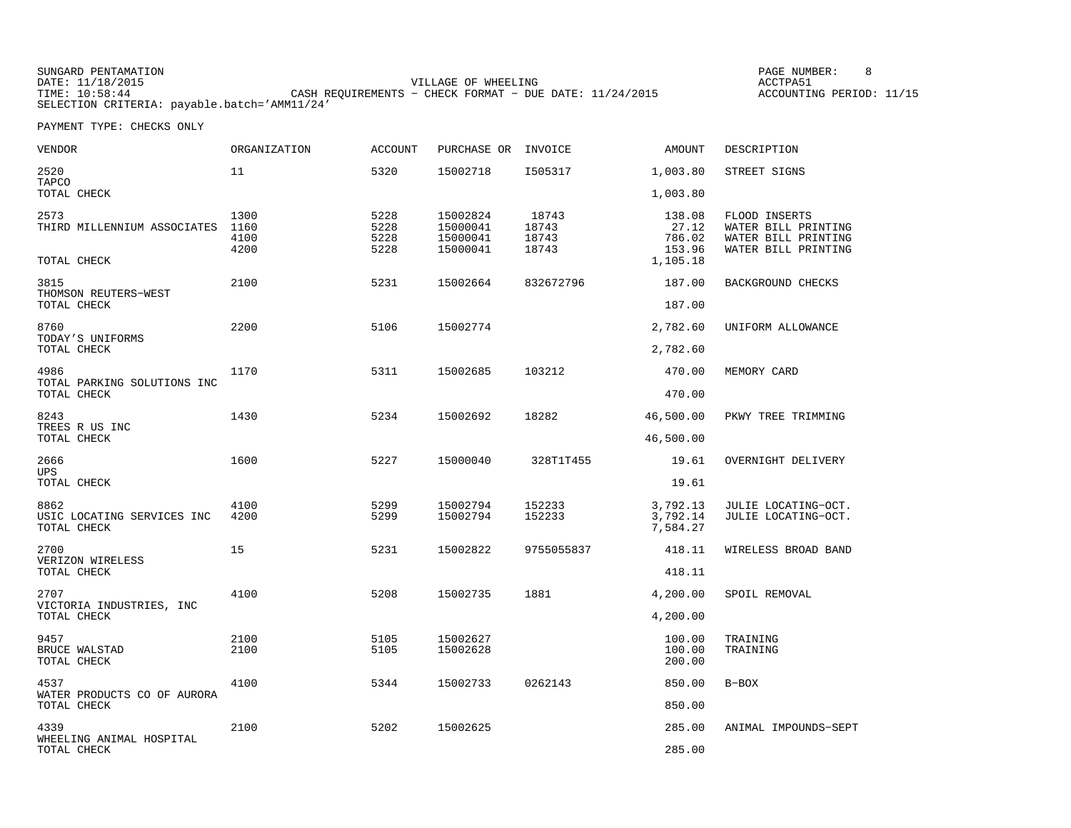SUNGARD PENTAMATION
DATE: 11/18/2015
TIME: 10:58:44
SELECTION CRITERIA: payable.batch='AMM11/24'

VILLAGE OF WHEELING
CASH REQUIREMENTS - CHECK FORMAT - DUE DATE: 11/24/2015

ACCTPA51
ACCOUNTING PERIOD: 11/15

PAYMENT TYPE: CHECKS ONLY

| VENDOR | ORGANIZATION | ACCOUNT | PURCHASE OR | INVOICE | AMOUNT | DESCRIPTION |
|---|---|---|---|---|---|---|
| 2520 TAPCO | 11 | 5320 | 15002718 | I505317 | 1,003.80 | STREET SIGNS |
| TOTAL CHECK | | | | | 1,003.80 | |
| 2573 | 1300 | 5228 | 15002824 | 18743 | 138.08 | FLOOD INSERTS |
| THIRD MILLENNIUM ASSOCIATES | 1160 | 5228 | 15000041 | 18743 | 27.12 | WATER BILL PRINTING |
| | 4100 | 5228 | 15000041 | 18743 | 786.02 | WATER BILL PRINTING |
| | 4200 | 5228 | 15000041 | 18743 | 153.96 | WATER BILL PRINTING |
| TOTAL CHECK | | | | | 1,105.18 | |
| 3815 THOMSON REUTERS-WEST | 2100 | 5231 | 15002664 | 832672796 | 187.00 | BACKGROUND CHECKS |
| TOTAL CHECK | | | | | 187.00 | |
| 8760 TODAY'S UNIFORMS | 2200 | 5106 | 15002774 | | 2,782.60 | UNIFORM ALLOWANCE |
| TOTAL CHECK | | | | | 2,782.60 | |
| 4986 TOTAL PARKING SOLUTIONS INC | 1170 | 5311 | 15002685 | 103212 | 470.00 | MEMORY CARD |
| TOTAL CHECK | | | | | 470.00 | |
| 8243 TREES R US INC | 1430 | 5234 | 15002692 | 18282 | 46,500.00 | PKWY TREE TRIMMING |
| TOTAL CHECK | | | | | 46,500.00 | |
| 2666 UPS | 1600 | 5227 | 15000040 | 328T1T455 | 19.61 | OVERNIGHT DELIVERY |
| TOTAL CHECK | | | | | 19.61 | |
| 8862 | 4100 | 5299 | 15002794 | 152233 | 3,792.13 | JULIE LOCATING-OCT. |
| USIC LOCATING SERVICES INC | 4200 | 5299 | 15002794 | 152233 | 3,792.14 | JULIE LOCATING-OCT. |
| TOTAL CHECK | | | | | 7,584.27 | |
| 2700 VERIZON WIRELESS | 15 | 5231 | 15002822 | 9755055837 | 418.11 | WIRELESS BROAD BAND |
| TOTAL CHECK | | | | | 418.11 | |
| 2707 VICTORIA INDUSTRIES, INC | 4100 | 5208 | 15002735 | 1881 | 4,200.00 | SPOIL REMOVAL |
| TOTAL CHECK | | | | | 4,200.00 | |
| 9457 | 2100 | 5105 | 15002627 | | 100.00 | TRAINING |
| BRUCE WALSTAD | 2100 | 5105 | 15002628 | | 100.00 | TRAINING |
| TOTAL CHECK | | | | | 200.00 | |
| 4537 WATER PRODUCTS CO OF AURORA | 4100 | 5344 | 15002733 | 0262143 | 850.00 | B-BOX |
| TOTAL CHECK | | | | | 850.00 | |
| 4339 WHEELING ANIMAL HOSPITAL | 2100 | 5202 | 15002625 | | 285.00 | ANIMAL IMPOUNDS-SEPT |
| TOTAL CHECK | | | | | 285.00 | |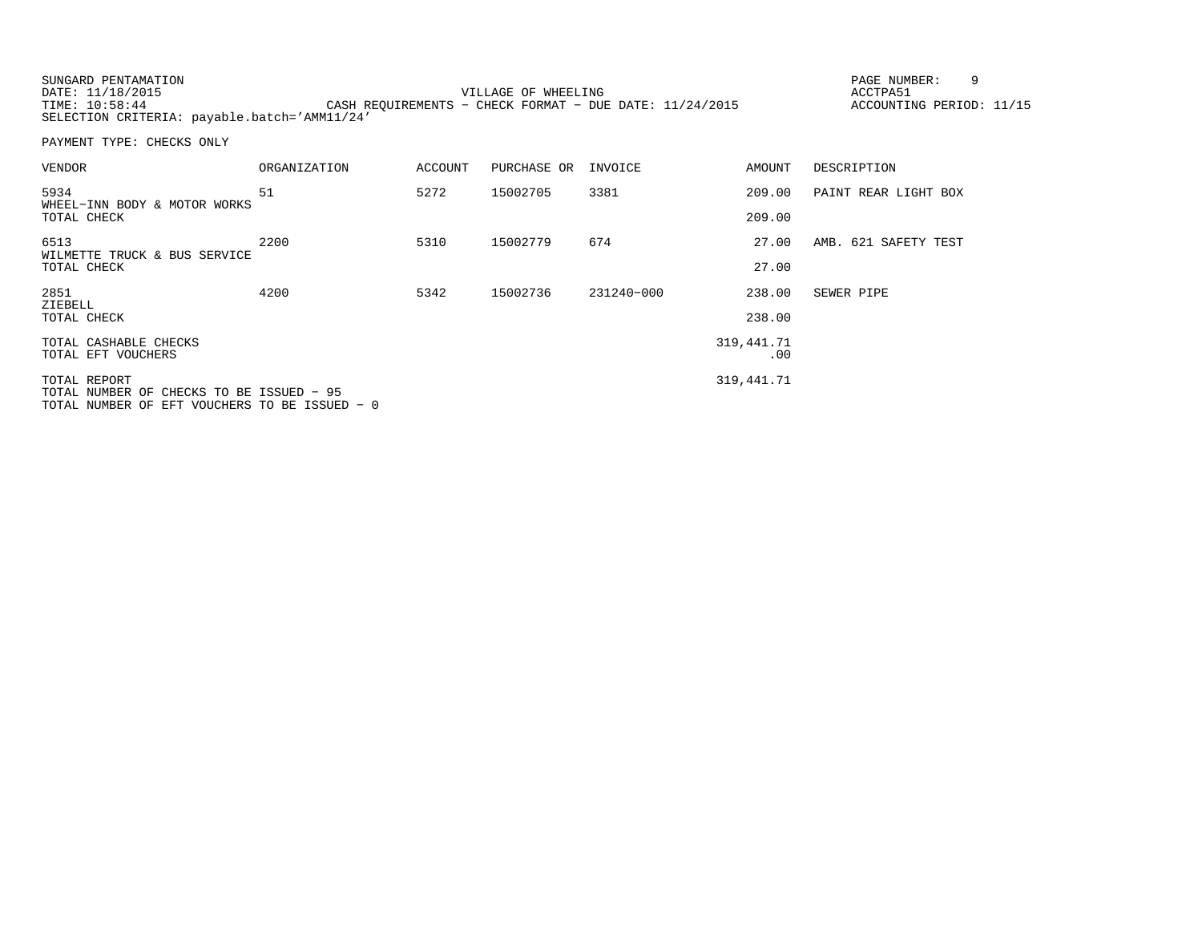SUNGARD PENTAMATION
DATE: 11/18/2015
TIME: 10:58:44
SELECTION CRITERIA: payable.batch='AMM11/24'

VILLAGE OF WHEELING
CASH REQUIREMENTS - CHECK FORMAT - DUE DATE: 11/24/2015

PAGE NUMBER: 9
ACCTPA51
ACCOUNTING PERIOD: 11/15

PAYMENT TYPE: CHECKS ONLY

| VENDOR | ORGANIZATION | ACCOUNT | PURCHASE OR | INVOICE | AMOUNT | DESCRIPTION |
|---|---|---|---|---|---|---|
| 5934<br>WHEEL-INN BODY & MOTOR WORKS | 51 | 5272 | 15002705 | 3381 | 209.00 | PAINT REAR LIGHT BOX |
| TOTAL CHECK | | | | | 209.00 | |
| 6513<br>WILMETTE TRUCK & BUS SERVICE | 2200 | 5310 | 15002779 | 674 | 27.00 | AMB. 621 SAFETY TEST |
| TOTAL CHECK | | | | | 27.00 | |
| 2851<br>ZIEBELL | 4200 | 5342 | 15002736 | 231240-000 | 238.00 | SEWER PIPE |
| TOTAL CHECK | | | | | 238.00 | |
| TOTAL CASHABLE CHECKS | | | | | 319,441.71 | |
| TOTAL EFT VOUCHERS | | | | | .00 | |
| TOTAL REPORT | | | | | 319,441.71 | |

TOTAL NUMBER OF CHECKS TO BE ISSUED - 95
TOTAL NUMBER OF EFT VOUCHERS TO BE ISSUED - 0